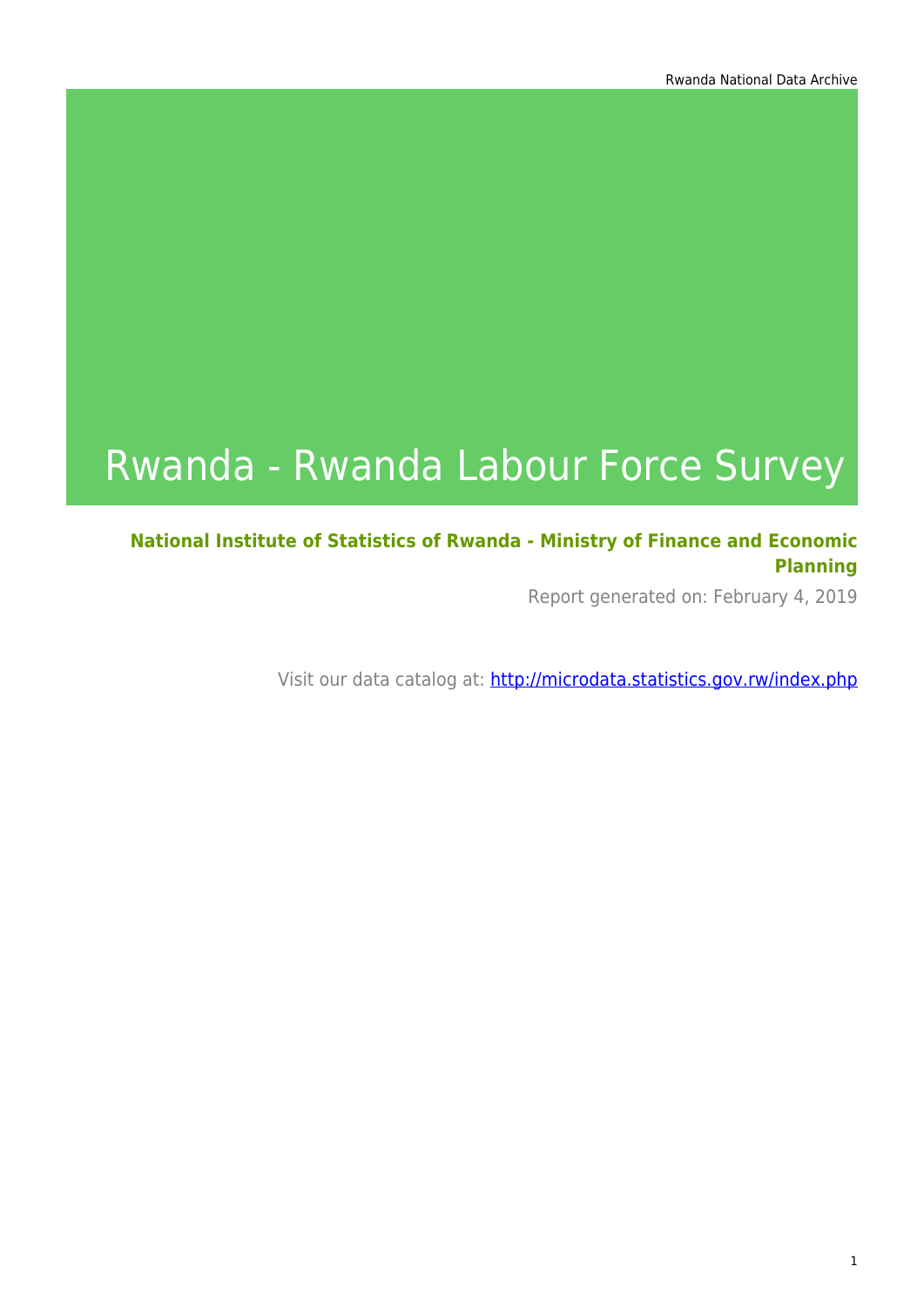# Rwanda - Rwanda Labour Force Survey

**National Institute of Statistics of Rwanda - Ministry of Finance and Economic Planning**

Report generated on: February 4, 2019

Visit our data catalog at: http://microdata.statistics.gov.rw/index.php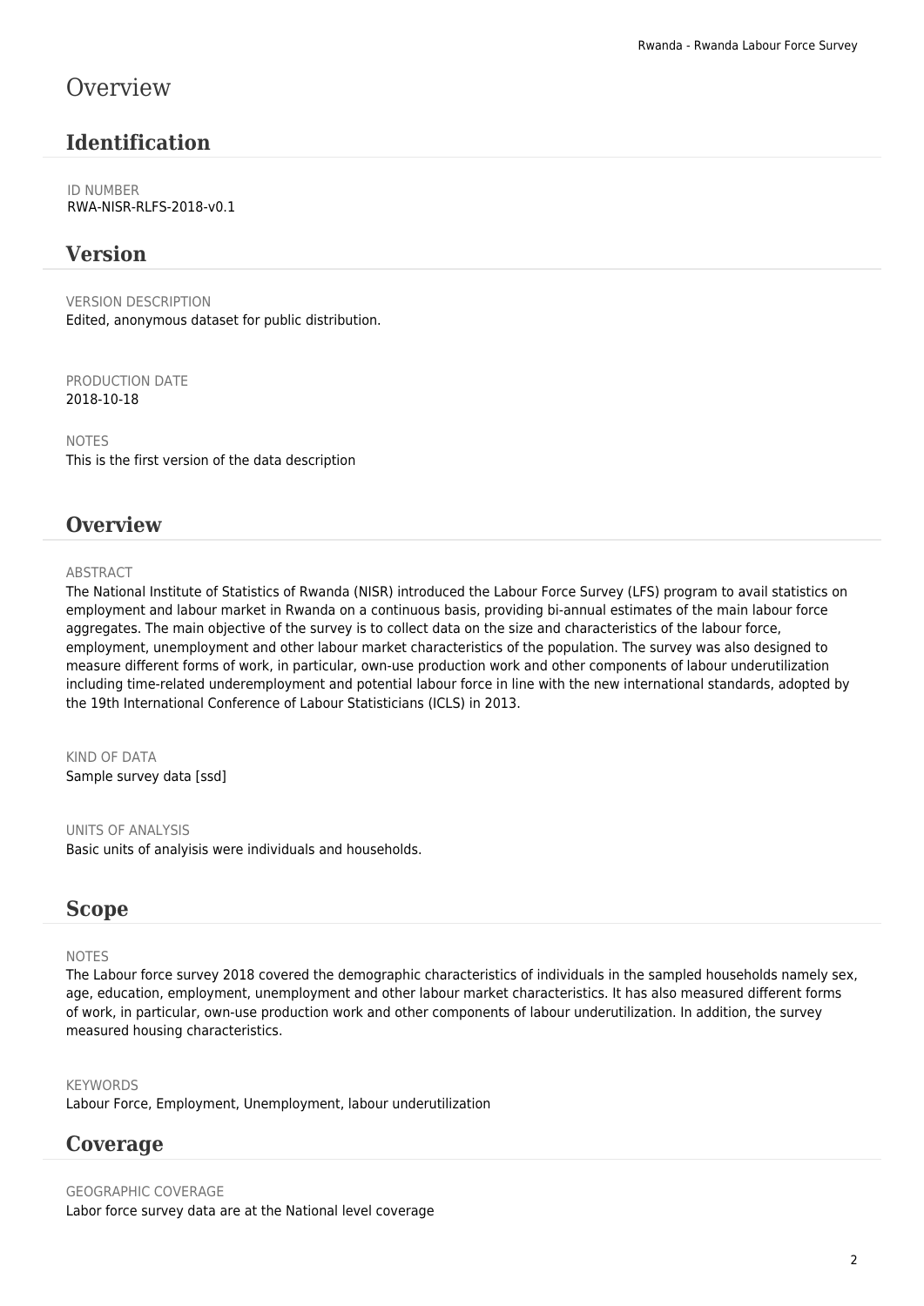# Overview

## Identification

ID NUMBER
RWA-NISR-RLFS-2018-v0.1

## Version

VERSION DESCRIPTION
Edited, anonymous dataset for public distribution.

PRODUCTION DATE
2018-10-18

NOTES
This is the first version of the data description

## Overview

ABSTRACT
The National Institute of Statistics of Rwanda (NISR) introduced the Labour Force Survey (LFS) program to avail statistics on employment and labour market in Rwanda on a continuous basis, providing bi-annual estimates of the main labour force aggregates. The main objective of the survey is to collect data on the size and characteristics of the labour force, employment, unemployment and other labour market characteristics of the population. The survey was also designed to measure different forms of work, in particular, own-use production work and other components of labour underutilization including time-related underemployment and potential labour force in line with the new international standards, adopted by the 19th International Conference of Labour Statisticians (ICLS) in 2013.

KIND OF DATA
Sample survey data [ssd]

UNITS OF ANALYSIS
Basic units of analyisis were individuals and households.

## Scope

NOTES
The Labour force survey 2018 covered the demographic characteristics of individuals in the sampled households namely sex, age, education, employment, unemployment and other labour market characteristics. It has also measured different forms of work, in particular, own-use production work and other components of labour underutilization. In addition, the survey measured housing characteristics.

KEYWORDS
Labour Force, Employment, Unemployment, labour underutilization

## Coverage

GEOGRAPHIC COVERAGE
Labor force survey data are at the National level coverage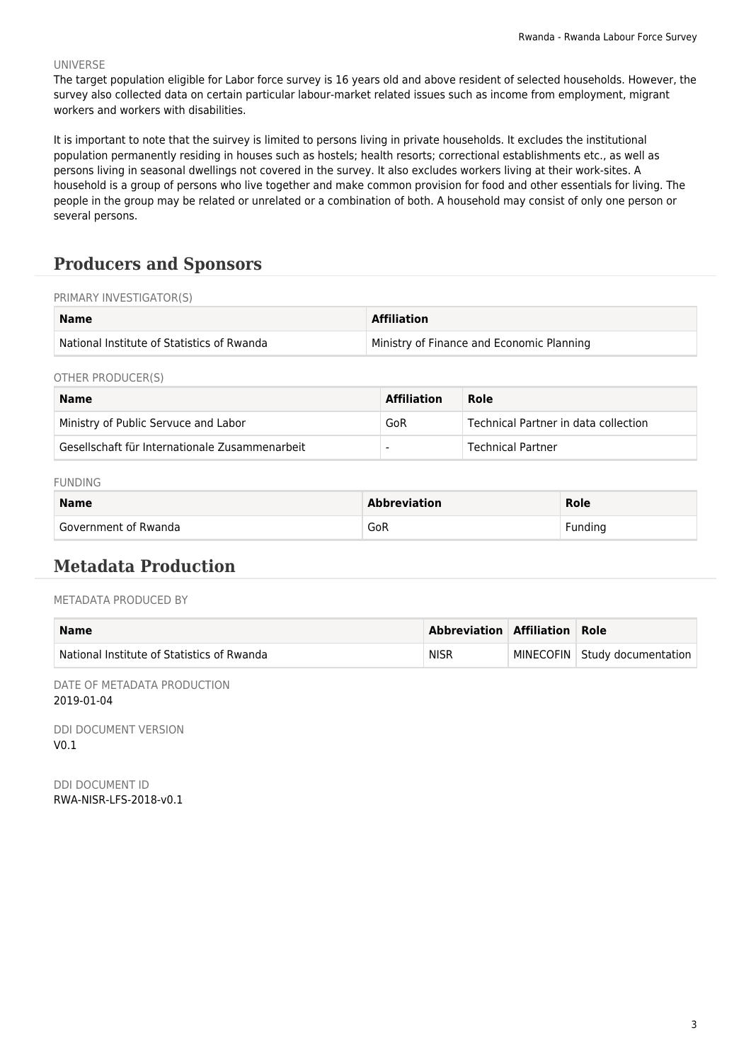UNIVERSE

The target population eligible for Labor force survey is 16 years old and above resident of selected households. However, the survey also collected data on certain particular labour-market related issues such as income from employment, migrant workers and workers with disabilities.

It is important to note that the suirvey is limited to persons living in private households. It excludes the institutional population permanently residing in houses such as hostels; health resorts; correctional establishments etc., as well as persons living in seasonal dwellings not covered in the survey. It also excludes workers living at their work-sites. A household is a group of persons who live together and make common provision for food and other essentials for living. The people in the group may be related or unrelated or a combination of both. A household may consist of only one person or several persons.

## Producers and Sponsors

PRIMARY INVESTIGATOR(S)

| Name | Affiliation |
| --- | --- |
| National Institute of Statistics of Rwanda | Ministry of Finance and Economic Planning |

OTHER PRODUCER(S)

| Name | Affiliation | Role |
| --- | --- | --- |
| Ministry of Public Servuce and Labor | GoR | Technical Partner in data collection |
| Gesellschaft für Internationale Zusammenarbeit | - | Technical Partner |

FUNDING

| Name | Abbreviation | Role |
| --- | --- | --- |
| Government of Rwanda | GoR | Funding |

## Metadata Production

METADATA PRODUCED BY

| Name | Abbreviation | Affiliation | Role |
| --- | --- | --- | --- |
| National Institute of Statistics of Rwanda | NISR | MINECOFIN | Study documentation |

DATE OF METADATA PRODUCTION

2019-01-04

DDI DOCUMENT VERSION

V0.1

DDI DOCUMENT ID

RWA-NISR-LFS-2018-v0.1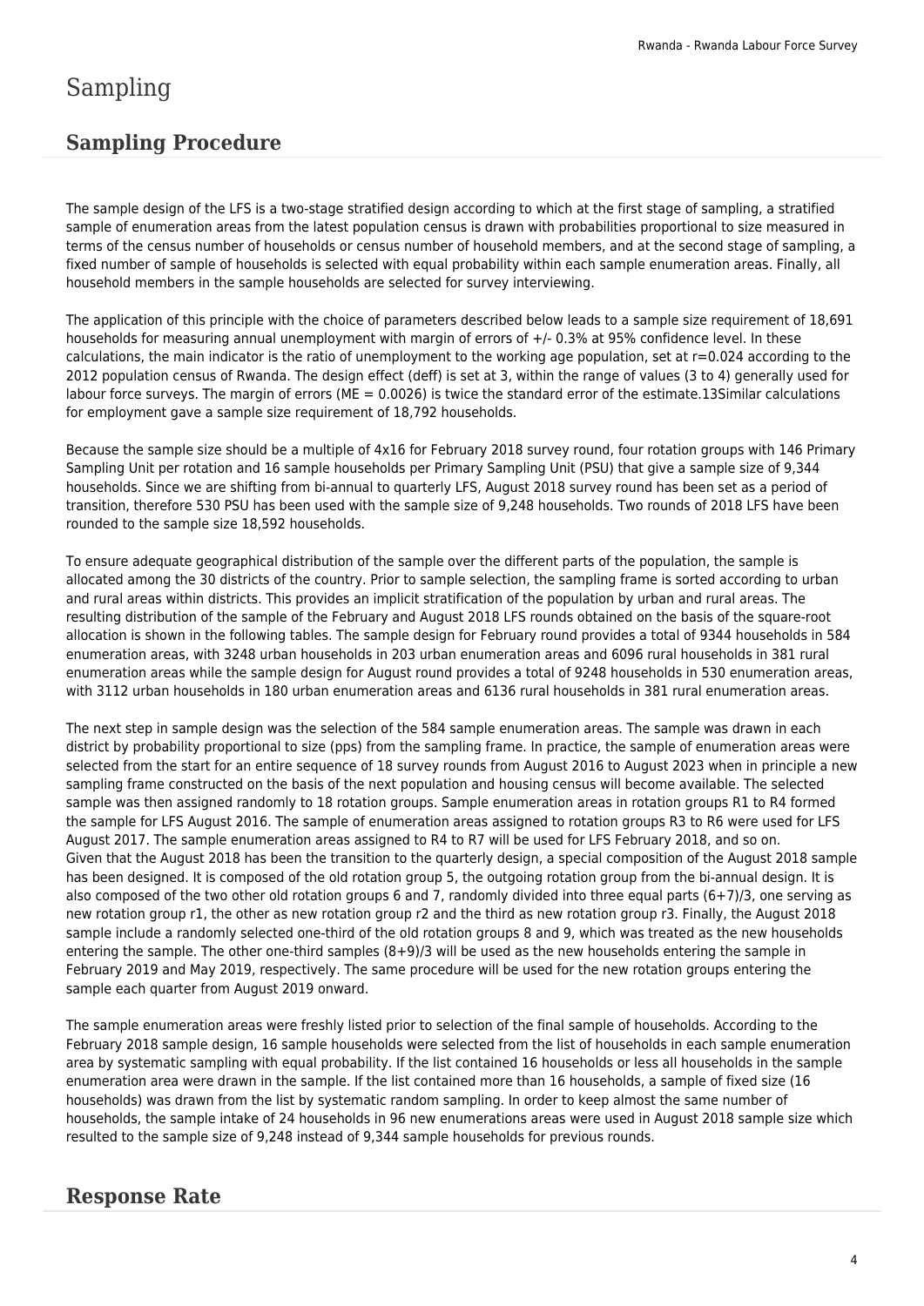# Sampling

## Sampling Procedure

The sample design of the LFS is a two-stage stratified design according to which at the first stage of sampling, a stratified sample of enumeration areas from the latest population census is drawn with probabilities proportional to size measured in terms of the census number of households or census number of household members, and at the second stage of sampling, a fixed number of sample of households is selected with equal probability within each sample enumeration areas. Finally, all household members in the sample households are selected for survey interviewing.

The application of this principle with the choice of parameters described below leads to a sample size requirement of 18,691 households for measuring annual unemployment with margin of errors of +/- 0.3% at 95% confidence level. In these calculations, the main indicator is the ratio of unemployment to the working age population, set at r=0.024 according to the 2012 population census of Rwanda. The design effect (deff) is set at 3, within the range of values (3 to 4) generally used for labour force surveys. The margin of errors (ME = 0.0026) is twice the standard error of the estimate.13Similar calculations for employment gave a sample size requirement of 18,792 households.

Because the sample size should be a multiple of 4x16 for February 2018 survey round, four rotation groups with 146 Primary Sampling Unit per rotation and 16 sample households per Primary Sampling Unit (PSU) that give a sample size of 9,344 households. Since we are shifting from bi-annual to quarterly LFS, August 2018 survey round has been set as a period of transition, therefore 530 PSU has been used with the sample size of 9,248 households. Two rounds of 2018 LFS have been rounded to the sample size 18,592 households.

To ensure adequate geographical distribution of the sample over the different parts of the population, the sample is allocated among the 30 districts of the country. Prior to sample selection, the sampling frame is sorted according to urban and rural areas within districts. This provides an implicit stratification of the population by urban and rural areas. The resulting distribution of the sample of the February and August 2018 LFS rounds obtained on the basis of the square-root allocation is shown in the following tables. The sample design for February round provides a total of 9344 households in 584 enumeration areas, with 3248 urban households in 203 urban enumeration areas and 6096 rural households in 381 rural enumeration areas while the sample design for August round provides a total of 9248 households in 530 enumeration areas, with 3112 urban households in 180 urban enumeration areas and 6136 rural households in 381 rural enumeration areas.

The next step in sample design was the selection of the 584 sample enumeration areas. The sample was drawn in each district by probability proportional to size (pps) from the sampling frame. In practice, the sample of enumeration areas were selected from the start for an entire sequence of 18 survey rounds from August 2016 to August 2023 when in principle a new sampling frame constructed on the basis of the next population and housing census will become available. The selected sample was then assigned randomly to 18 rotation groups. Sample enumeration areas in rotation groups R1 to R4 formed the sample for LFS August 2016. The sample of enumeration areas assigned to rotation groups R3 to R6 were used for LFS August 2017. The sample enumeration areas assigned to R4 to R7 will be used for LFS February 2018, and so on.
Given that the August 2018 has been the transition to the quarterly design, a special composition of the August 2018 sample has been designed. It is composed of the old rotation group 5, the outgoing rotation group from the bi-annual design. It is also composed of the two other old rotation groups 6 and 7, randomly divided into three equal parts (6+7)/3, one serving as new rotation group r1, the other as new rotation group r2 and the third as new rotation group r3. Finally, the August 2018 sample include a randomly selected one-third of the old rotation groups 8 and 9, which was treated as the new households entering the sample. The other one-third samples (8+9)/3 will be used as the new households entering the sample in February 2019 and May 2019, respectively. The same procedure will be used for the new rotation groups entering the sample each quarter from August 2019 onward.

The sample enumeration areas were freshly listed prior to selection of the final sample of households. According to the February 2018 sample design, 16 sample households were selected from the list of households in each sample enumeration area by systematic sampling with equal probability. If the list contained 16 households or less all households in the sample enumeration area were drawn in the sample. If the list contained more than 16 households, a sample of fixed size (16 households) was drawn from the list by systematic random sampling. In order to keep almost the same number of households, the sample intake of 24 households in 96 new enumerations areas were used in August 2018 sample size which resulted to the sample size of 9,248 instead of 9,344 sample households for previous rounds.

## Response Rate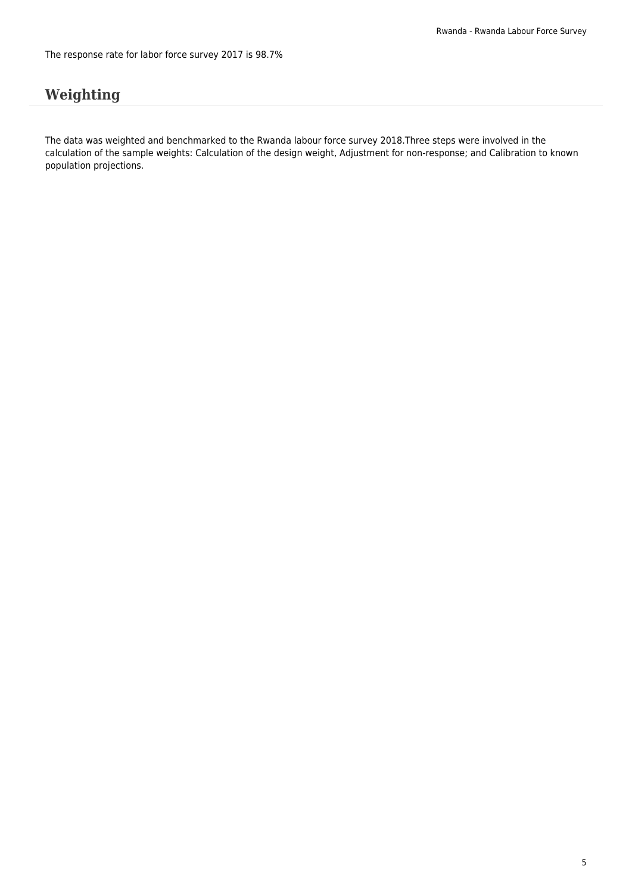The response rate for labor force survey 2017 is 98.7%

## Weighting

The data was weighted and benchmarked to the Rwanda labour force survey 2018.Three steps were involved in the calculation of the sample weights: Calculation of the design weight, Adjustment for non-response; and Calibration to known population projections.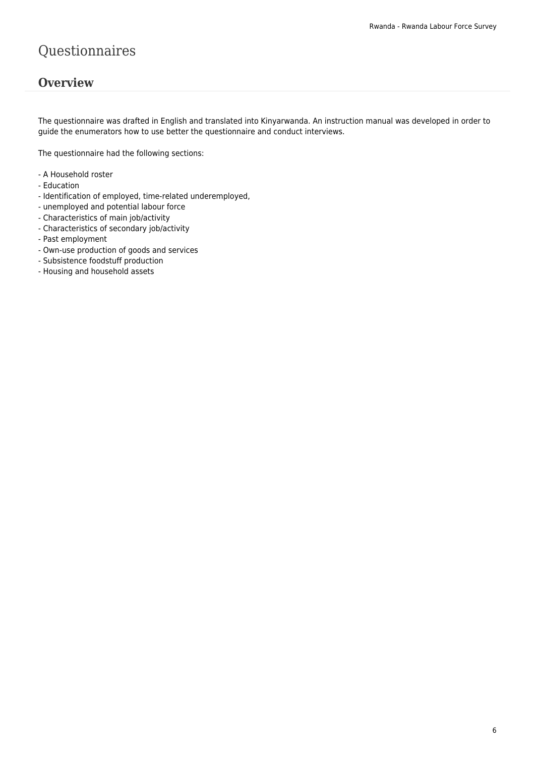# Questionnaires

## Overview

The questionnaire was drafted in English and translated into Kinyarwanda. An instruction manual was developed in order to guide the enumerators how to use better the questionnaire and conduct interviews.

The questionnaire had the following sections:

- A Household roster
- Education
- Identification of employed, time-related underemployed,
- unemployed and potential labour force
- Characteristics of main job/activity
- Characteristics of secondary job/activity
- Past employment
- Own-use production of goods and services
- Subsistence foodstuff production
- Housing and household assets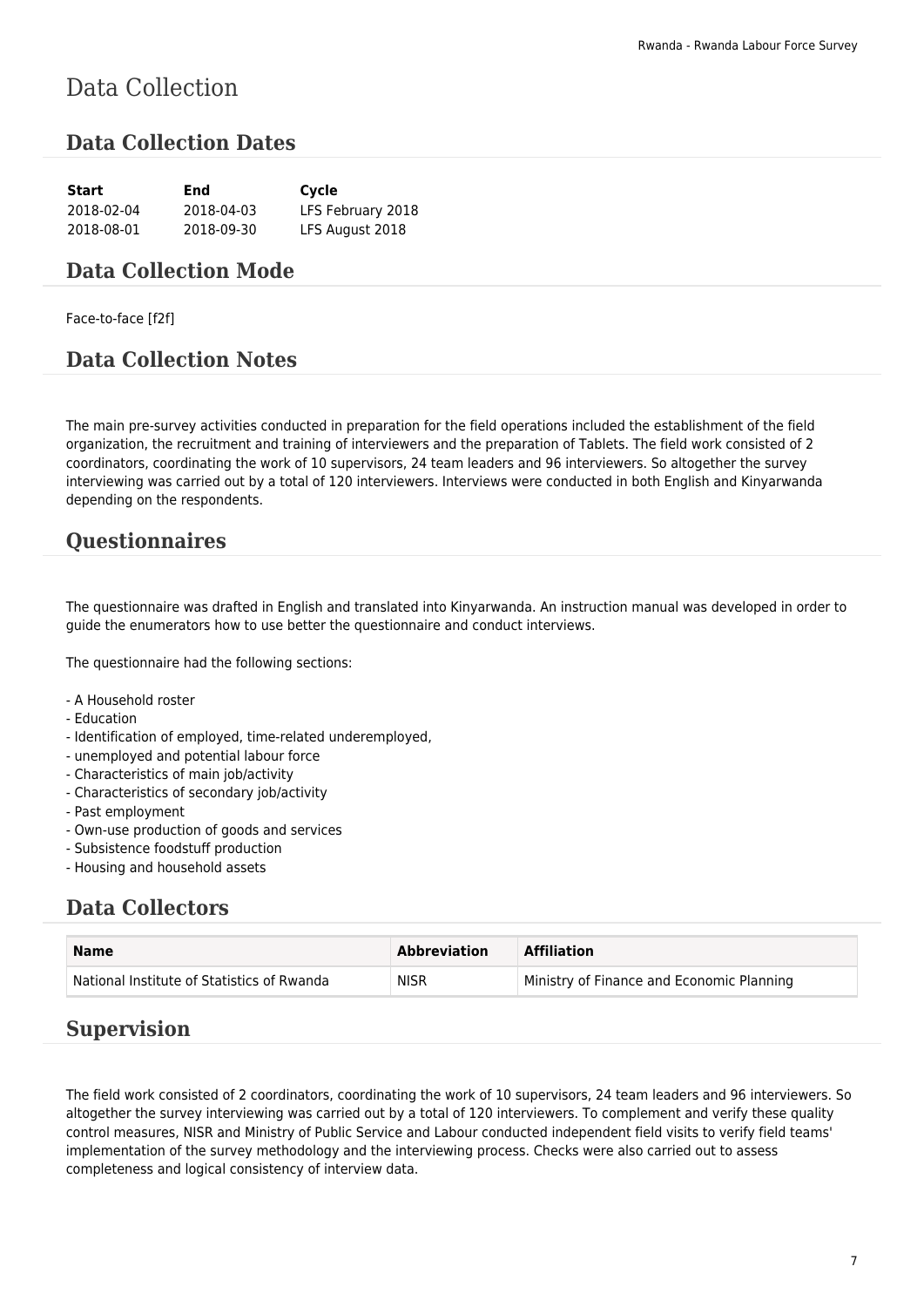# Data Collection

## Data Collection Dates

| Start | End | Cycle |
| --- | --- | --- |
| 2018-02-04 | 2018-04-03 | LFS February 2018 |
| 2018-08-01 | 2018-09-30 | LFS August 2018 |

## Data Collection Mode

Face-to-face [f2f]

## Data Collection Notes

The main pre-survey activities conducted in preparation for the field operations included the establishment of the field organization, the recruitment and training of interviewers and the preparation of Tablets. The field work consisted of 2 coordinators, coordinating the work of 10 supervisors, 24 team leaders and 96 interviewers. So altogether the survey interviewing was carried out by a total of 120 interviewers. Interviews were conducted in both English and Kinyarwanda depending on the respondents.

## Questionnaires

The questionnaire was drafted in English and translated into Kinyarwanda. An instruction manual was developed in order to guide the enumerators how to use better the questionnaire and conduct interviews.

The questionnaire had the following sections:

- A Household roster
- Education
- Identification of employed, time-related underemployed,
- unemployed and potential labour force
- Characteristics of main job/activity
- Characteristics of secondary job/activity
- Past employment
- Own-use production of goods and services
- Subsistence foodstuff production
- Housing and household assets

## Data Collectors

| Name | Abbreviation | Affiliation |
| --- | --- | --- |
| National Institute of Statistics of Rwanda | NISR | Ministry of Finance and Economic Planning |

## Supervision

The field work consisted of 2 coordinators, coordinating the work of 10 supervisors, 24 team leaders and 96 interviewers. So altogether the survey interviewing was carried out by a total of 120 interviewers. To complement and verify these quality control measures, NISR and Ministry of Public Service and Labour conducted independent field visits to verify field teams' implementation of the survey methodology and the interviewing process. Checks were also carried out to assess completeness and logical consistency of interview data.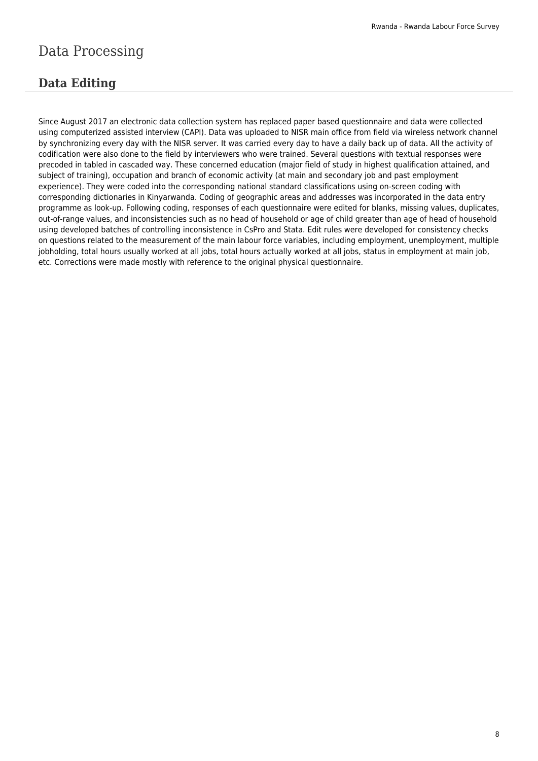# Data Processing

## Data Editing

Since August 2017 an electronic data collection system has replaced paper based questionnaire and data were collected using computerized assisted interview (CAPI). Data was uploaded to NISR main office from field via wireless network channel by synchronizing every day with the NISR server. It was carried every day to have a daily back up of data. All the activity of codification were also done to the field by interviewers who were trained. Several questions with textual responses were precoded in tabled in cascaded way. These concerned education (major field of study in highest qualification attained, and subject of training), occupation and branch of economic activity (at main and secondary job and past employment experience). They were coded into the corresponding national standard classifications using on-screen coding with corresponding dictionaries in Kinyarwanda. Coding of geographic areas and addresses was incorporated in the data entry programme as look-up. Following coding, responses of each questionnaire were edited for blanks, missing values, duplicates, out-of-range values, and inconsistencies such as no head of household or age of child greater than age of head of household using developed batches of controlling inconsistence in CsPro and Stata. Edit rules were developed for consistency checks on questions related to the measurement of the main labour force variables, including employment, unemployment, multiple jobholding, total hours usually worked at all jobs, total hours actually worked at all jobs, status in employment at main job, etc. Corrections were made mostly with reference to the original physical questionnaire.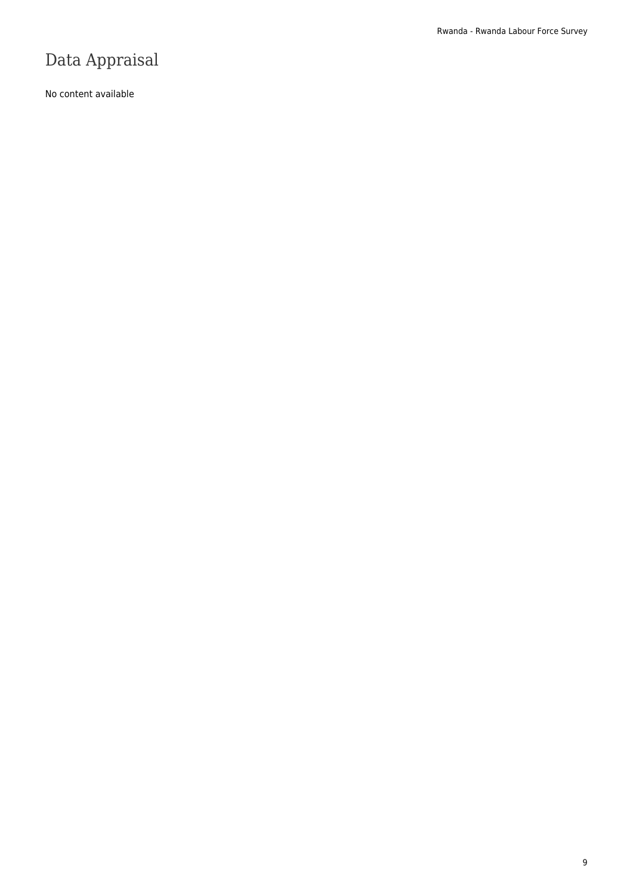# Data Appraisal

No content available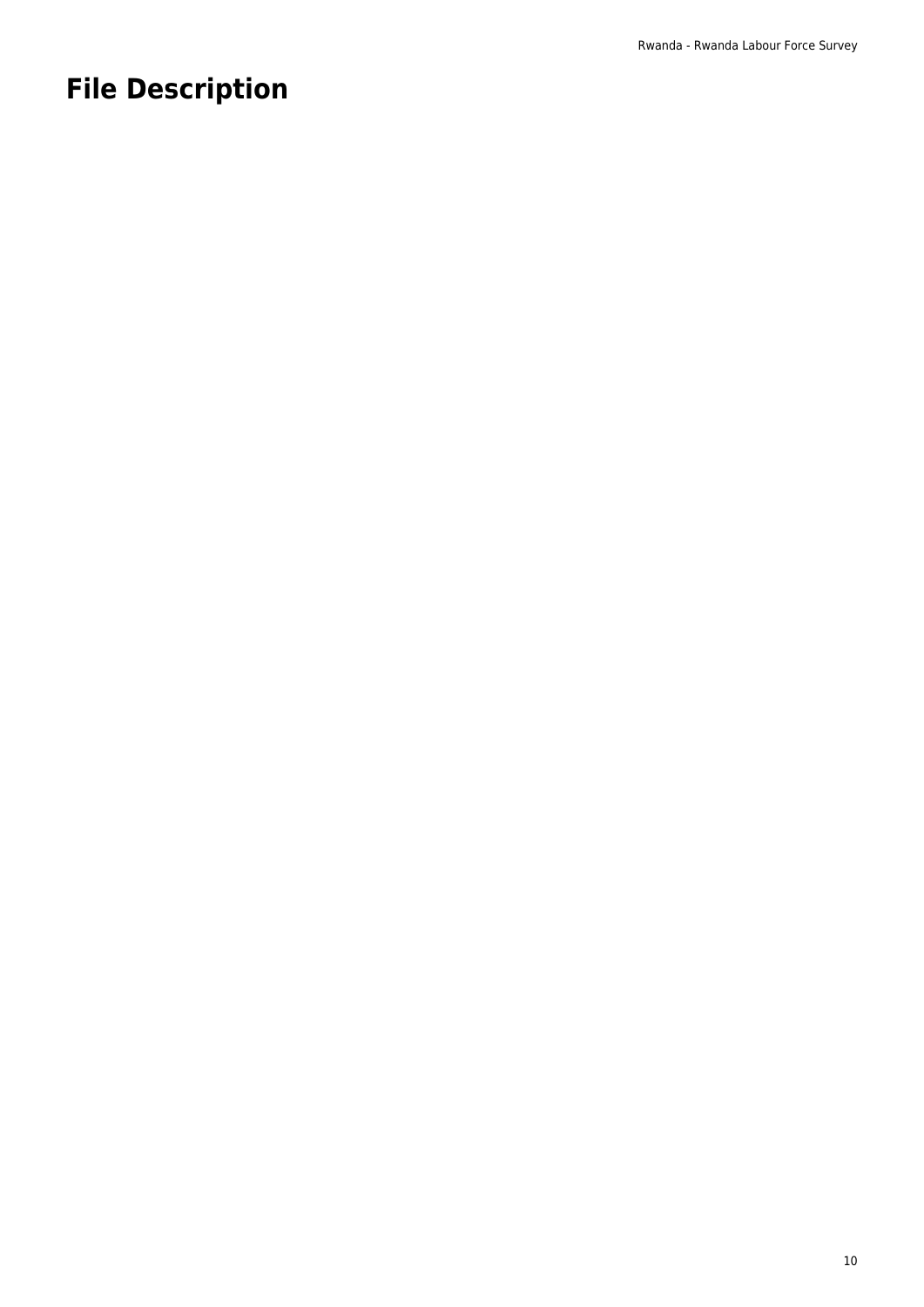# File Description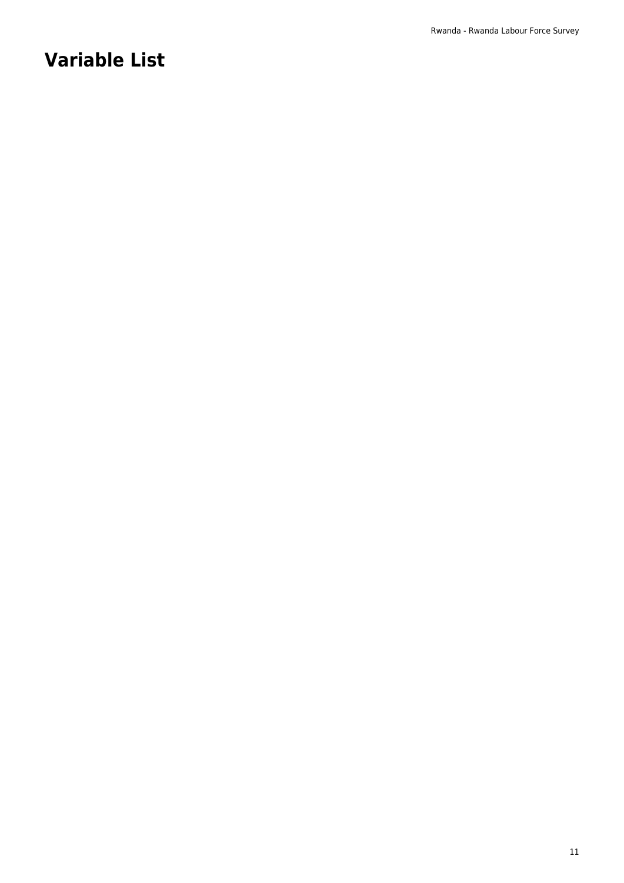# Variable List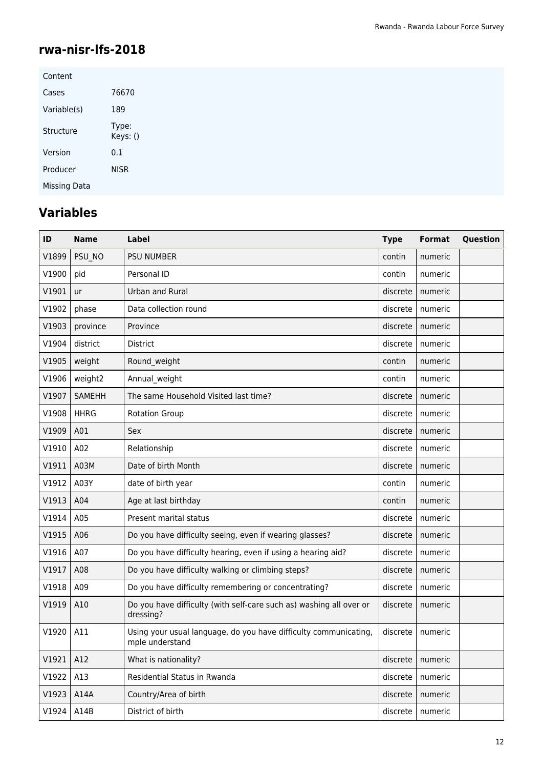## rwa-nisr-lfs-2018

| Content | |
|---|---|
| Cases | 76670 |
| Variable(s) | 189 |
| Structure | Type:<br>Keys: () |
| Version | 0.1 |
| Producer | NISR |
| Missing Data | |

## Variables

| ID | Name | Label | Type | Format | Question |
|---|---|---|---|---|---|
| V1899 | PSU_NO | PSU NUMBER | contin | numeric | |
| V1900 | pid | Personal ID | contin | numeric | |
| V1901 | ur | Urban and Rural | discrete | numeric | |
| V1902 | phase | Data collection round | discrete | numeric | |
| V1903 | province | Province | discrete | numeric | |
| V1904 | district | District | discrete | numeric | |
| V1905 | weight | Round_weight | contin | numeric | |
| V1906 | weight2 | Annual_weight | contin | numeric | |
| V1907 | SAMEHH | The same Household Visited last time? | discrete | numeric | |
| V1908 | HHRG | Rotation Group | discrete | numeric | |
| V1909 | A01 | Sex | discrete | numeric | |
| V1910 | A02 | Relationship | discrete | numeric | |
| V1911 | A03M | Date of birth Month | discrete | numeric | |
| V1912 | A03Y | date of birth year | contin | numeric | |
| V1913 | A04 | Age at last birthday | contin | numeric | |
| V1914 | A05 | Present marital status | discrete | numeric | |
| V1915 | A06 | Do you have difficulty seeing, even if wearing glasses? | discrete | numeric | |
| V1916 | A07 | Do you have difficulty hearing, even if using a hearing aid? | discrete | numeric | |
| V1917 | A08 | Do you have difficulty walking or climbing steps? | discrete | numeric | |
| V1918 | A09 | Do you have difficulty remembering or concentrating? | discrete | numeric | |
| V1919 | A10 | Do you have difficulty (with self-care such as) washing all over or dressing? | discrete | numeric | |
| V1920 | A11 | Using your usual language, do you have difficulty communicating, mple understand | discrete | numeric | |
| V1921 | A12 | What is nationality? | discrete | numeric | |
| V1922 | A13 | Residential Status in Rwanda | discrete | numeric | |
| V1923 | A14A | Country/Area of birth | discrete | numeric | |
| V1924 | A14B | District of birth | discrete | numeric | |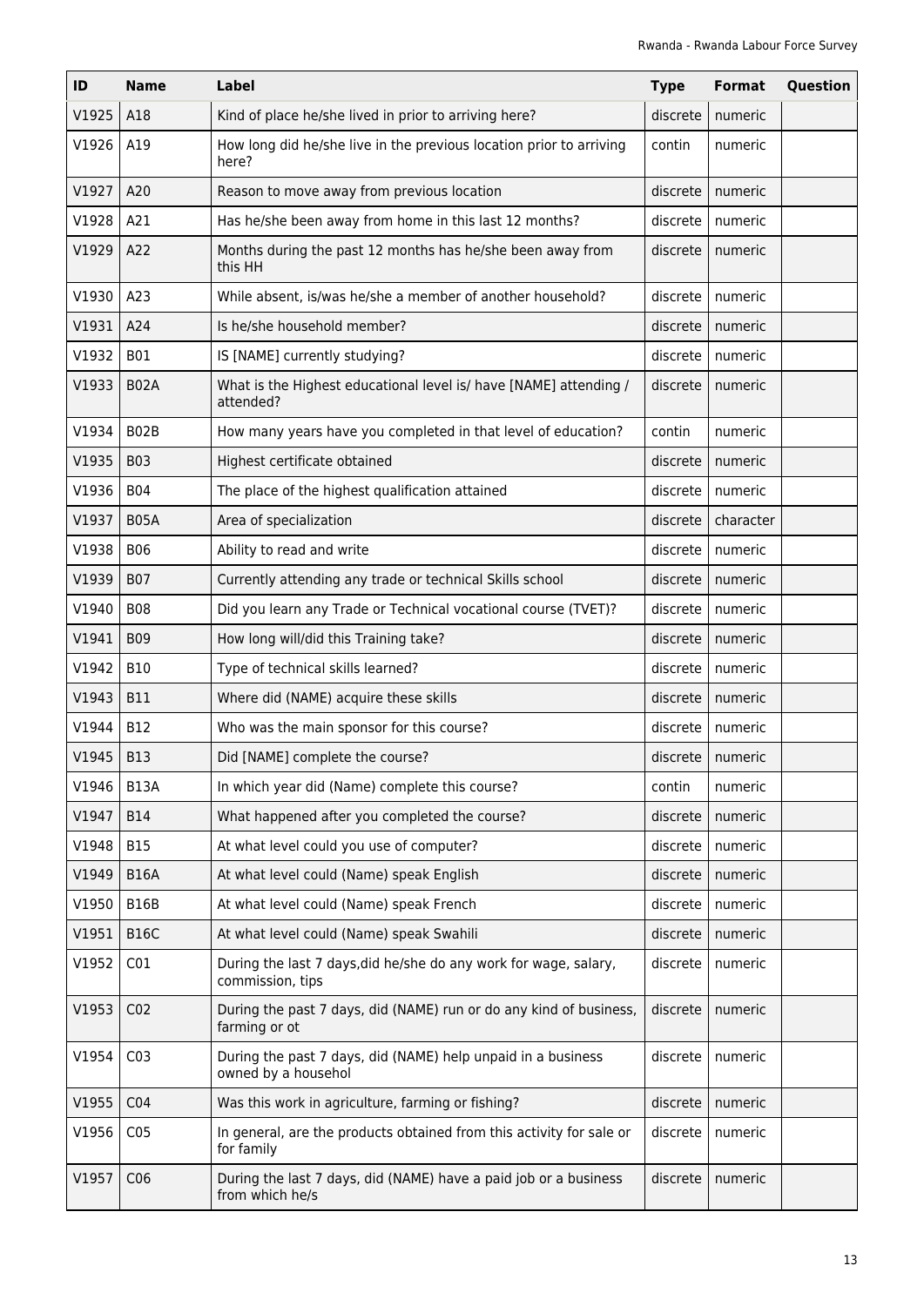| ID | Name | Label | Type | Format | Question |
|---|---|---|---|---|---|
| V1925 | A18 | Kind of place he/she lived in prior to arriving here? | discrete | numeric | |
| V1926 | A19 | How long did he/she live in the previous location prior to arriving here? | contin | numeric | |
| V1927 | A20 | Reason to move away from previous location | discrete | numeric | |
| V1928 | A21 | Has he/she been away from home in this last 12 months? | discrete | numeric | |
| V1929 | A22 | Months during the past 12 months has he/she been away from this HH | discrete | numeric | |
| V1930 | A23 | While absent, is/was he/she a member of another household? | discrete | numeric | |
| V1931 | A24 | Is he/she household member? | discrete | numeric | |
| V1932 | B01 | IS [NAME] currently studying? | discrete | numeric | |
| V1933 | B02A | What is the Highest educational level is/ have [NAME] attending / attended? | discrete | numeric | |
| V1934 | B02B | How many years have you completed in that level of education? | contin | numeric | |
| V1935 | B03 | Highest certificate obtained | discrete | numeric | |
| V1936 | B04 | The place of the highest qualification attained | discrete | numeric | |
| V1937 | B05A | Area of specialization | discrete | character | |
| V1938 | B06 | Ability to read and write | discrete | numeric | |
| V1939 | B07 | Currently attending any trade or technical Skills school | discrete | numeric | |
| V1940 | B08 | Did you learn any Trade or Technical vocational course (TVET)? | discrete | numeric | |
| V1941 | B09 | How long will/did this Training take? | discrete | numeric | |
| V1942 | B10 | Type of technical skills learned? | discrete | numeric | |
| V1943 | B11 | Where did (NAME) acquire these skills | discrete | numeric | |
| V1944 | B12 | Who was the main sponsor for this course? | discrete | numeric | |
| V1945 | B13 | Did [NAME] complete the course? | discrete | numeric | |
| V1946 | B13A | In which year did (Name) complete this course? | contin | numeric | |
| V1947 | B14 | What happened after you completed the course? | discrete | numeric | |
| V1948 | B15 | At what level could you use of computer? | discrete | numeric | |
| V1949 | B16A | At what level could (Name) speak English | discrete | numeric | |
| V1950 | B16B | At what level could (Name) speak French | discrete | numeric | |
| V1951 | B16C | At what level could (Name) speak Swahili | discrete | numeric | |
| V1952 | C01 | During the last 7 days,did he/she do any work for wage, salary, commission, tips | discrete | numeric | |
| V1953 | C02 | During the past 7 days, did (NAME) run or do any kind of business, farming or ot | discrete | numeric | |
| V1954 | C03 | During the past 7 days, did (NAME) help unpaid in a business owned by a househol | discrete | numeric | |
| V1955 | C04 | Was this work in agriculture, farming or fishing? | discrete | numeric | |
| V1956 | C05 | In general, are the products obtained from this activity for sale or for family | discrete | numeric | |
| V1957 | C06 | During the last 7 days, did (NAME) have a paid job or a business from which he/s | discrete | numeric | |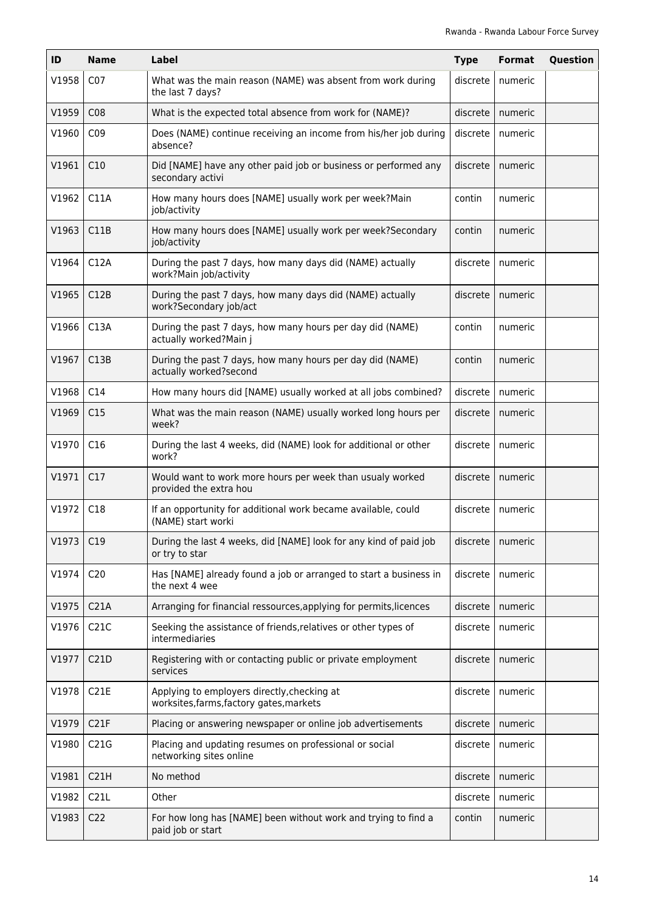| ID | Name | Label | Type | Format | Question |
|---|---|---|---|---|---|
| V1958 | C07 | What was the main reason (NAME) was absent from work during the last 7 days? | discrete | numeric | |
| V1959 | C08 | What is the expected total absence from work for (NAME)? | discrete | numeric | |
| V1960 | C09 | Does (NAME) continue receiving an income from his/her job during absence? | discrete | numeric | |
| V1961 | C10 | Did [NAME] have any other paid job or business or performed any secondary activi | discrete | numeric | |
| V1962 | C11A | How many hours does [NAME] usually work per week?Main job/activity | contin | numeric | |
| V1963 | C11B | How many hours does [NAME] usually work per week?Secondary job/activity | contin | numeric | |
| V1964 | C12A | During the past 7 days, how many days did (NAME) actually work?Main job/activity | discrete | numeric | |
| V1965 | C12B | During the past 7 days, how many days did (NAME) actually work?Secondary job/act | discrete | numeric | |
| V1966 | C13A | During the past 7 days, how many hours per day did (NAME) actually worked?Main j | contin | numeric | |
| V1967 | C13B | During the past 7 days, how many hours per day did (NAME) actually worked?second | contin | numeric | |
| V1968 | C14 | How many hours did [NAME] usually worked at all jobs combined? | discrete | numeric | |
| V1969 | C15 | What was the main reason (NAME) usually worked long hours per week? | discrete | numeric | |
| V1970 | C16 | During the last 4 weeks, did (NAME) look for additional or other work? | discrete | numeric | |
| V1971 | C17 | Would want to work more hours per week than usualy worked provided the extra hou | discrete | numeric | |
| V1972 | C18 | If an opportunity for additional work became available, could (NAME) start worki | discrete | numeric | |
| V1973 | C19 | During the last 4 weeks, did [NAME] look for any kind of paid job or try to star | discrete | numeric | |
| V1974 | C20 | Has [NAME] already found a job or arranged to start a business in the next 4 wee | discrete | numeric | |
| V1975 | C21A | Arranging for financial ressources,applying for permits,licences | discrete | numeric | |
| V1976 | C21C | Seeking the assistance of friends,relatives or other types of intermediaries | discrete | numeric | |
| V1977 | C21D | Registering with or contacting public or private employment services | discrete | numeric | |
| V1978 | C21E | Applying to employers directly,checking at worksites,farms,factory gates,markets | discrete | numeric | |
| V1979 | C21F | Placing or answering newspaper or online job advertisements | discrete | numeric | |
| V1980 | C21G | Placing and updating resumes on professional or social networking sites online | discrete | numeric | |
| V1981 | C21H | No method | discrete | numeric | |
| V1982 | C21L | Other | discrete | numeric | |
| V1983 | C22 | For how long has [NAME] been without work and trying to find a paid job or start | contin | numeric | |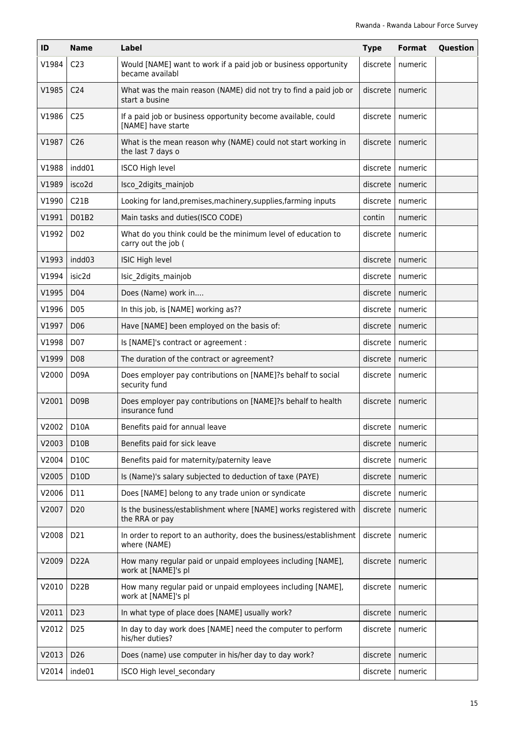| ID | Name | Label | Type | Format | Question |
|---|---|---|---|---|---|
| V1984 | C23 | Would [NAME] want to work if a paid job or business opportunity became availabl | discrete | numeric | |
| V1985 | C24 | What was the main reason (NAME) did not try to find a paid job or start a busine | discrete | numeric | |
| V1986 | C25 | If a paid job or business opportunity become available, could [NAME] have starte | discrete | numeric | |
| V1987 | C26 | What is the mean reason why (NAME) could not start working in the last 7 days o | discrete | numeric | |
| V1988 | indd01 | ISCO High level | discrete | numeric | |
| V1989 | isco2d | Isco_2digits_mainjob | discrete | numeric | |
| V1990 | C21B | Looking for land,premises,machinery,supplies,farming inputs | discrete | numeric | |
| V1991 | D01B2 | Main tasks and duties(ISCO CODE) | contin | numeric | |
| V1992 | D02 | What do you think could be the minimum level of education to carry out the job ( | discrete | numeric | |
| V1993 | indd03 | ISIC High level | discrete | numeric | |
| V1994 | isic2d | Isic_2digits_mainjob | discrete | numeric | |
| V1995 | D04 | Does (Name) work in.... | discrete | numeric | |
| V1996 | D05 | In this job, is [NAME] working as?? | discrete | numeric | |
| V1997 | D06 | Have [NAME] been employed on the basis of: | discrete | numeric | |
| V1998 | D07 | Is [NAME]'s contract or agreement : | discrete | numeric | |
| V1999 | D08 | The duration of the contract or agreement? | discrete | numeric | |
| V2000 | D09A | Does employer pay contributions on [NAME]?s behalf to social security fund | discrete | numeric | |
| V2001 | D09B | Does employer pay contributions on [NAME]?s behalf to health insurance fund | discrete | numeric | |
| V2002 | D10A | Benefits paid for annual leave | discrete | numeric | |
| V2003 | D10B | Benefits paid for sick leave | discrete | numeric | |
| V2004 | D10C | Benefits paid for maternity/paternity leave | discrete | numeric | |
| V2005 | D10D | Is (Name)'s salary subjected to deduction of taxe (PAYE) | discrete | numeric | |
| V2006 | D11 | Does [NAME] belong to any trade union or syndicate | discrete | numeric | |
| V2007 | D20 | Is the business/establishment where [NAME] works registered with the RRA or pay | discrete | numeric | |
| V2008 | D21 | In order to report to an authority, does the business/establishment where (NAME) | discrete | numeric | |
| V2009 | D22A | How many regular paid or unpaid employees including [NAME], work at [NAME]'s pl | discrete | numeric | |
| V2010 | D22B | How many regular paid or unpaid employees including [NAME], work at [NAME]'s pl | discrete | numeric | |
| V2011 | D23 | In what type of place does [NAME] usually work? | discrete | numeric | |
| V2012 | D25 | In day to day work does [NAME] need the computer to perform his/her duties? | discrete | numeric | |
| V2013 | D26 | Does (name) use computer in his/her day to day work? | discrete | numeric | |
| V2014 | inde01 | ISCO High level_secondary | discrete | numeric | |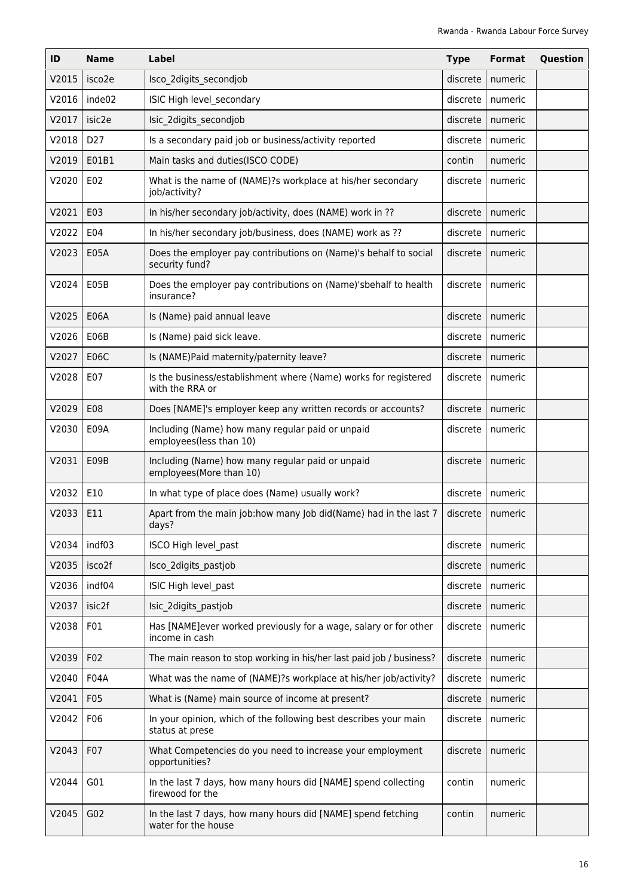| ID | Name | Label | Type | Format | Question |
|---|---|---|---|---|---|
| V2015 | isco2e | Isco_2digits_secondjob | discrete | numeric | |
| V2016 | inde02 | ISIC High level_secondary | discrete | numeric | |
| V2017 | isic2e | Isic_2digits_secondjob | discrete | numeric | |
| V2018 | D27 | Is a secondary paid job or business/activity reported | discrete | numeric | |
| V2019 | E01B1 | Main tasks and duties(ISCO CODE) | contin | numeric | |
| V2020 | E02 | What is the name of (NAME)?s workplace at his/her secondary job/activity? | discrete | numeric | |
| V2021 | E03 | In his/her secondary job/activity, does (NAME) work in ?? | discrete | numeric | |
| V2022 | E04 | In his/her secondary job/business, does (NAME) work as ?? | discrete | numeric | |
| V2023 | E05A | Does the employer pay contributions on (Name)'s behalf to social security fund? | discrete | numeric | |
| V2024 | E05B | Does the employer pay contributions on (Name)'sbehalf to health insurance? | discrete | numeric | |
| V2025 | E06A | Is (Name) paid annual leave | discrete | numeric | |
| V2026 | E06B | Is (Name) paid sick leave. | discrete | numeric | |
| V2027 | E06C | Is (NAME)Paid maternity/paternity leave? | discrete | numeric | |
| V2028 | E07 | Is the business/establishment where (Name) works for registered with the RRA or | discrete | numeric | |
| V2029 | E08 | Does [NAME]'s employer keep any written records or accounts? | discrete | numeric | |
| V2030 | E09A | Including (Name) how many regular paid or unpaid employees(less than 10) | discrete | numeric | |
| V2031 | E09B | Including (Name) how many regular paid or unpaid employees(More than 10) | discrete | numeric | |
| V2032 | E10 | In what type of place does (Name) usually work? | discrete | numeric | |
| V2033 | E11 | Apart from the main job:how many Job did(Name) had in the last 7 days? | discrete | numeric | |
| V2034 | indf03 | ISCO High level_past | discrete | numeric | |
| V2035 | isco2f | Isco_2digits_pastjob | discrete | numeric | |
| V2036 | indf04 | ISIC High level_past | discrete | numeric | |
| V2037 | isic2f | Isic_2digits_pastjob | discrete | numeric | |
| V2038 | F01 | Has [NAME]ever worked previously for a wage, salary or for other income in cash | discrete | numeric | |
| V2039 | F02 | The main reason to stop working in his/her last paid job / business? | discrete | numeric | |
| V2040 | F04A | What was the name of (NAME)?s workplace at his/her job/activity? | discrete | numeric | |
| V2041 | F05 | What is (Name) main source of income at present? | discrete | numeric | |
| V2042 | F06 | In your opinion, which of the following best describes your main status at prese | discrete | numeric | |
| V2043 | F07 | What Competencies do you need to increase your employment opportunities? | discrete | numeric | |
| V2044 | G01 | In the last 7 days, how many hours did [NAME] spend collecting firewood for the | contin | numeric | |
| V2045 | G02 | In the last 7 days, how many hours did [NAME] spend fetching water for the house | contin | numeric | |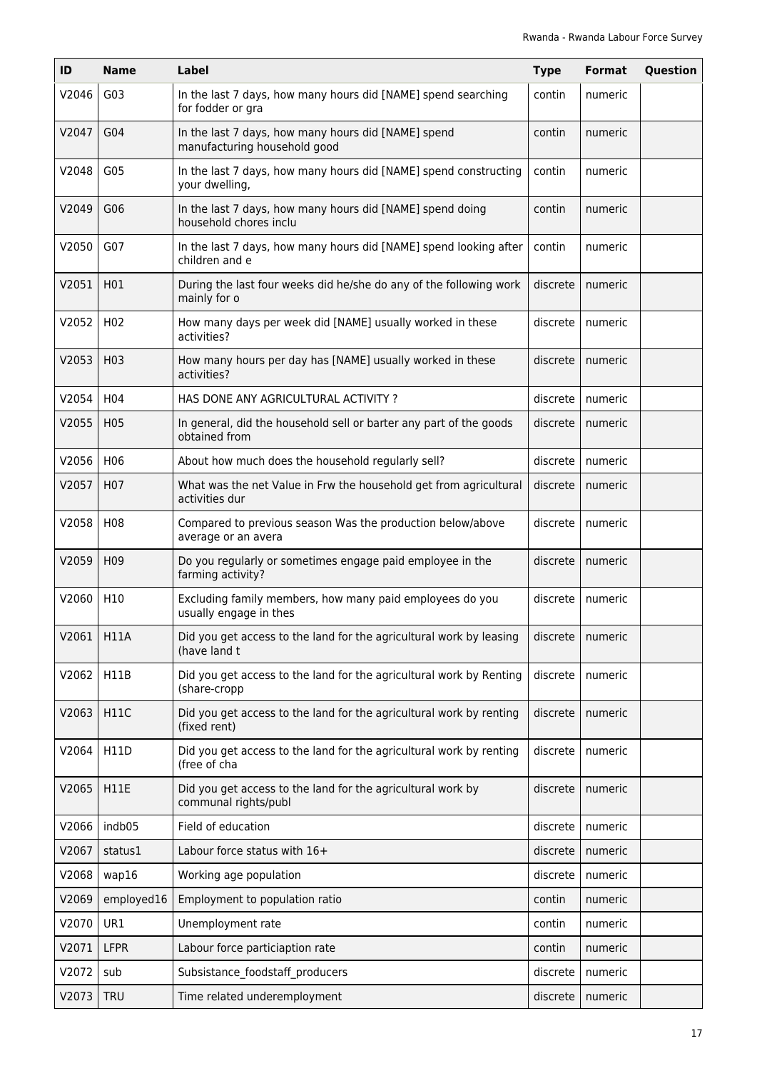| ID | Name | Label | Type | Format | Question |
|---|---|---|---|---|---|
| V2046 | G03 | In the last 7 days, how many hours did [NAME] spend searching for fodder or gra | contin | numeric | |
| V2047 | G04 | In the last 7 days, how many hours did [NAME] spend manufacturing household good | contin | numeric | |
| V2048 | G05 | In the last 7 days, how many hours did [NAME] spend constructing your dwelling, | contin | numeric | |
| V2049 | G06 | In the last 7 days, how many hours did [NAME] spend doing household chores inclu | contin | numeric | |
| V2050 | G07 | In the last 7 days, how many hours did [NAME] spend looking after children and e | contin | numeric | |
| V2051 | H01 | During the last four weeks did he/she do any of the following work mainly for o | discrete | numeric | |
| V2052 | H02 | How many days per week did [NAME] usually worked in these activities? | discrete | numeric | |
| V2053 | H03 | How many hours per day has [NAME] usually worked in these activities? | discrete | numeric | |
| V2054 | H04 | HAS DONE ANY AGRICULTURAL ACTIVITY ? | discrete | numeric | |
| V2055 | H05 | In general, did the household sell or barter any part of the goods obtained from | discrete | numeric | |
| V2056 | H06 | About how much does the household regularly sell? | discrete | numeric | |
| V2057 | H07 | What was the net Value in Frw the household get from agricultural activities dur | discrete | numeric | |
| V2058 | H08 | Compared to previous season Was the production below/above average or an avera | discrete | numeric | |
| V2059 | H09 | Do you regularly or sometimes engage paid employee in the farming activity? | discrete | numeric | |
| V2060 | H10 | Excluding family members, how many paid employees do you usually engage in thes | discrete | numeric | |
| V2061 | H11A | Did you get access to the land for the agricultural work by leasing (have land t | discrete | numeric | |
| V2062 | H11B | Did you get access to the land for the agricultural work by Renting (share-cropp | discrete | numeric | |
| V2063 | H11C | Did you get access to the land for the agricultural work by renting (fixed rent) | discrete | numeric | |
| V2064 | H11D | Did you get access to the land for the agricultural work by renting (free of cha | discrete | numeric | |
| V2065 | H11E | Did you get access to the land for the agricultural work by communal rights/publ | discrete | numeric | |
| V2066 | indb05 | Field of education | discrete | numeric | |
| V2067 | status1 | Labour force status with 16+ | discrete | numeric | |
| V2068 | wap16 | Working age population | discrete | numeric | |
| V2069 | employed16 | Employment to population ratio | contin | numeric | |
| V2070 | UR1 | Unemployment rate | contin | numeric | |
| V2071 | LFPR | Labour force particiaption rate | contin | numeric | |
| V2072 | sub | Subsistance_foodstaff_producers | discrete | numeric | |
| V2073 | TRU | Time related underemployment | discrete | numeric | |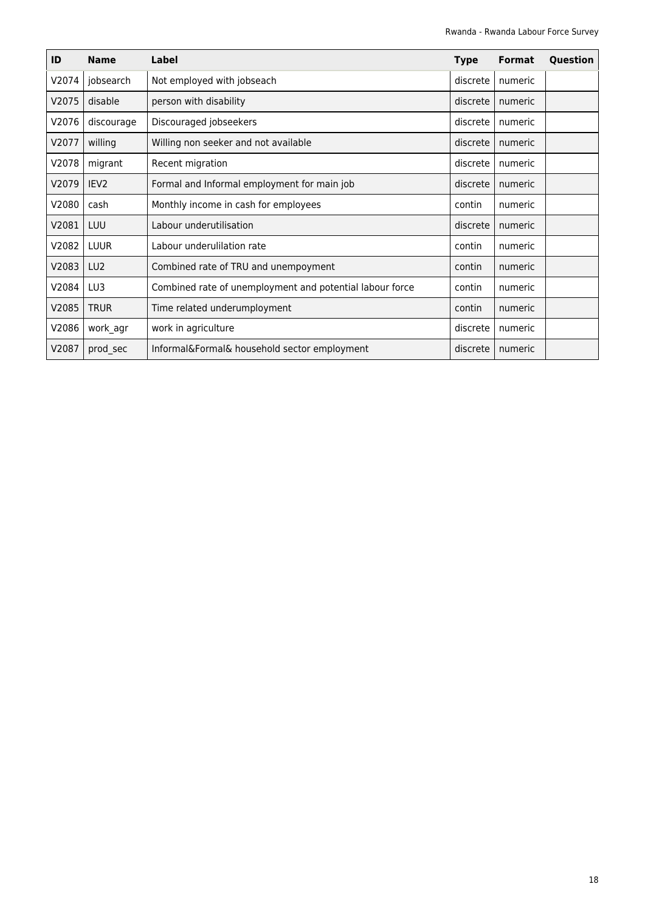| ID | Name | Label | Type | Format | Question |
|---|---|---|---|---|---|
| V2074 | jobsearch | Not employed with jobseach | discrete | numeric | |
| V2075 | disable | person with disability | discrete | numeric | |
| V2076 | discourage | Discouraged jobseekers | discrete | numeric | |
| V2077 | willing | Willing non seeker and not available | discrete | numeric | |
| V2078 | migrant | Recent migration | discrete | numeric | |
| V2079 | IEV2 | Formal and Informal employment for main job | discrete | numeric | |
| V2080 | cash | Monthly income in cash for employees | contin | numeric | |
| V2081 | LUU | Labour underutilisation | discrete | numeric | |
| V2082 | LUUR | Labour underulilation rate | contin | numeric | |
| V2083 | LU2 | Combined rate of TRU and unempoyment | contin | numeric | |
| V2084 | LU3 | Combined rate of unemployment and potential labour force | contin | numeric | |
| V2085 | TRUR | Time related underumployment | contin | numeric | |
| V2086 | work_agr | work in agriculture | discrete | numeric | |
| V2087 | prod_sec | Informal&Formal& household sector employment | discrete | numeric | |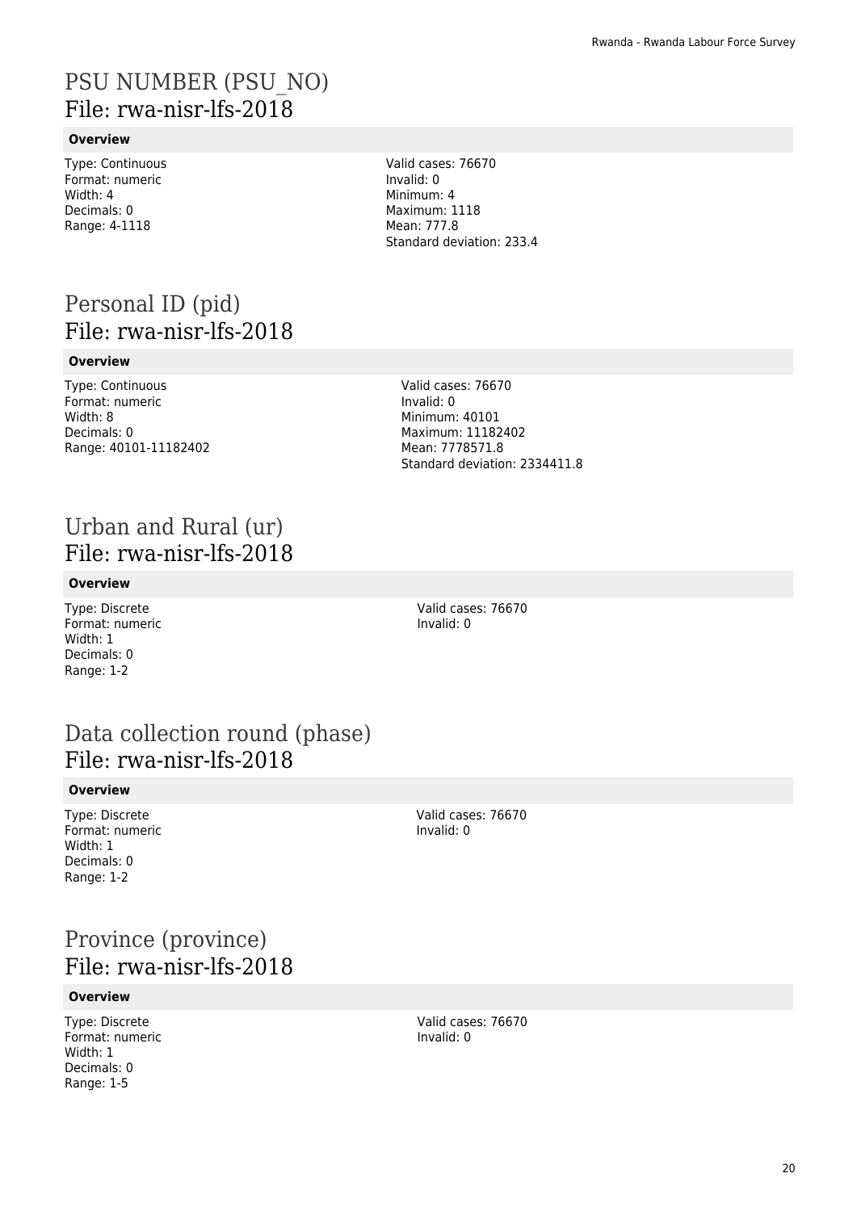# PSU NUMBER (PSU_NO)
File: rwa-nisr-lfs-2018

### Overview

Type: Continuous
Format: numeric
Width: 4
Decimals: 0
Range: 4-1118

Valid cases: 76670
Invalid: 0
Minimum: 4
Maximum: 1118
Mean: 777.8
Standard deviation: 233.4

# Personal ID (pid)
File: rwa-nisr-lfs-2018

### Overview

Type: Continuous
Format: numeric
Width: 8
Decimals: 0
Range: 40101-11182402

Valid cases: 76670
Invalid: 0
Minimum: 40101
Maximum: 11182402
Mean: 7778571.8
Standard deviation: 2334411.8

# Urban and Rural (ur)
File: rwa-nisr-lfs-2018

### Overview

Type: Discrete
Format: numeric
Width: 1
Decimals: 0
Range: 1-2

Valid cases: 76670
Invalid: 0

# Data collection round (phase)
File: rwa-nisr-lfs-2018

### Overview

Type: Discrete
Format: numeric
Width: 1
Decimals: 0
Range: 1-2

Valid cases: 76670
Invalid: 0

# Province (province)
File: rwa-nisr-lfs-2018

### Overview

Type: Discrete
Format: numeric
Width: 1
Decimals: 0
Range: 1-5

Valid cases: 76670
Invalid: 0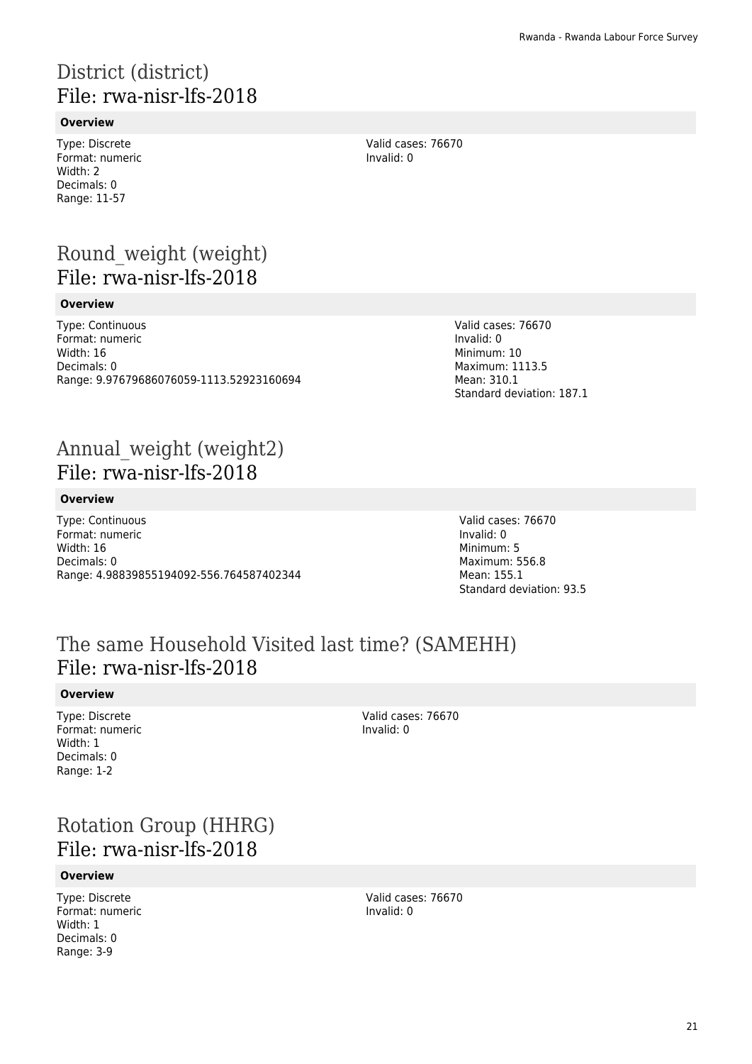# District (district)
## File: rwa-nisr-lfs-2018

**Overview**

Type: Discrete
Format: numeric
Width: 2
Decimals: 0
Range: 11-57

Valid cases: 76670
Invalid: 0

# Round_weight (weight)
## File: rwa-nisr-lfs-2018

**Overview**

Type: Continuous
Format: numeric
Width: 16
Decimals: 0
Range: 9.97679686076059-1113.52923160694

Valid cases: 76670
Invalid: 0
Minimum: 10
Maximum: 1113.5
Mean: 310.1
Standard deviation: 187.1

# Annual_weight (weight2)
## File: rwa-nisr-lfs-2018

**Overview**

Type: Continuous
Format: numeric
Width: 16
Decimals: 0
Range: 4.98839855194092-556.764587402344

Valid cases: 76670
Invalid: 0
Minimum: 5
Maximum: 556.8
Mean: 155.1
Standard deviation: 93.5

# The same Household Visited last time? (SAMEHH)
## File: rwa-nisr-lfs-2018

**Overview**

Type: Discrete
Format: numeric
Width: 1
Decimals: 0
Range: 1-2

Valid cases: 76670
Invalid: 0

# Rotation Group (HHRG)
## File: rwa-nisr-lfs-2018

**Overview**

Type: Discrete
Format: numeric
Width: 1
Decimals: 0
Range: 3-9

Valid cases: 76670
Invalid: 0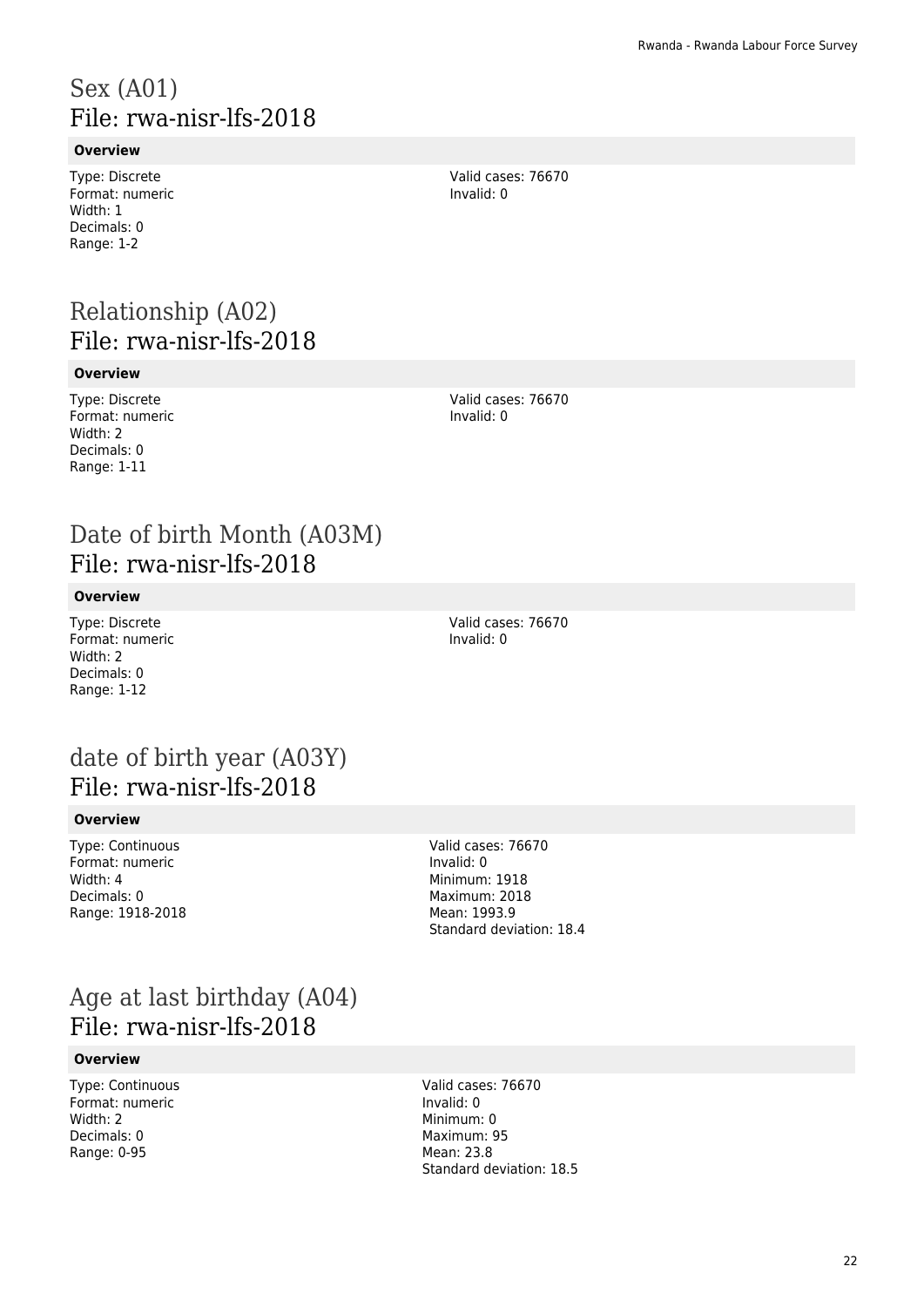# Sex (A01)
## File: rwa-nisr-lfs-2018

**Overview**

Type: Discrete
Format: numeric
Width: 1
Decimals: 0
Range: 1-2

Valid cases: 76670
Invalid: 0

# Relationship (A02)
## File: rwa-nisr-lfs-2018

**Overview**

Type: Discrete
Format: numeric
Width: 2
Decimals: 0
Range: 1-11

Valid cases: 76670
Invalid: 0

# Date of birth Month (A03M)
## File: rwa-nisr-lfs-2018

**Overview**

Type: Discrete
Format: numeric
Width: 2
Decimals: 0
Range: 1-12

Valid cases: 76670
Invalid: 0

# date of birth year (A03Y)
## File: rwa-nisr-lfs-2018

**Overview**

Type: Continuous
Format: numeric
Width: 4
Decimals: 0
Range: 1918-2018

Valid cases: 76670
Invalid: 0
Minimum: 1918
Maximum: 2018
Mean: 1993.9
Standard deviation: 18.4

# Age at last birthday (A04)
## File: rwa-nisr-lfs-2018

**Overview**

Type: Continuous
Format: numeric
Width: 2
Decimals: 0
Range: 0-95

Valid cases: 76670
Invalid: 0
Minimum: 0
Maximum: 95
Mean: 23.8
Standard deviation: 18.5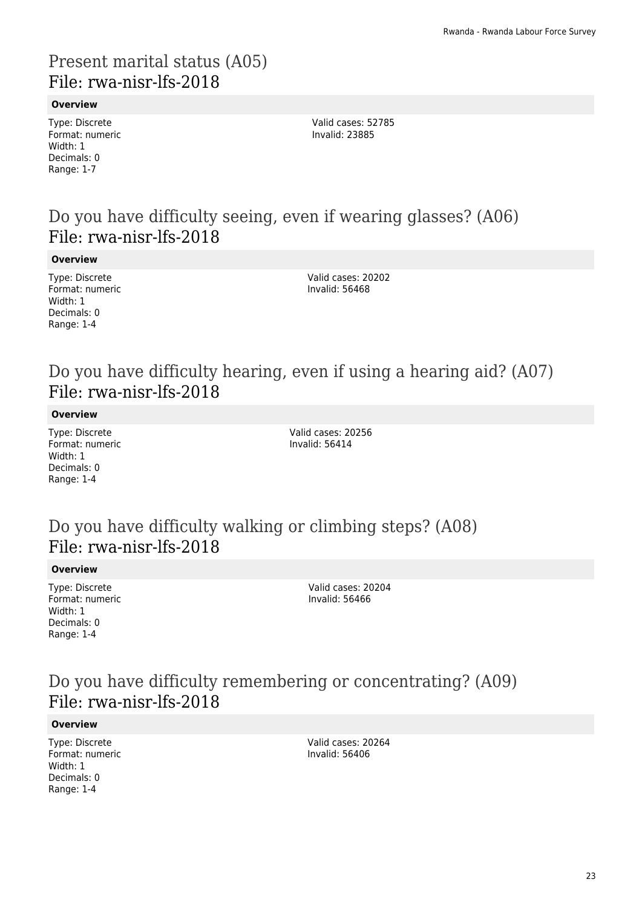## Present marital status (A05)
File: rwa-nisr-lfs-2018

**Overview**

Type: Discrete
Format: numeric
Width: 1
Decimals: 0
Range: 1-7

Valid cases: 52785
Invalid: 23885

## Do you have difficulty seeing, even if wearing glasses? (A06)
File: rwa-nisr-lfs-2018

**Overview**

Type: Discrete
Format: numeric
Width: 1
Decimals: 0
Range: 1-4

Valid cases: 20202
Invalid: 56468

## Do you have difficulty hearing, even if using a hearing aid? (A07)
File: rwa-nisr-lfs-2018

**Overview**

Type: Discrete
Format: numeric
Width: 1
Decimals: 0
Range: 1-4

Valid cases: 20256
Invalid: 56414

## Do you have difficulty walking or climbing steps? (A08)
File: rwa-nisr-lfs-2018

**Overview**

Type: Discrete
Format: numeric
Width: 1
Decimals: 0
Range: 1-4

Valid cases: 20204
Invalid: 56466

## Do you have difficulty remembering or concentrating? (A09)
File: rwa-nisr-lfs-2018

**Overview**

Type: Discrete
Format: numeric
Width: 1
Decimals: 0
Range: 1-4

Valid cases: 20264
Invalid: 56406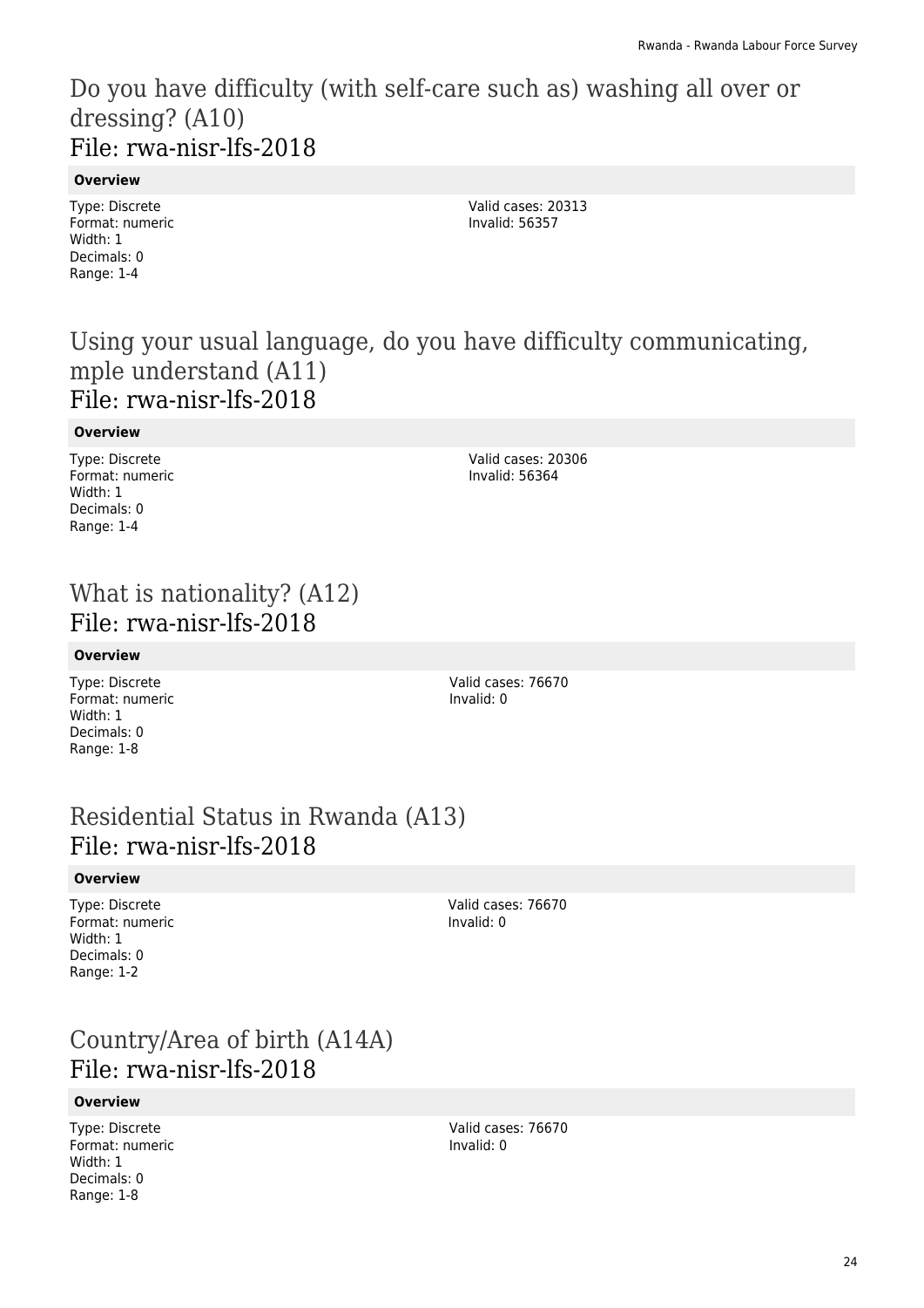# Do you have difficulty (with self-care such as) washing all over or dressing? (A10)
## File: rwa-nisr-lfs-2018

**Overview**

Type: Discrete
Format: numeric
Width: 1
Decimals: 0
Range: 1-4

Valid cases: 20313
Invalid: 56357

# Using your usual language, do you have difficulty communicating, mple understand (A11)
## File: rwa-nisr-lfs-2018

**Overview**

Type: Discrete
Format: numeric
Width: 1
Decimals: 0
Range: 1-4

Valid cases: 20306
Invalid: 56364

# What is nationality? (A12)
## File: rwa-nisr-lfs-2018

**Overview**

Type: Discrete
Format: numeric
Width: 1
Decimals: 0
Range: 1-8

Valid cases: 76670
Invalid: 0

# Residential Status in Rwanda (A13)
## File: rwa-nisr-lfs-2018

**Overview**

Type: Discrete
Format: numeric
Width: 1
Decimals: 0
Range: 1-2

Valid cases: 76670
Invalid: 0

# Country/Area of birth (A14A)
## File: rwa-nisr-lfs-2018

**Overview**

Type: Discrete
Format: numeric
Width: 1
Decimals: 0
Range: 1-8

Valid cases: 76670
Invalid: 0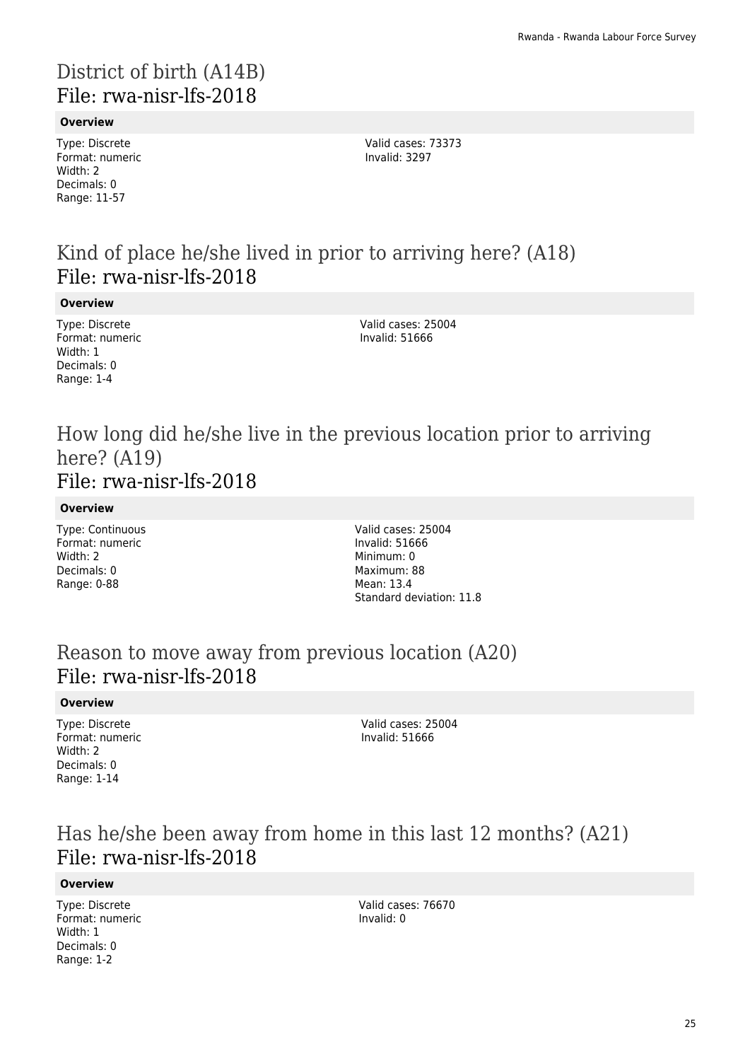# District of birth (A14B)
## File: rwa-nisr-lfs-2018

**Overview**

Type: Discrete
Format: numeric
Width: 2
Decimals: 0
Range: 11-57

Valid cases: 73373
Invalid: 3297

# Kind of place he/she lived in prior to arriving here? (A18)
## File: rwa-nisr-lfs-2018

**Overview**

Type: Discrete
Format: numeric
Width: 1
Decimals: 0
Range: 1-4

Valid cases: 25004
Invalid: 51666

# How long did he/she live in the previous location prior to arriving here? (A19)
## File: rwa-nisr-lfs-2018

**Overview**

Type: Continuous
Format: numeric
Width: 2
Decimals: 0
Range: 0-88

Valid cases: 25004
Invalid: 51666
Minimum: 0
Maximum: 88
Mean: 13.4
Standard deviation: 11.8

# Reason to move away from previous location (A20)
## File: rwa-nisr-lfs-2018

**Overview**

Type: Discrete
Format: numeric
Width: 2
Decimals: 0
Range: 1-14

Valid cases: 25004
Invalid: 51666

# Has he/she been away from home in this last 12 months? (A21)
## File: rwa-nisr-lfs-2018

**Overview**

Type: Discrete
Format: numeric
Width: 1
Decimals: 0
Range: 1-2

Valid cases: 76670
Invalid: 0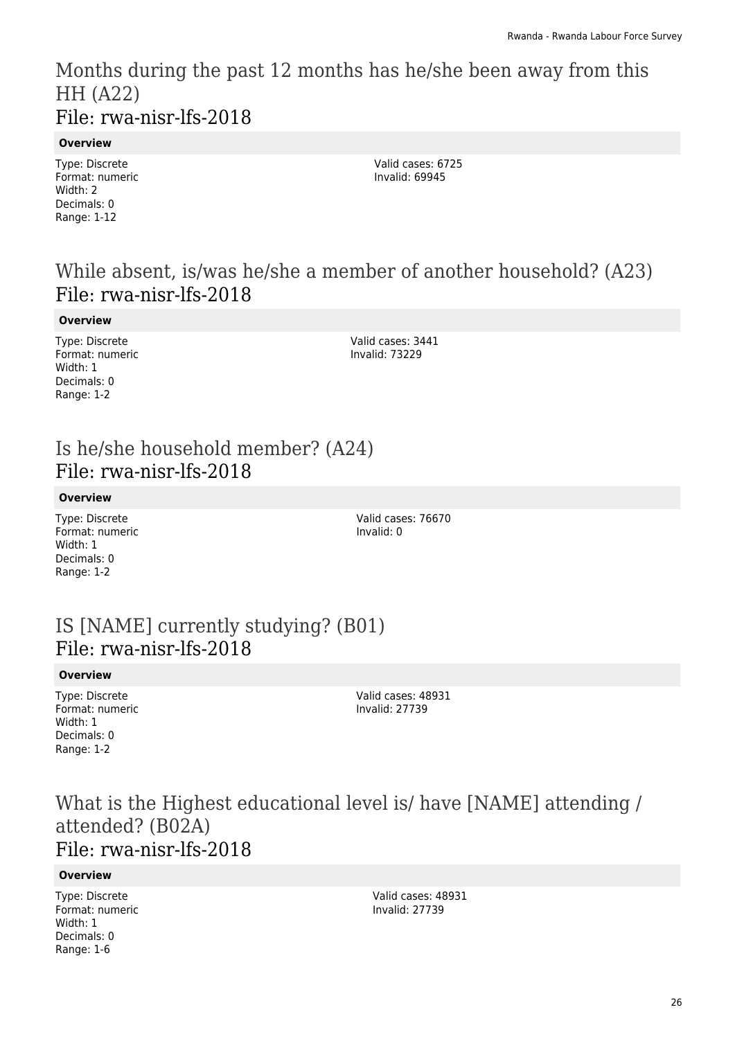## Months during the past 12 months has he/she been away from this HH (A22)
## File: rwa-nisr-lfs-2018

**Overview**

Type: Discrete
Format: numeric
Width: 2
Decimals: 0
Range: 1-12

Valid cases: 6725
Invalid: 69945

## While absent, is/was he/she a member of another household? (A23)
## File: rwa-nisr-lfs-2018

**Overview**

Type: Discrete
Format: numeric
Width: 1
Decimals: 0
Range: 1-2

Valid cases: 3441
Invalid: 73229

## Is he/she household member? (A24)
## File: rwa-nisr-lfs-2018

**Overview**

Type: Discrete
Format: numeric
Width: 1
Decimals: 0
Range: 1-2

Valid cases: 76670
Invalid: 0

## IS [NAME] currently studying? (B01)
## File: rwa-nisr-lfs-2018

**Overview**

Type: Discrete
Format: numeric
Width: 1
Decimals: 0
Range: 1-2

Valid cases: 48931
Invalid: 27739

## What is the Highest educational level is/ have [NAME] attending / attended? (B02A)
## File: rwa-nisr-lfs-2018

**Overview**

Type: Discrete
Format: numeric
Width: 1
Decimals: 0
Range: 1-6

Valid cases: 48931
Invalid: 27739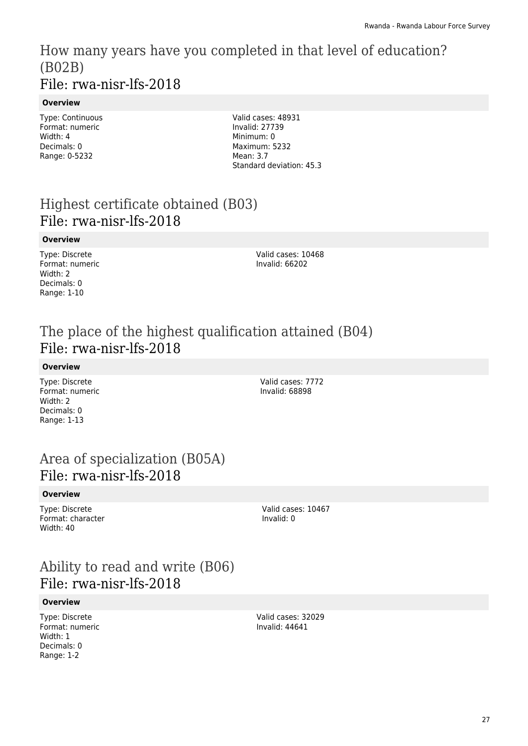## How many years have you completed in that level of education? (B02B)
## File: rwa-nisr-lfs-2018

**Overview**

Type: Continuous
Format: numeric
Width: 4
Decimals: 0
Range: 0-5232

Valid cases: 48931
Invalid: 27739
Minimum: 0
Maximum: 5232
Mean: 3.7
Standard deviation: 45.3

## Highest certificate obtained (B03)
## File: rwa-nisr-lfs-2018

**Overview**

Type: Discrete
Format: numeric
Width: 2
Decimals: 0
Range: 1-10

Valid cases: 10468
Invalid: 66202

## The place of the highest qualification attained (B04)
## File: rwa-nisr-lfs-2018

**Overview**

Type: Discrete
Format: numeric
Width: 2
Decimals: 0
Range: 1-13

Valid cases: 7772
Invalid: 68898

## Area of specialization (B05A)
## File: rwa-nisr-lfs-2018

**Overview**

Type: Discrete
Format: character
Width: 40

Valid cases: 10467
Invalid: 0

## Ability to read and write (B06)
## File: rwa-nisr-lfs-2018

**Overview**

Type: Discrete
Format: numeric
Width: 1
Decimals: 0
Range: 1-2

Valid cases: 32029
Invalid: 44641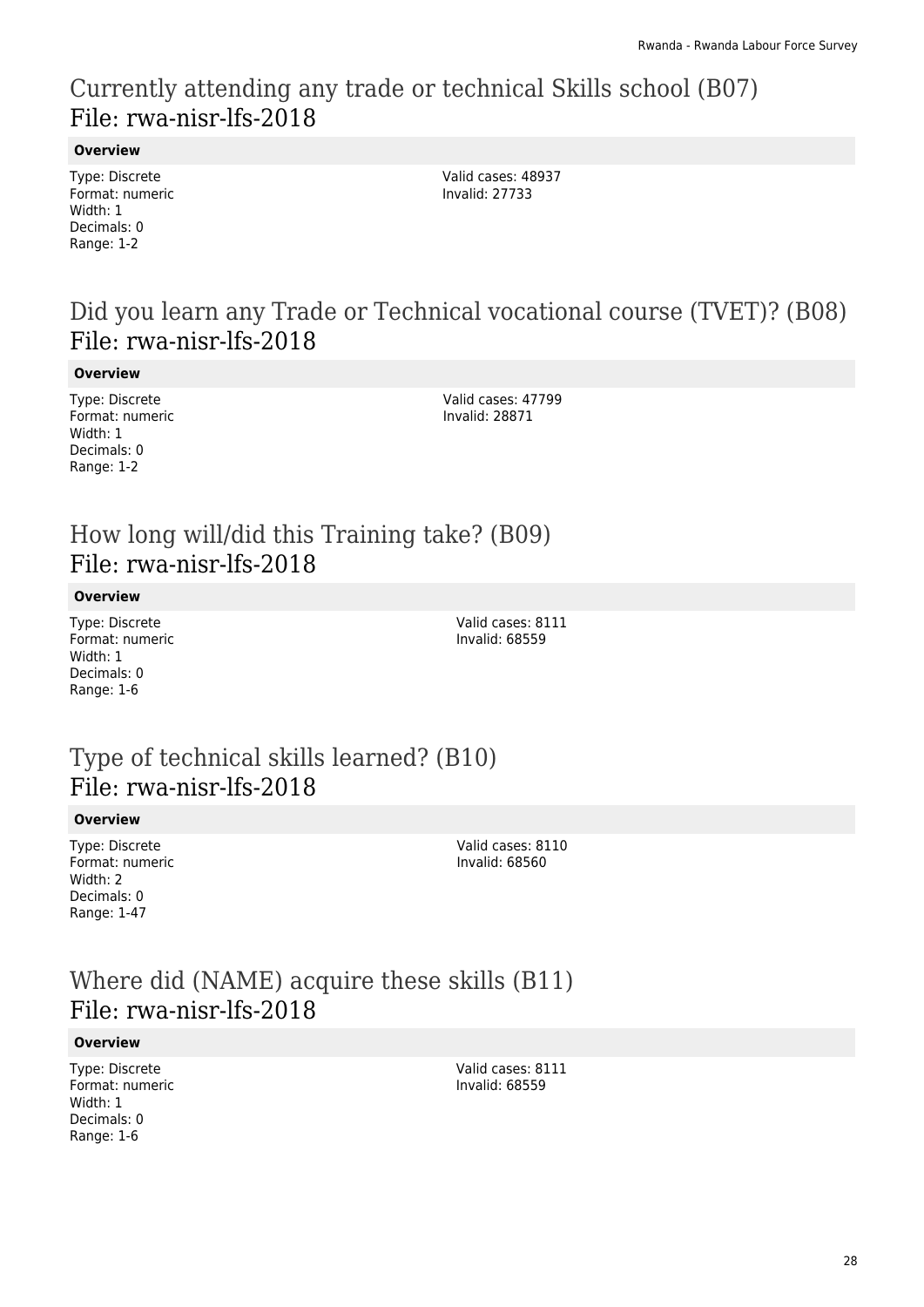## Currently attending any trade or technical Skills school (B07)
File: rwa-nisr-lfs-2018

**Overview**

Type: Discrete
Format: numeric
Width: 1
Decimals: 0
Range: 1-2

Valid cases: 48937
Invalid: 27733

## Did you learn any Trade or Technical vocational course (TVET)? (B08)
File: rwa-nisr-lfs-2018

**Overview**

Type: Discrete
Format: numeric
Width: 1
Decimals: 0
Range: 1-2

Valid cases: 47799
Invalid: 28871

## How long will/did this Training take? (B09)
File: rwa-nisr-lfs-2018

**Overview**

Type: Discrete
Format: numeric
Width: 1
Decimals: 0
Range: 1-6

Valid cases: 8111
Invalid: 68559

## Type of technical skills learned? (B10)
File: rwa-nisr-lfs-2018

**Overview**

Type: Discrete
Format: numeric
Width: 2
Decimals: 0
Range: 1-47

Valid cases: 8110
Invalid: 68560

## Where did (NAME) acquire these skills (B11)
File: rwa-nisr-lfs-2018

**Overview**

Type: Discrete
Format: numeric
Width: 1
Decimals: 0
Range: 1-6

Valid cases: 8111
Invalid: 68559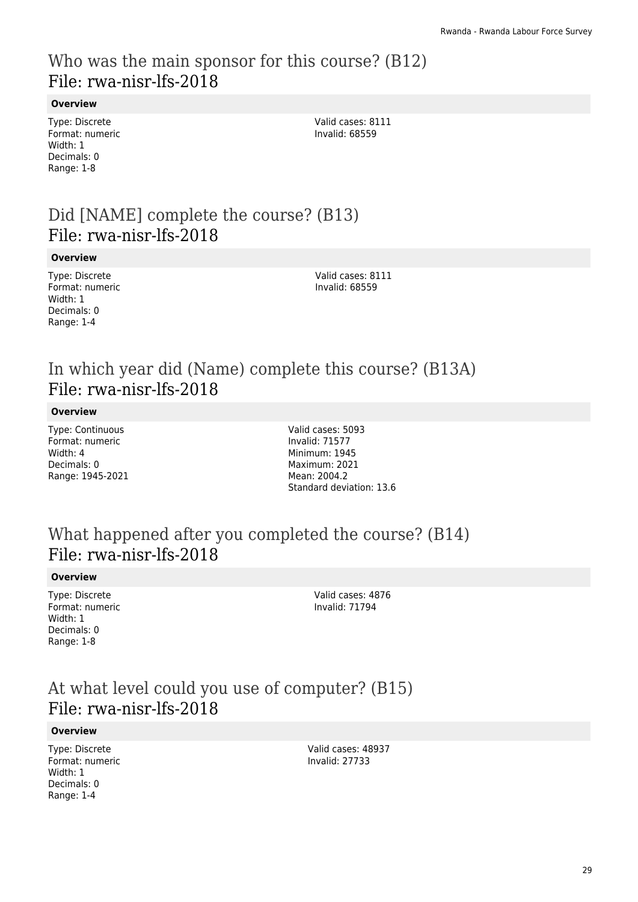## Who was the main sponsor for this course? (B12)
## File: rwa-nisr-lfs-2018

**Overview**

Type: Discrete
Format: numeric
Width: 1
Decimals: 0
Range: 1-8

Valid cases: 8111
Invalid: 68559

## Did [NAME] complete the course? (B13)
## File: rwa-nisr-lfs-2018

**Overview**

Type: Discrete
Format: numeric
Width: 1
Decimals: 0
Range: 1-4

Valid cases: 8111
Invalid: 68559

## In which year did (Name) complete this course? (B13A)
## File: rwa-nisr-lfs-2018

**Overview**

Type: Continuous
Format: numeric
Width: 4
Decimals: 0
Range: 1945-2021

Valid cases: 5093
Invalid: 71577
Minimum: 1945
Maximum: 2021
Mean: 2004.2
Standard deviation: 13.6

## What happened after you completed the course? (B14)
## File: rwa-nisr-lfs-2018

**Overview**

Type: Discrete
Format: numeric
Width: 1
Decimals: 0
Range: 1-8

Valid cases: 4876
Invalid: 71794

## At what level could you use of computer? (B15)
## File: rwa-nisr-lfs-2018

**Overview**

Type: Discrete
Format: numeric
Width: 1
Decimals: 0
Range: 1-4

Valid cases: 48937
Invalid: 27733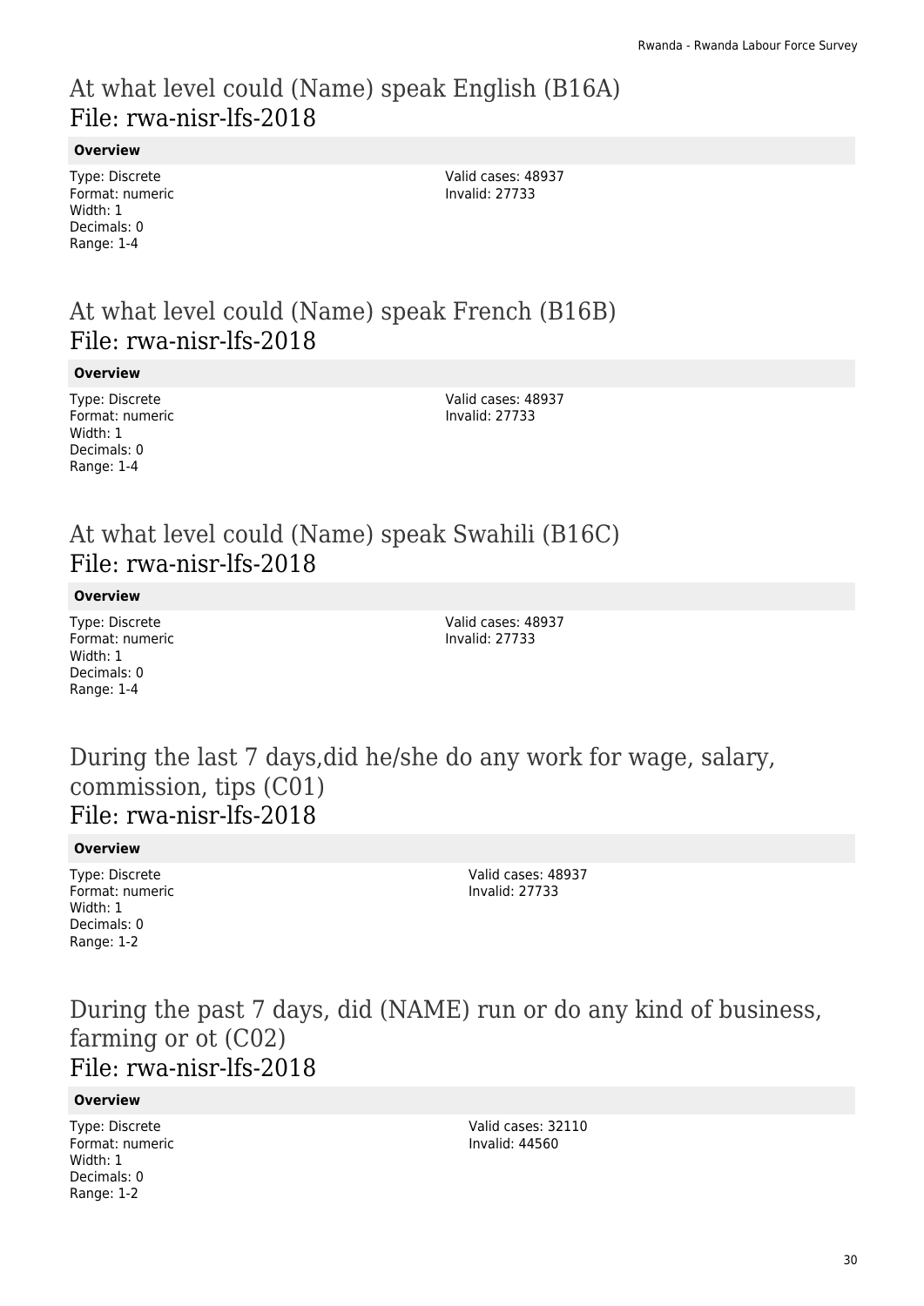# At what level could (Name) speak English (B16A)
File: rwa-nisr-lfs-2018

**Overview**

Type: Discrete
Format: numeric
Width: 1
Decimals: 0
Range: 1-4

Valid cases: 48937
Invalid: 27733

# At what level could (Name) speak French (B16B)
File: rwa-nisr-lfs-2018

**Overview**

Type: Discrete
Format: numeric
Width: 1
Decimals: 0
Range: 1-4

Valid cases: 48937
Invalid: 27733

# At what level could (Name) speak Swahili (B16C)
File: rwa-nisr-lfs-2018

**Overview**

Type: Discrete
Format: numeric
Width: 1
Decimals: 0
Range: 1-4

Valid cases: 48937
Invalid: 27733

# During the last 7 days,did he/she do any work for wage, salary, commission, tips (C01)
File: rwa-nisr-lfs-2018

**Overview**

Type: Discrete
Format: numeric
Width: 1
Decimals: 0
Range: 1-2

Valid cases: 48937
Invalid: 27733

# During the past 7 days, did (NAME) run or do any kind of business, farming or ot (C02)
File: rwa-nisr-lfs-2018

**Overview**

Type: Discrete
Format: numeric
Width: 1
Decimals: 0
Range: 1-2

Valid cases: 32110
Invalid: 44560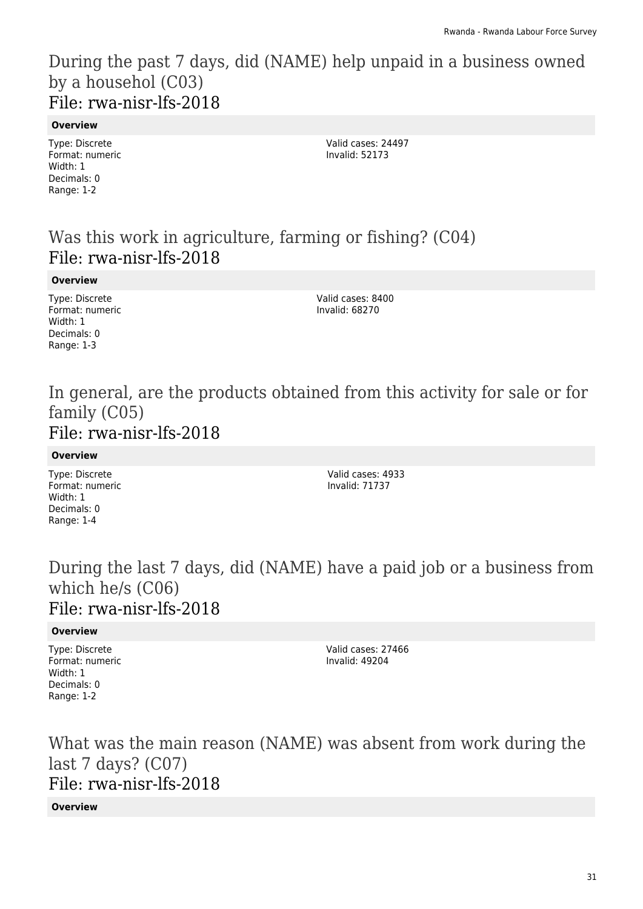## During the past 7 days, did (NAME) help unpaid in a business owned by a househol (C03)
### File: rwa-nisr-lfs-2018

**Overview**

Type: Discrete
Format: numeric
Width: 1
Decimals: 0
Range: 1-2

Valid cases: 24497
Invalid: 52173

## Was this work in agriculture, farming or fishing? (C04)
### File: rwa-nisr-lfs-2018

**Overview**

Type: Discrete
Format: numeric
Width: 1
Decimals: 0
Range: 1-3

Valid cases: 8400
Invalid: 68270

## In general, are the products obtained from this activity for sale or for family (C05)
### File: rwa-nisr-lfs-2018

**Overview**

Type: Discrete
Format: numeric
Width: 1
Decimals: 0
Range: 1-4

Valid cases: 4933
Invalid: 71737

## During the last 7 days, did (NAME) have a paid job or a business from which he/s (C06)
### File: rwa-nisr-lfs-2018

**Overview**

Type: Discrete
Format: numeric
Width: 1
Decimals: 0
Range: 1-2

Valid cases: 27466
Invalid: 49204

## What was the main reason (NAME) was absent from work during the last 7 days? (C07)
### File: rwa-nisr-lfs-2018

**Overview**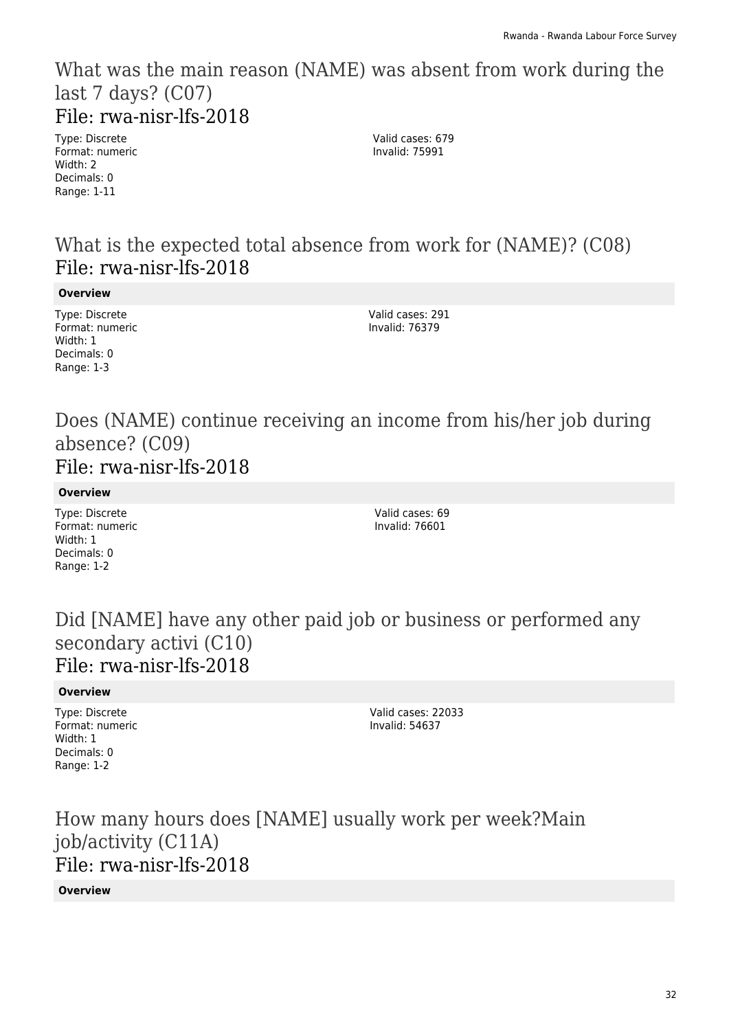## What was the main reason (NAME) was absent from work during the last 7 days? (C07)
## File: rwa-nisr-lfs-2018

Type: Discrete
Format: numeric
Width: 2
Decimals: 0
Range: 1-11

Valid cases: 679
Invalid: 75991

## What is the expected total absence from work for (NAME)? (C08)
## File: rwa-nisr-lfs-2018

**Overview**

Type: Discrete
Format: numeric
Width: 1
Decimals: 0
Range: 1-3

Valid cases: 291
Invalid: 76379

## Does (NAME) continue receiving an income from his/her job during absence? (C09)
## File: rwa-nisr-lfs-2018

**Overview**

Type: Discrete
Format: numeric
Width: 1
Decimals: 0
Range: 1-2

Valid cases: 69
Invalid: 76601

## Did [NAME] have any other paid job or business or performed any secondary activi (C10)
## File: rwa-nisr-lfs-2018

**Overview**

Type: Discrete
Format: numeric
Width: 1
Decimals: 0
Range: 1-2

Valid cases: 22033
Invalid: 54637

## How many hours does [NAME] usually work per week?Main job/activity (C11A)
## File: rwa-nisr-lfs-2018

**Overview**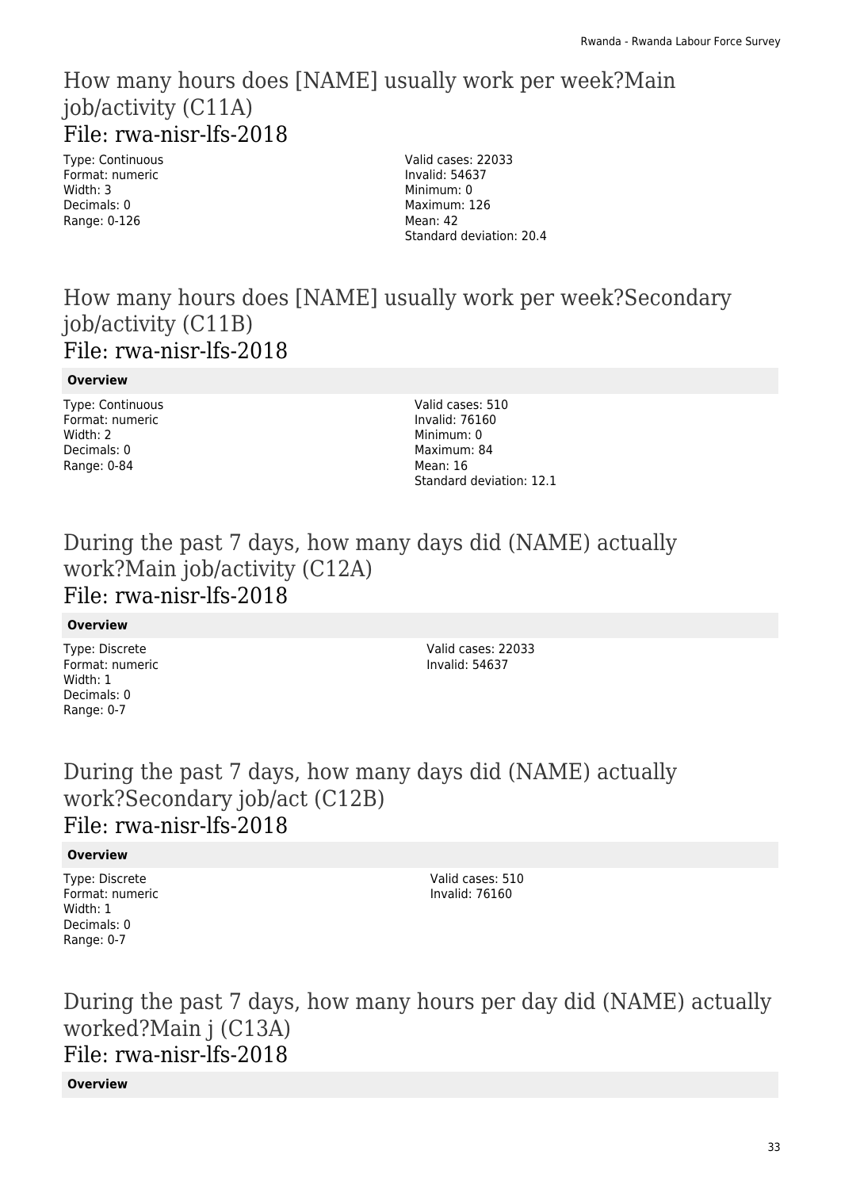## How many hours does [NAME] usually work per week?Main job/activity (C11A)
### File: rwa-nisr-lfs-2018

Type: Continuous
Format: numeric
Width: 3
Decimals: 0
Range: 0-126

Valid cases: 22033
Invalid: 54637
Minimum: 0
Maximum: 126
Mean: 42
Standard deviation: 20.4

## How many hours does [NAME] usually work per week?Secondary job/activity (C11B)
### File: rwa-nisr-lfs-2018

**Overview**

Type: Continuous
Format: numeric
Width: 2
Decimals: 0
Range: 0-84

Valid cases: 510
Invalid: 76160
Minimum: 0
Maximum: 84
Mean: 16
Standard deviation: 12.1

## During the past 7 days, how many days did (NAME) actually work?Main job/activity (C12A)
### File: rwa-nisr-lfs-2018

**Overview**

Type: Discrete
Format: numeric
Width: 1
Decimals: 0
Range: 0-7

Valid cases: 22033
Invalid: 54637

## During the past 7 days, how many days did (NAME) actually work?Secondary job/act (C12B)
### File: rwa-nisr-lfs-2018

**Overview**

Type: Discrete
Format: numeric
Width: 1
Decimals: 0
Range: 0-7

Valid cases: 510
Invalid: 76160

## During the past 7 days, how many hours per day did (NAME) actually worked?Main j (C13A)
### File: rwa-nisr-lfs-2018

**Overview**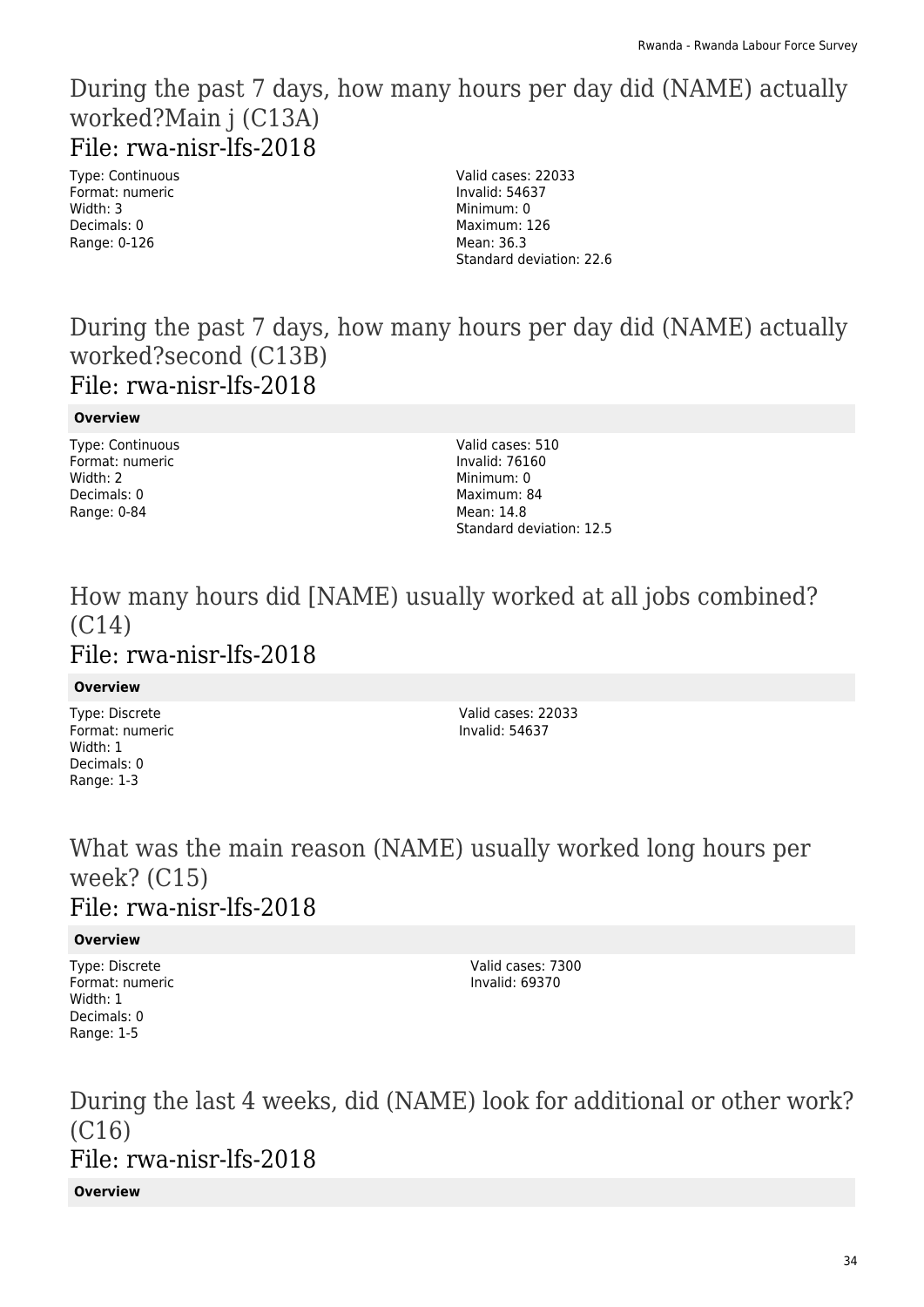## During the past 7 days, how many hours per day did (NAME) actually worked?Main j (C13A)
### File: rwa-nisr-lfs-2018

Type: Continuous
Format: numeric
Width: 3
Decimals: 0
Range: 0-126

Valid cases: 22033
Invalid: 54637
Minimum: 0
Maximum: 126
Mean: 36.3
Standard deviation: 22.6

## During the past 7 days, how many hours per day did (NAME) actually worked?second (C13B)
### File: rwa-nisr-lfs-2018

**Overview**

Type: Continuous
Format: numeric
Width: 2
Decimals: 0
Range: 0-84

Valid cases: 510
Invalid: 76160
Minimum: 0
Maximum: 84
Mean: 14.8
Standard deviation: 12.5

## How many hours did [NAME) usually worked at all jobs combined? (C14)
### File: rwa-nisr-lfs-2018

**Overview**

Type: Discrete
Format: numeric
Width: 1
Decimals: 0
Range: 1-3

Valid cases: 22033
Invalid: 54637

## What was the main reason (NAME) usually worked long hours per week? (C15)
### File: rwa-nisr-lfs-2018

**Overview**

Type: Discrete
Format: numeric
Width: 1
Decimals: 0
Range: 1-5

Valid cases: 7300
Invalid: 69370

## During the last 4 weeks, did (NAME) look for additional or other work? (C16)
### File: rwa-nisr-lfs-2018

**Overview**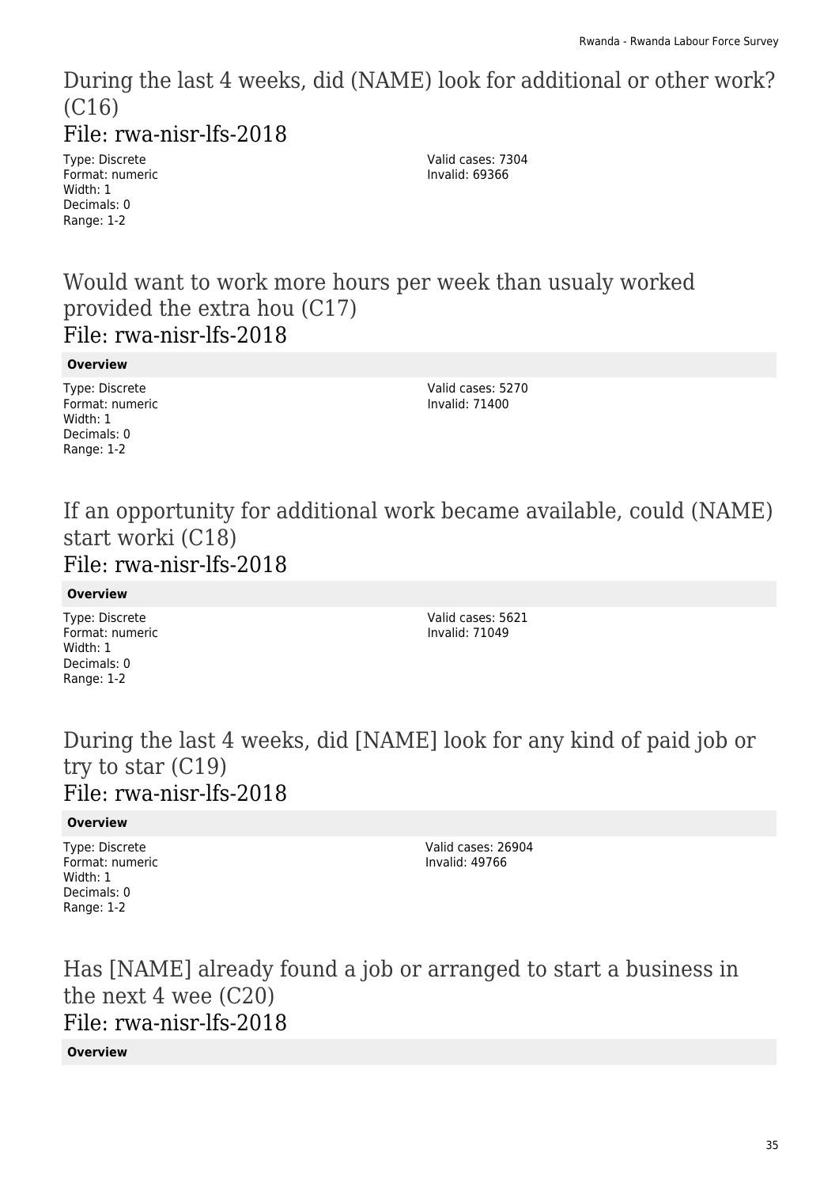## During the last 4 weeks, did (NAME) look for additional or other work? (C16)

### File: rwa-nisr-lfs-2018

Type: Discrete
Format: numeric
Width: 1
Decimals: 0
Range: 1-2

Valid cases: 7304
Invalid: 69366

## Would want to work more hours per week than usualy worked provided the extra hou (C17)

### File: rwa-nisr-lfs-2018

**Overview**

Type: Discrete
Format: numeric
Width: 1
Decimals: 0
Range: 1-2

Valid cases: 5270
Invalid: 71400

## If an opportunity for additional work became available, could (NAME) start worki (C18)

### File: rwa-nisr-lfs-2018

**Overview**

Type: Discrete
Format: numeric
Width: 1
Decimals: 0
Range: 1-2

Valid cases: 5621
Invalid: 71049

## During the last 4 weeks, did [NAME] look for any kind of paid job or try to star (C19)

### File: rwa-nisr-lfs-2018

**Overview**

Type: Discrete
Format: numeric
Width: 1
Decimals: 0
Range: 1-2

Valid cases: 26904
Invalid: 49766

## Has [NAME] already found a job or arranged to start a business in the next 4 wee (C20)

### File: rwa-nisr-lfs-2018

**Overview**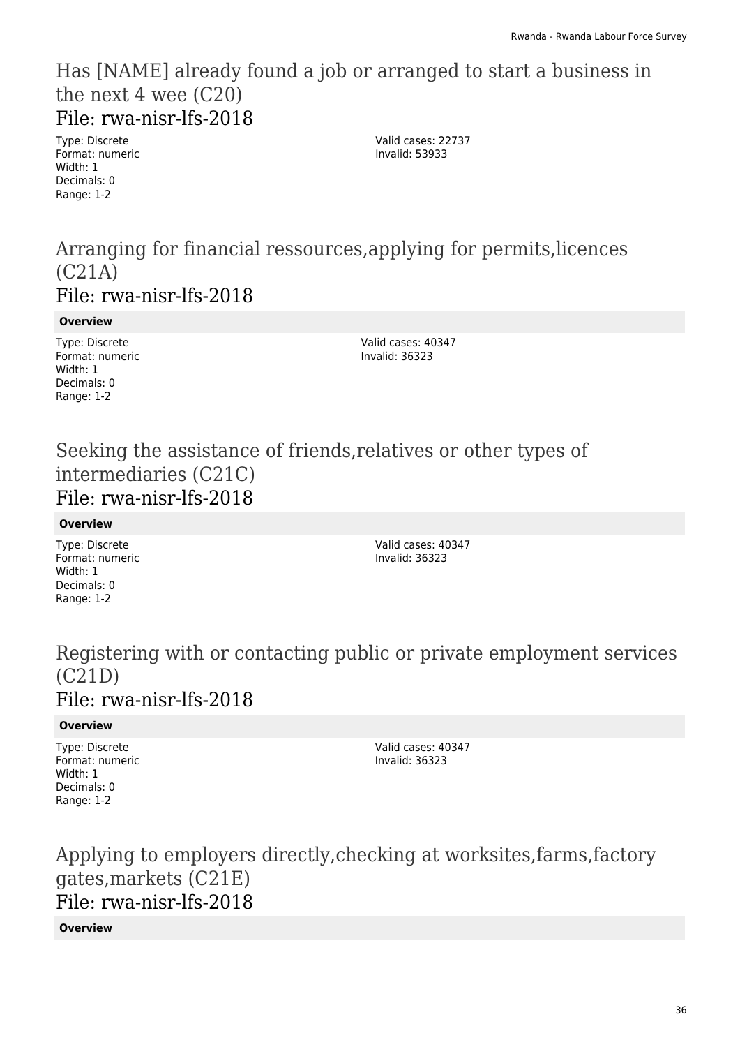## Has [NAME] already found a job or arranged to start a business in the next 4 wee (C20)

### File: rwa-nisr-lfs-2018

Type: Discrete
Format: numeric
Width: 1
Decimals: 0
Range: 1-2

Valid cases: 22737
Invalid: 53933

## Arranging for financial ressources,applying for permits,licences (C21A)

### File: rwa-nisr-lfs-2018

**Overview**

Type: Discrete
Format: numeric
Width: 1
Decimals: 0
Range: 1-2

Valid cases: 40347
Invalid: 36323

## Seeking the assistance of friends,relatives or other types of intermediaries (C21C)

### File: rwa-nisr-lfs-2018

**Overview**

Type: Discrete
Format: numeric
Width: 1
Decimals: 0
Range: 1-2

Valid cases: 40347
Invalid: 36323

## Registering with or contacting public or private employment services (C21D)

### File: rwa-nisr-lfs-2018

**Overview**

Type: Discrete
Format: numeric
Width: 1
Decimals: 0
Range: 1-2

Valid cases: 40347
Invalid: 36323

## Applying to employers directly,checking at worksites,farms,factory gates,markets (C21E)

### File: rwa-nisr-lfs-2018

**Overview**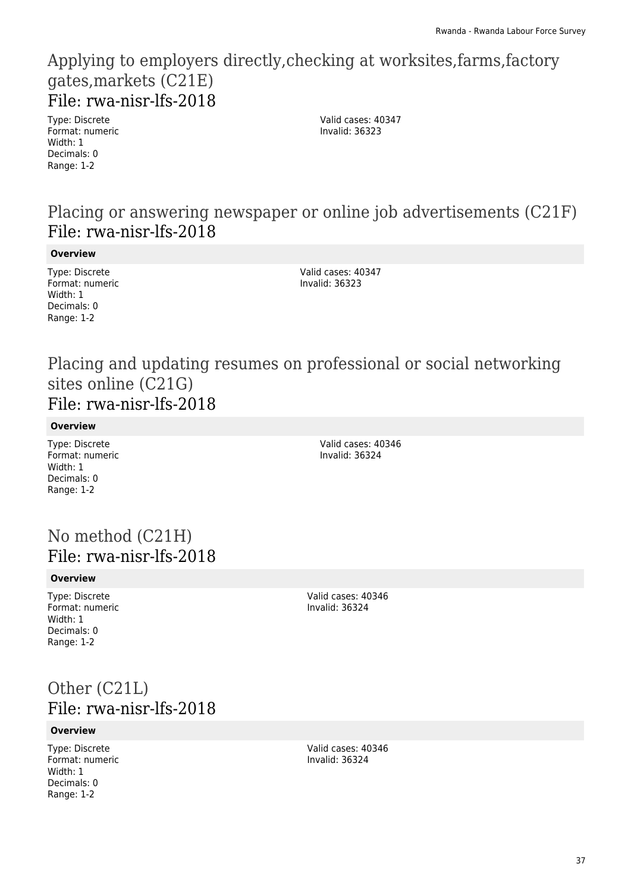# Applying to employers directly,checking at worksites,farms,factory gates,markets (C21E)

## File: rwa-nisr-lfs-2018

Type: Discrete
Format: numeric
Width: 1
Decimals: 0
Range: 1-2

Valid cases: 40347
Invalid: 36323

# Placing or answering newspaper or online job advertisements (C21F)

## File: rwa-nisr-lfs-2018

**Overview**

Type: Discrete
Format: numeric
Width: 1
Decimals: 0
Range: 1-2

Valid cases: 40347
Invalid: 36323

# Placing and updating resumes on professional or social networking sites online (C21G)

## File: rwa-nisr-lfs-2018

**Overview**

Type: Discrete
Format: numeric
Width: 1
Decimals: 0
Range: 1-2

Valid cases: 40346
Invalid: 36324

# No method (C21H)

## File: rwa-nisr-lfs-2018

**Overview**

Type: Discrete
Format: numeric
Width: 1
Decimals: 0
Range: 1-2

Valid cases: 40346
Invalid: 36324

# Other (C21L)

## File: rwa-nisr-lfs-2018

**Overview**

Type: Discrete
Format: numeric
Width: 1
Decimals: 0
Range: 1-2

Valid cases: 40346
Invalid: 36324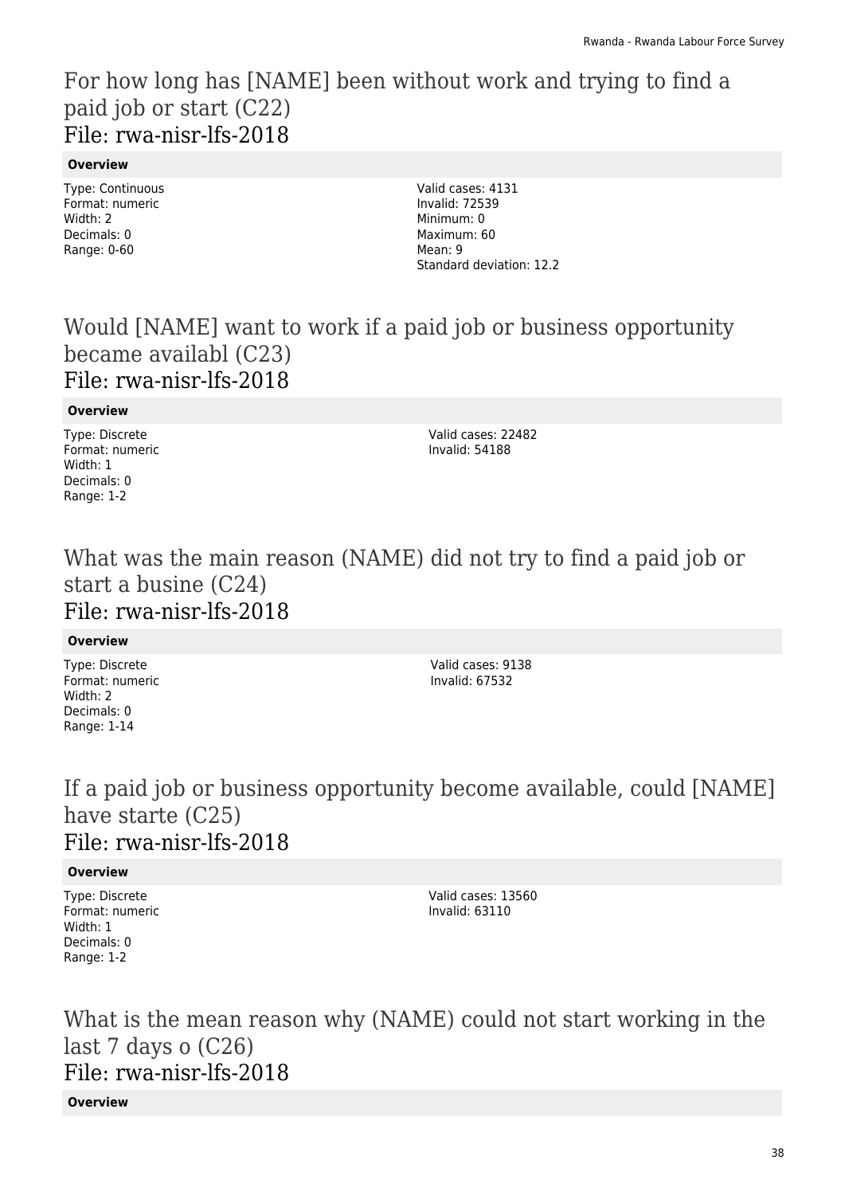## For how long has [NAME] been without work and trying to find a paid job or start (C22)

File: rwa-nisr-lfs-2018

**Overview**

Type: Continuous
Format: numeric
Width: 2
Decimals: 0
Range: 0-60

Valid cases: 4131
Invalid: 72539
Minimum: 0
Maximum: 60
Mean: 9
Standard deviation: 12.2

## Would [NAME] want to work if a paid job or business opportunity became availabl (C23)

File: rwa-nisr-lfs-2018

**Overview**

Type: Discrete
Format: numeric
Width: 1
Decimals: 0
Range: 1-2

Valid cases: 22482
Invalid: 54188

## What was the main reason (NAME) did not try to find a paid job or start a busine (C24)

File: rwa-nisr-lfs-2018

**Overview**

Type: Discrete
Format: numeric
Width: 2
Decimals: 0
Range: 1-14

Valid cases: 9138
Invalid: 67532

## If a paid job or business opportunity become available, could [NAME] have starte (C25)

File: rwa-nisr-lfs-2018

**Overview**

Type: Discrete
Format: numeric
Width: 1
Decimals: 0
Range: 1-2

Valid cases: 13560
Invalid: 63110

## What is the mean reason why (NAME) could not start working in the last 7 days o (C26)

File: rwa-nisr-lfs-2018

**Overview**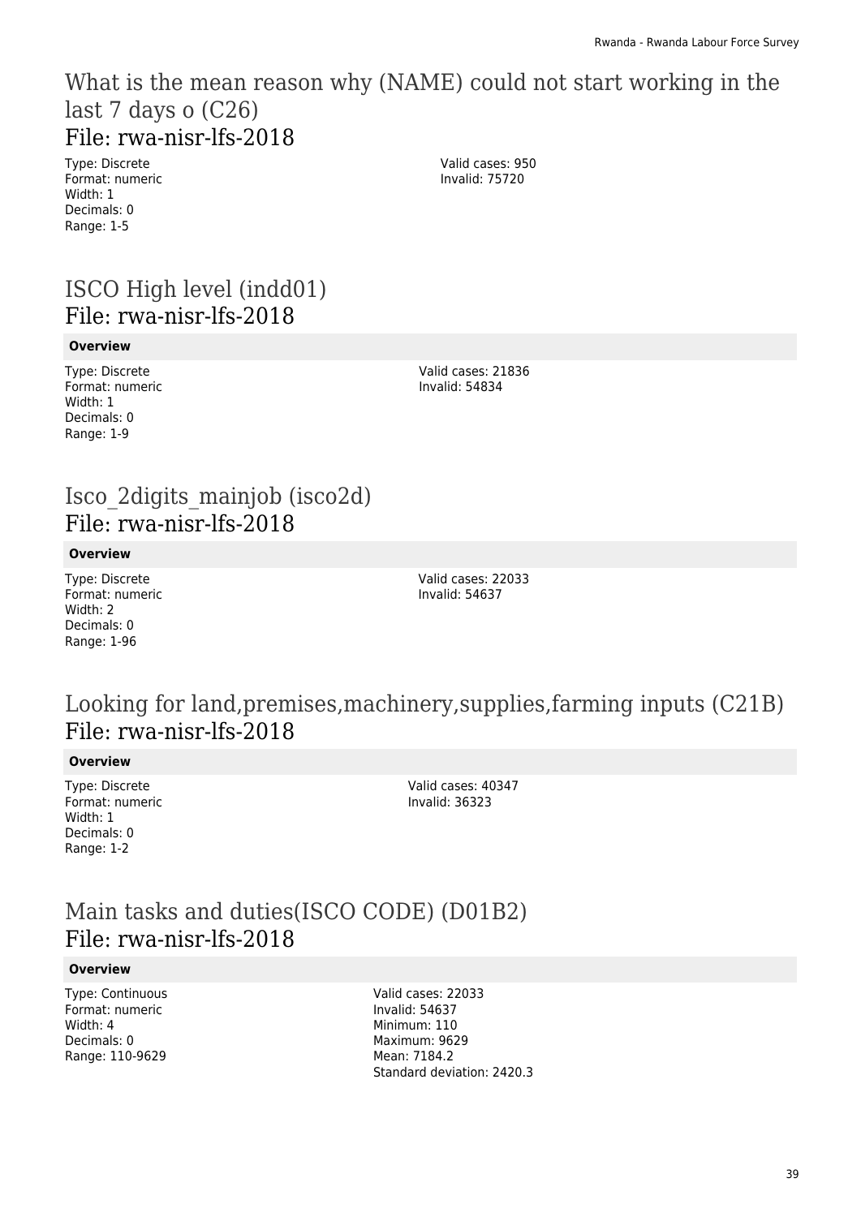## What is the mean reason why (NAME) could not start working in the last 7 days o (C26)
### File: rwa-nisr-lfs-2018

Type: Discrete
Format: numeric
Width: 1
Decimals: 0
Range: 1-5

Valid cases: 950
Invalid: 75720

## ISCO High level (indd01)
### File: rwa-nisr-lfs-2018

**Overview**

Type: Discrete
Format: numeric
Width: 1
Decimals: 0
Range: 1-9

Valid cases: 21836
Invalid: 54834

## Isco_2digits_mainjob (isco2d)
### File: rwa-nisr-lfs-2018

**Overview**

Type: Discrete
Format: numeric
Width: 2
Decimals: 0
Range: 1-96

Valid cases: 22033
Invalid: 54637

## Looking for land,premises,machinery,supplies,farming inputs (C21B)
### File: rwa-nisr-lfs-2018

**Overview**

Type: Discrete
Format: numeric
Width: 1
Decimals: 0
Range: 1-2

Valid cases: 40347
Invalid: 36323

## Main tasks and duties(ISCO CODE) (D01B2)
### File: rwa-nisr-lfs-2018

**Overview**

Type: Continuous
Format: numeric
Width: 4
Decimals: 0
Range: 110-9629

Valid cases: 22033
Invalid: 54637
Minimum: 110
Maximum: 9629
Mean: 7184.2
Standard deviation: 2420.3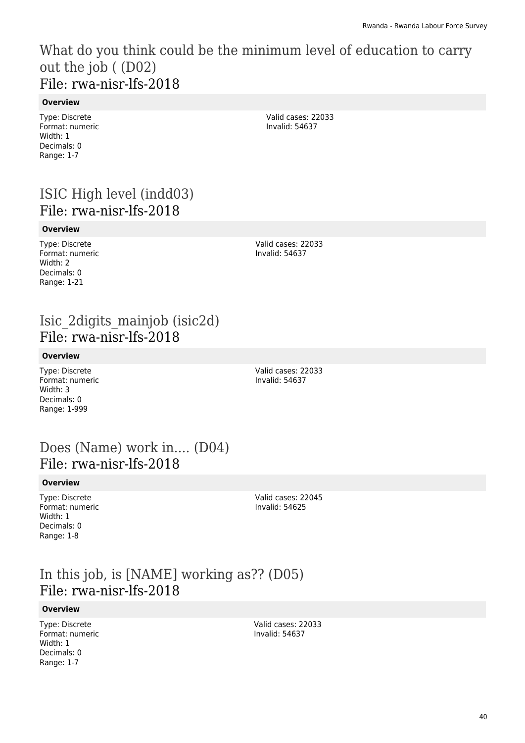## What do you think could be the minimum level of education to carry out the job ( (D02)

File: rwa-nisr-lfs-2018

**Overview**

Type: Discrete
Format: numeric
Width: 1
Decimals: 0
Range: 1-7

Valid cases: 22033
Invalid: 54637

## ISIC High level (indd03)

File: rwa-nisr-lfs-2018

**Overview**

Type: Discrete
Format: numeric
Width: 2
Decimals: 0
Range: 1-21

Valid cases: 22033
Invalid: 54637

## Isic_2digits_mainjob (isic2d)

File: rwa-nisr-lfs-2018

**Overview**

Type: Discrete
Format: numeric
Width: 3
Decimals: 0
Range: 1-999

Valid cases: 22033
Invalid: 54637

## Does (Name) work in.... (D04)

File: rwa-nisr-lfs-2018

**Overview**

Type: Discrete
Format: numeric
Width: 1
Decimals: 0
Range: 1-8

Valid cases: 22045
Invalid: 54625

## In this job, is [NAME] working as?? (D05)

File: rwa-nisr-lfs-2018

**Overview**

Type: Discrete
Format: numeric
Width: 1
Decimals: 0
Range: 1-7

Valid cases: 22033
Invalid: 54637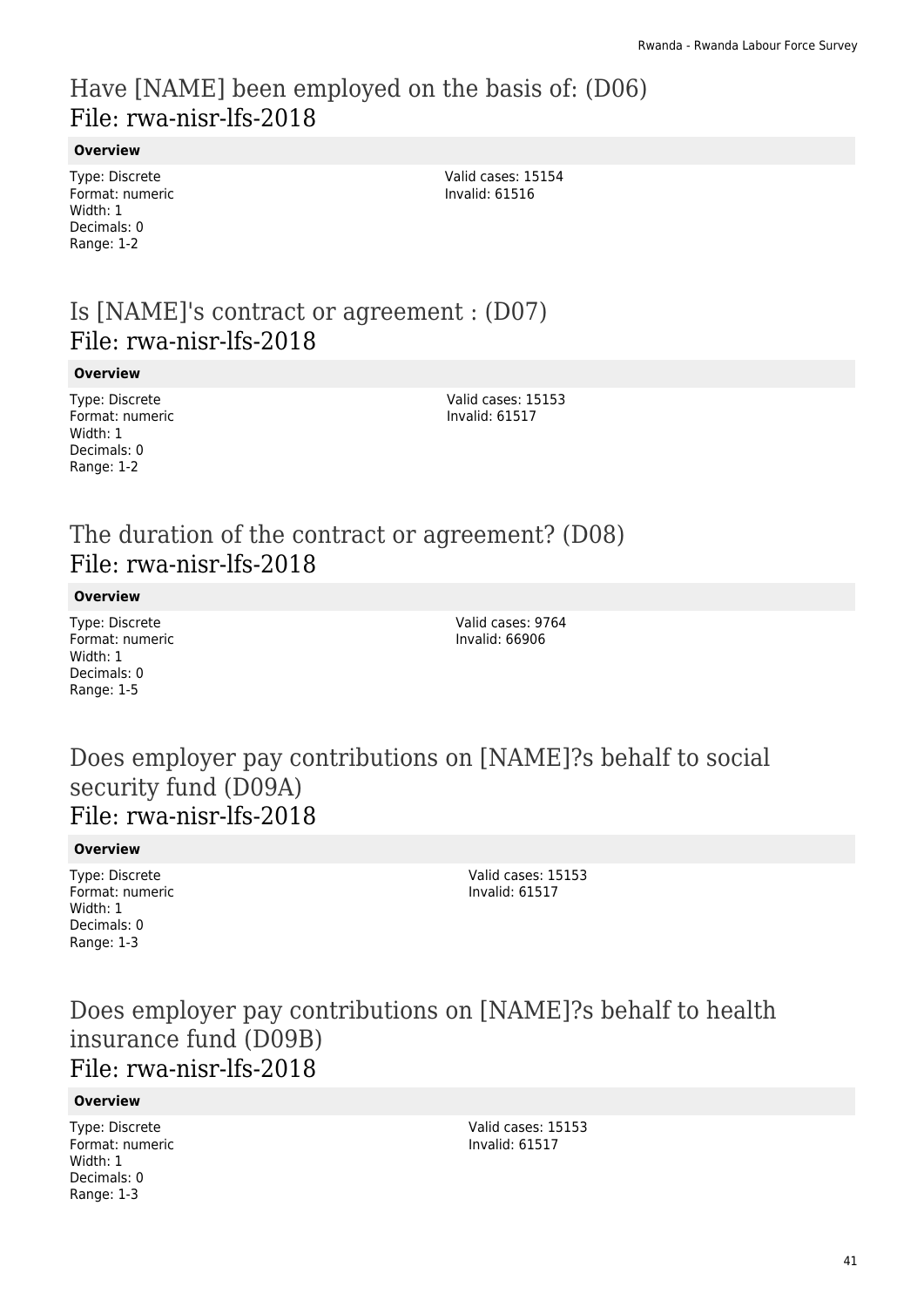## Have [NAME] been employed on the basis of: (D06)
File: rwa-nisr-lfs-2018

**Overview**

Type: Discrete
Format: numeric
Width: 1
Decimals: 0
Range: 1-2

Valid cases: 15154
Invalid: 61516

## Is [NAME]'s contract or agreement : (D07)
File: rwa-nisr-lfs-2018

**Overview**

Type: Discrete
Format: numeric
Width: 1
Decimals: 0
Range: 1-2

Valid cases: 15153
Invalid: 61517

## The duration of the contract or agreement? (D08)
File: rwa-nisr-lfs-2018

**Overview**

Type: Discrete
Format: numeric
Width: 1
Decimals: 0
Range: 1-5

Valid cases: 9764
Invalid: 66906

## Does employer pay contributions on [NAME]?s behalf to social security fund (D09A)
File: rwa-nisr-lfs-2018

**Overview**

Type: Discrete
Format: numeric
Width: 1
Decimals: 0
Range: 1-3

Valid cases: 15153
Invalid: 61517

## Does employer pay contributions on [NAME]?s behalf to health insurance fund (D09B)
File: rwa-nisr-lfs-2018

**Overview**

Type: Discrete
Format: numeric
Width: 1
Decimals: 0
Range: 1-3

Valid cases: 15153
Invalid: 61517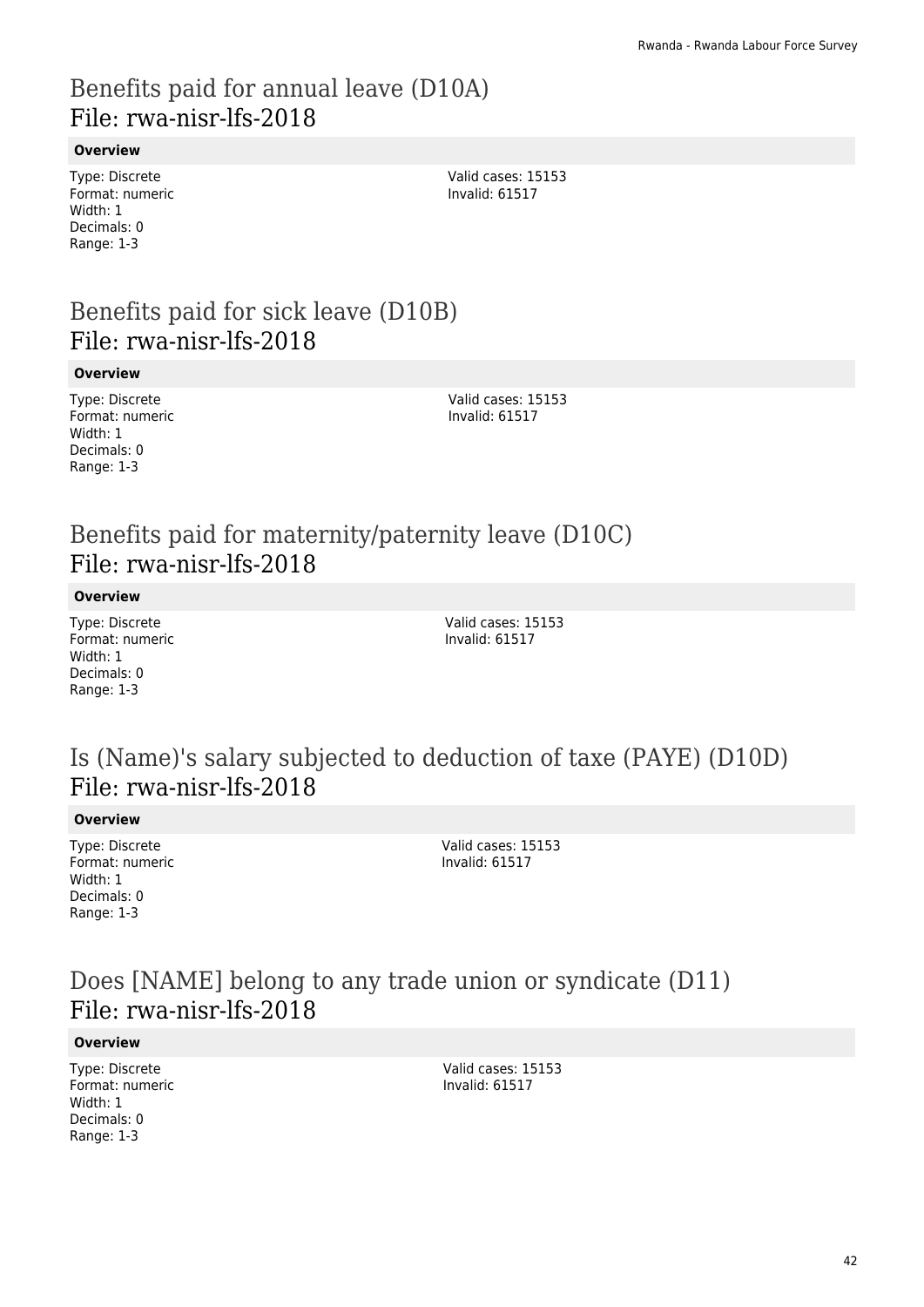# Benefits paid for annual leave (D10A)
# File: rwa-nisr-lfs-2018

**Overview**

Type: Discrete
Format: numeric
Width: 1
Decimals: 0
Range: 1-3

Valid cases: 15153
Invalid: 61517

# Benefits paid for sick leave (D10B)
# File: rwa-nisr-lfs-2018

**Overview**

Type: Discrete
Format: numeric
Width: 1
Decimals: 0
Range: 1-3

Valid cases: 15153
Invalid: 61517

# Benefits paid for maternity/paternity leave (D10C)
# File: rwa-nisr-lfs-2018

**Overview**

Type: Discrete
Format: numeric
Width: 1
Decimals: 0
Range: 1-3

Valid cases: 15153
Invalid: 61517

# Is (Name)'s salary subjected to deduction of taxe (PAYE) (D10D)
# File: rwa-nisr-lfs-2018

**Overview**

Type: Discrete
Format: numeric
Width: 1
Decimals: 0
Range: 1-3

Valid cases: 15153
Invalid: 61517

# Does [NAME] belong to any trade union or syndicate (D11)
# File: rwa-nisr-lfs-2018

**Overview**

Type: Discrete
Format: numeric
Width: 1
Decimals: 0
Range: 1-3

Valid cases: 15153
Invalid: 61517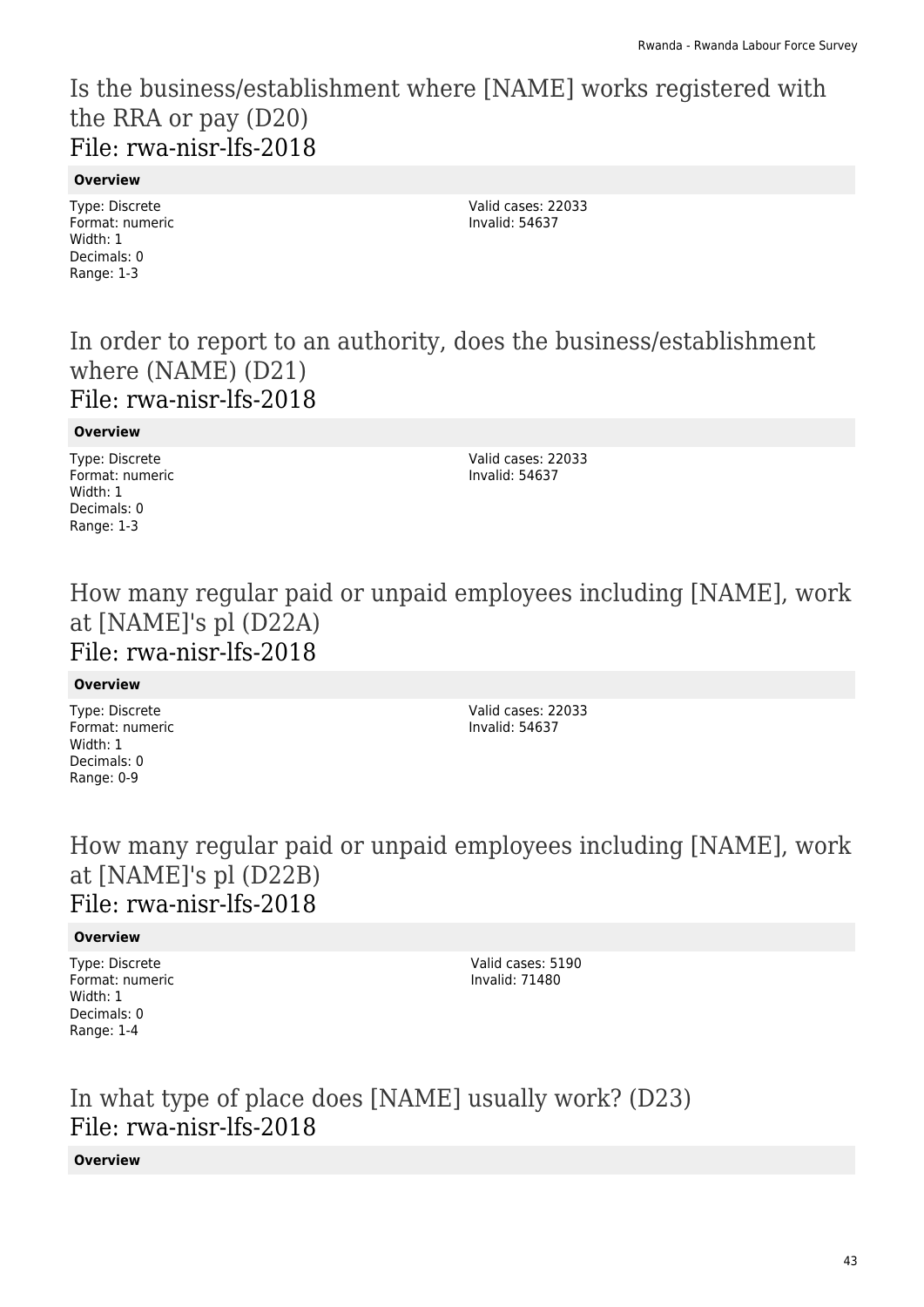## Is the business/establishment where [NAME] works registered with the RRA or pay (D20)
## File: rwa-nisr-lfs-2018

**Overview**

Type: Discrete
Format: numeric
Width: 1
Decimals: 0
Range: 1-3

Valid cases: 22033
Invalid: 54637

## In order to report to an authority, does the business/establishment where (NAME) (D21)
## File: rwa-nisr-lfs-2018

**Overview**

Type: Discrete
Format: numeric
Width: 1
Decimals: 0
Range: 1-3

Valid cases: 22033
Invalid: 54637

## How many regular paid or unpaid employees including [NAME], work at [NAME]'s pl (D22A)
## File: rwa-nisr-lfs-2018

**Overview**

Type: Discrete
Format: numeric
Width: 1
Decimals: 0
Range: 0-9

Valid cases: 22033
Invalid: 54637

## How many regular paid or unpaid employees including [NAME], work at [NAME]'s pl (D22B)
## File: rwa-nisr-lfs-2018

**Overview**

Type: Discrete
Format: numeric
Width: 1
Decimals: 0
Range: 1-4

Valid cases: 5190
Invalid: 71480

## In what type of place does [NAME] usually work? (D23)
## File: rwa-nisr-lfs-2018

**Overview**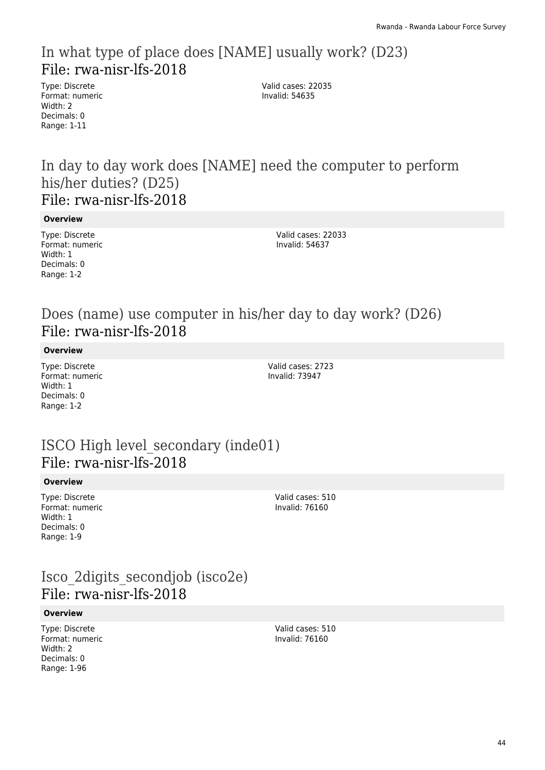## In what type of place does [NAME] usually work? (D23)
## File: rwa-nisr-lfs-2018

Type: Discrete
Format: numeric
Width: 2
Decimals: 0
Range: 1-11

Valid cases: 22035
Invalid: 54635

## In day to day work does [NAME] need the computer to perform his/her duties? (D25)
## File: rwa-nisr-lfs-2018

**Overview**

Type: Discrete
Format: numeric
Width: 1
Decimals: 0
Range: 1-2

Valid cases: 22033
Invalid: 54637

## Does (name) use computer in his/her day to day work? (D26)
## File: rwa-nisr-lfs-2018

**Overview**

Type: Discrete
Format: numeric
Width: 1
Decimals: 0
Range: 1-2

Valid cases: 2723
Invalid: 73947

## ISCO High level_secondary (inde01)
## File: rwa-nisr-lfs-2018

**Overview**

Type: Discrete
Format: numeric
Width: 1
Decimals: 0
Range: 1-9

Valid cases: 510
Invalid: 76160

## Isco_2digits_secondjob (isco2e)
## File: rwa-nisr-lfs-2018

**Overview**

Type: Discrete
Format: numeric
Width: 2
Decimals: 0
Range: 1-96

Valid cases: 510
Invalid: 76160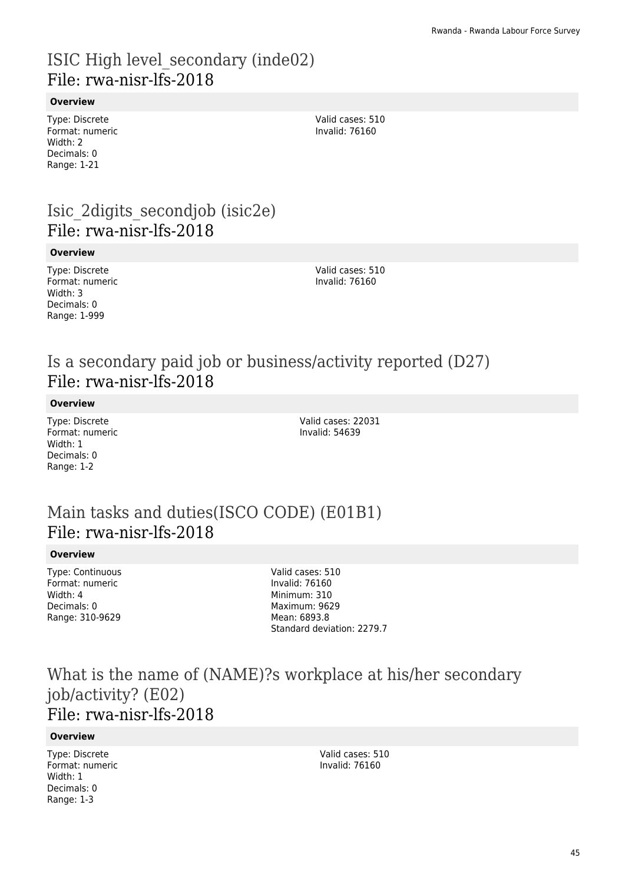## ISIC High level_secondary (inde02)
File: rwa-nisr-lfs-2018

**Overview**

Type: Discrete
Format: numeric
Width: 2
Decimals: 0
Range: 1-21

Valid cases: 510
Invalid: 76160

## Isic_2digits_secondjob (isic2e)
File: rwa-nisr-lfs-2018

**Overview**

Type: Discrete
Format: numeric
Width: 3
Decimals: 0
Range: 1-999

Valid cases: 510
Invalid: 76160

## Is a secondary paid job or business/activity reported (D27)
File: rwa-nisr-lfs-2018

**Overview**

Type: Discrete
Format: numeric
Width: 1
Decimals: 0
Range: 1-2

Valid cases: 22031
Invalid: 54639

## Main tasks and duties(ISCO CODE) (E01B1)
File: rwa-nisr-lfs-2018

**Overview**

Type: Continuous
Format: numeric
Width: 4
Decimals: 0
Range: 310-9629

Valid cases: 510
Invalid: 76160
Minimum: 310
Maximum: 9629
Mean: 6893.8
Standard deviation: 2279.7

## What is the name of (NAME)?s workplace at his/her secondary job/activity? (E02)
File: rwa-nisr-lfs-2018

**Overview**

Type: Discrete
Format: numeric
Width: 1
Decimals: 0
Range: 1-3

Valid cases: 510
Invalid: 76160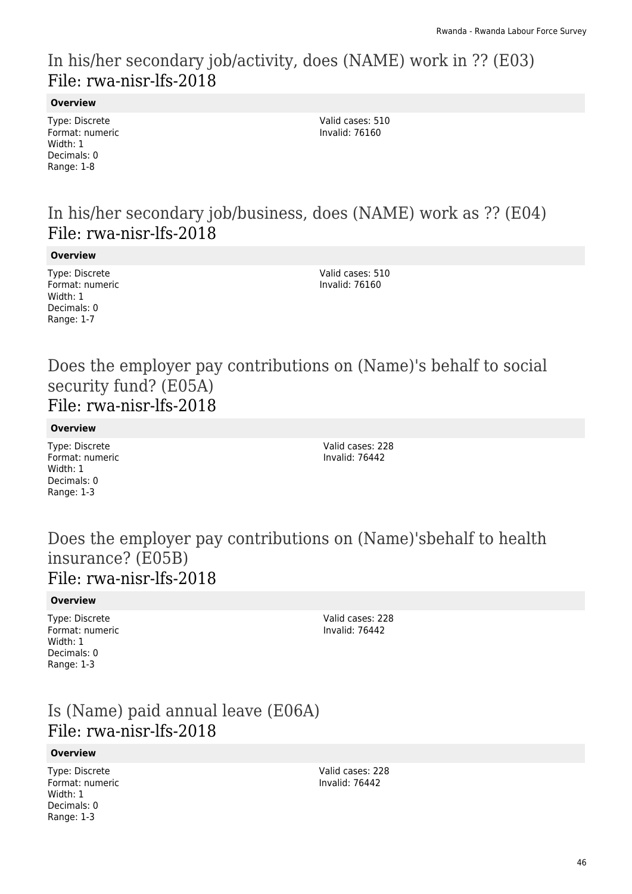## In his/her secondary job/activity, does (NAME) work in ?? (E03)
File: rwa-nisr-lfs-2018

**Overview**

Type: Discrete
Format: numeric
Width: 1
Decimals: 0
Range: 1-8

Valid cases: 510
Invalid: 76160

## In his/her secondary job/business, does (NAME) work as ?? (E04)
File: rwa-nisr-lfs-2018

**Overview**

Type: Discrete
Format: numeric
Width: 1
Decimals: 0
Range: 1-7

Valid cases: 510
Invalid: 76160

## Does the employer pay contributions on (Name)'s behalf to social security fund? (E05A)
File: rwa-nisr-lfs-2018

**Overview**

Type: Discrete
Format: numeric
Width: 1
Decimals: 0
Range: 1-3

Valid cases: 228
Invalid: 76442

## Does the employer pay contributions on (Name)'sbehalf to health insurance? (E05B)
File: rwa-nisr-lfs-2018

**Overview**

Type: Discrete
Format: numeric
Width: 1
Decimals: 0
Range: 1-3

Valid cases: 228
Invalid: 76442

## Is (Name) paid annual leave (E06A)
File: rwa-nisr-lfs-2018

**Overview**

Type: Discrete
Format: numeric
Width: 1
Decimals: 0
Range: 1-3

Valid cases: 228
Invalid: 76442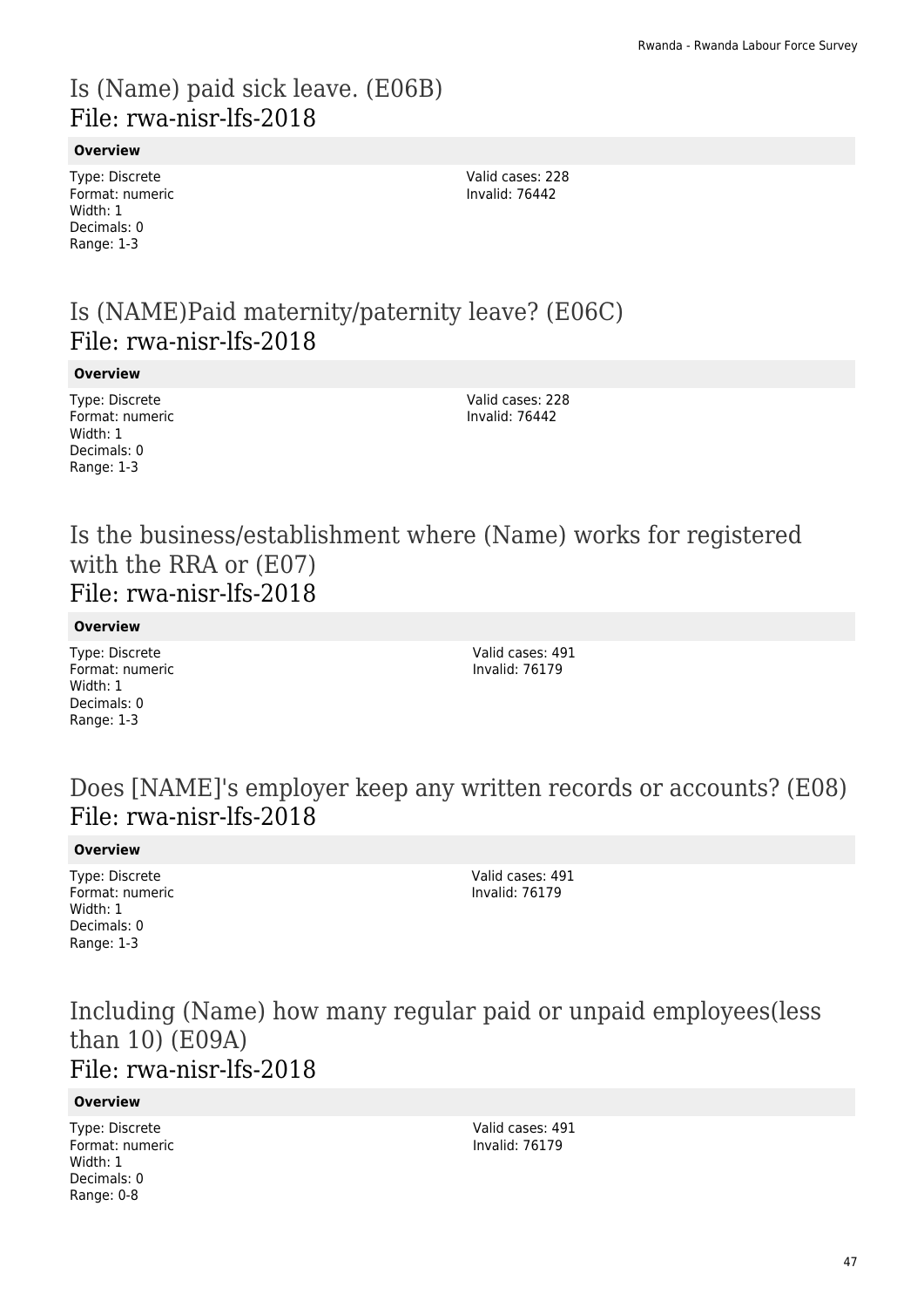## Is (Name) paid sick leave. (E06B)
File: rwa-nisr-lfs-2018

**Overview**

Type: Discrete
Format: numeric
Width: 1
Decimals: 0
Range: 1-3

Valid cases: 228
Invalid: 76442

## Is (NAME)Paid maternity/paternity leave? (E06C)
File: rwa-nisr-lfs-2018

**Overview**

Type: Discrete
Format: numeric
Width: 1
Decimals: 0
Range: 1-3

Valid cases: 228
Invalid: 76442

## Is the business/establishment where (Name) works for registered with the RRA or (E07)
File: rwa-nisr-lfs-2018

**Overview**

Type: Discrete
Format: numeric
Width: 1
Decimals: 0
Range: 1-3

Valid cases: 491
Invalid: 76179

## Does [NAME]'s employer keep any written records or accounts? (E08)
File: rwa-nisr-lfs-2018

**Overview**

Type: Discrete
Format: numeric
Width: 1
Decimals: 0
Range: 1-3

Valid cases: 491
Invalid: 76179

## Including (Name) how many regular paid or unpaid employees(less than 10) (E09A)
File: rwa-nisr-lfs-2018

**Overview**

Type: Discrete
Format: numeric
Width: 1
Decimals: 0
Range: 0-8

Valid cases: 491
Invalid: 76179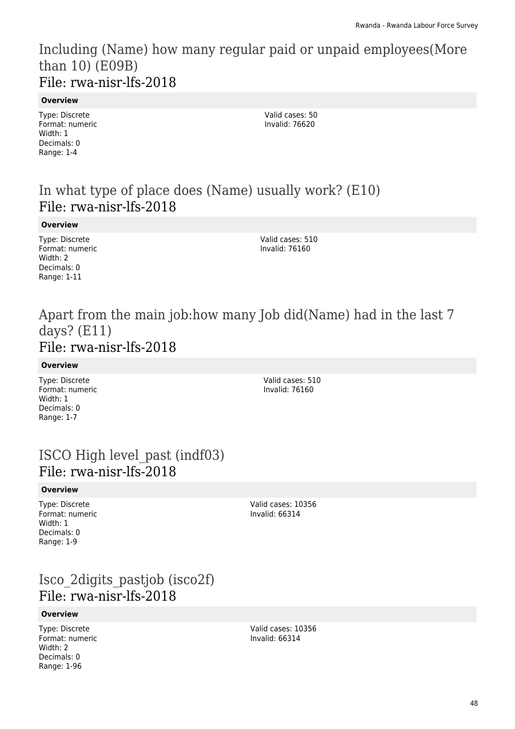## Including (Name) how many regular paid or unpaid employees(More than 10) (E09B)
### File: rwa-nisr-lfs-2018

**Overview**

Type: Discrete
Format: numeric
Width: 1
Decimals: 0
Range: 1-4

Valid cases: 50
Invalid: 76620

## In what type of place does (Name) usually work? (E10)
### File: rwa-nisr-lfs-2018

**Overview**

Type: Discrete
Format: numeric
Width: 2
Decimals: 0
Range: 1-11

Valid cases: 510
Invalid: 76160

## Apart from the main job:how many Job did(Name) had in the last 7 days? (E11)
### File: rwa-nisr-lfs-2018

**Overview**

Type: Discrete
Format: numeric
Width: 1
Decimals: 0
Range: 1-7

Valid cases: 510
Invalid: 76160

## ISCO High level_past (indf03)
### File: rwa-nisr-lfs-2018

**Overview**

Type: Discrete
Format: numeric
Width: 1
Decimals: 0
Range: 1-9

Valid cases: 10356
Invalid: 66314

## Isco_2digits_pastjob (isco2f)
### File: rwa-nisr-lfs-2018

**Overview**

Type: Discrete
Format: numeric
Width: 2
Decimals: 0
Range: 1-96

Valid cases: 10356
Invalid: 66314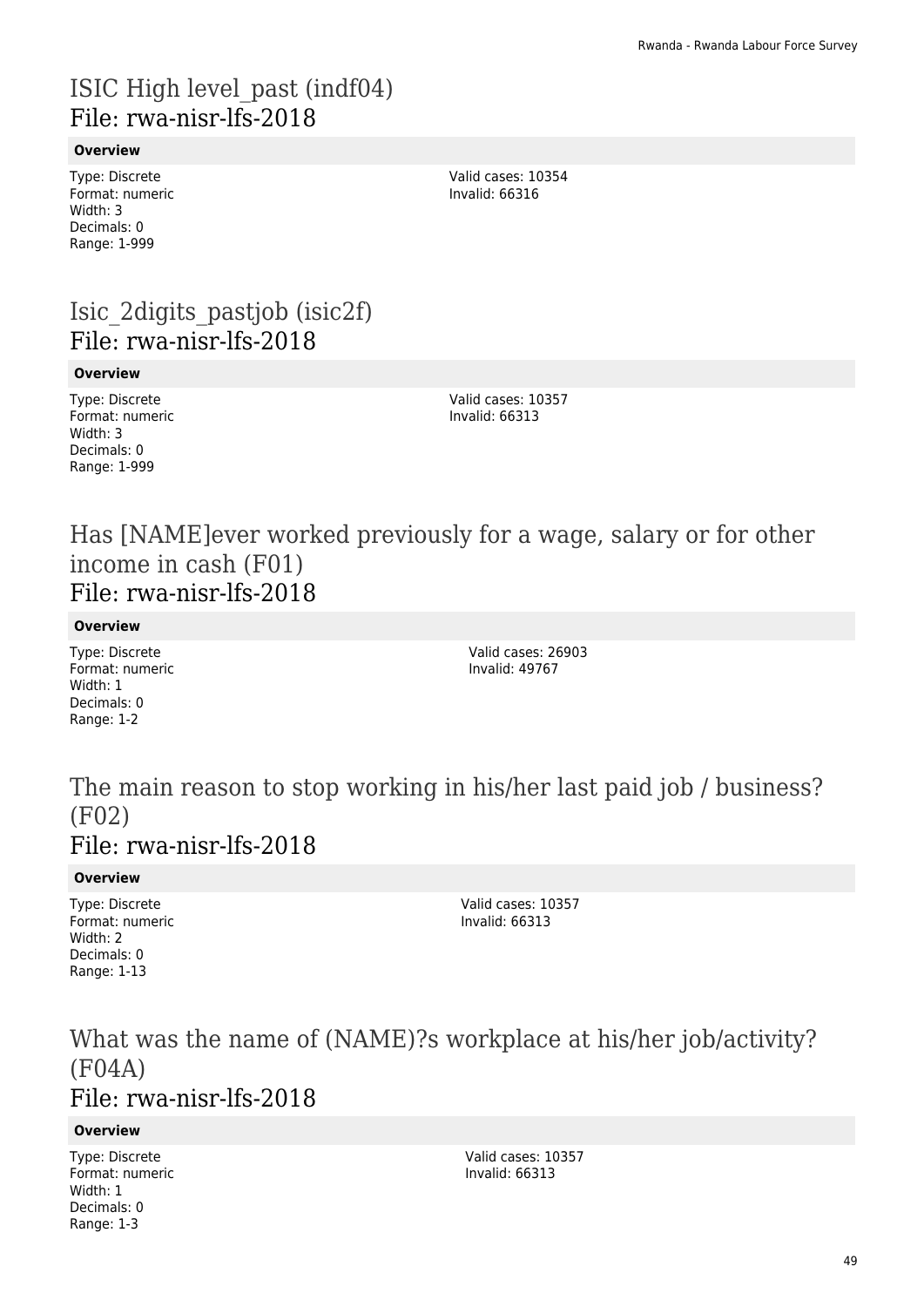# ISIC High level_past (indf04)
## File: rwa-nisr-lfs-2018

**Overview**

Type: Discrete
Format: numeric
Width: 3
Decimals: 0
Range: 1-999

Valid cases: 10354
Invalid: 66316

# Isic_2digits_pastjob (isic2f)
## File: rwa-nisr-lfs-2018

**Overview**

Type: Discrete
Format: numeric
Width: 3
Decimals: 0
Range: 1-999

Valid cases: 10357
Invalid: 66313

# Has [NAME]ever worked previously for a wage, salary or for other income in cash (F01)
## File: rwa-nisr-lfs-2018

**Overview**

Type: Discrete
Format: numeric
Width: 1
Decimals: 0
Range: 1-2

Valid cases: 26903
Invalid: 49767

# The main reason to stop working in his/her last paid job / business? (F02)
## File: rwa-nisr-lfs-2018

**Overview**

Type: Discrete
Format: numeric
Width: 2
Decimals: 0
Range: 1-13

Valid cases: 10357
Invalid: 66313

# What was the name of (NAME)?s workplace at his/her job/activity? (F04A)
## File: rwa-nisr-lfs-2018

**Overview**

Type: Discrete
Format: numeric
Width: 1
Decimals: 0
Range: 1-3

Valid cases: 10357
Invalid: 66313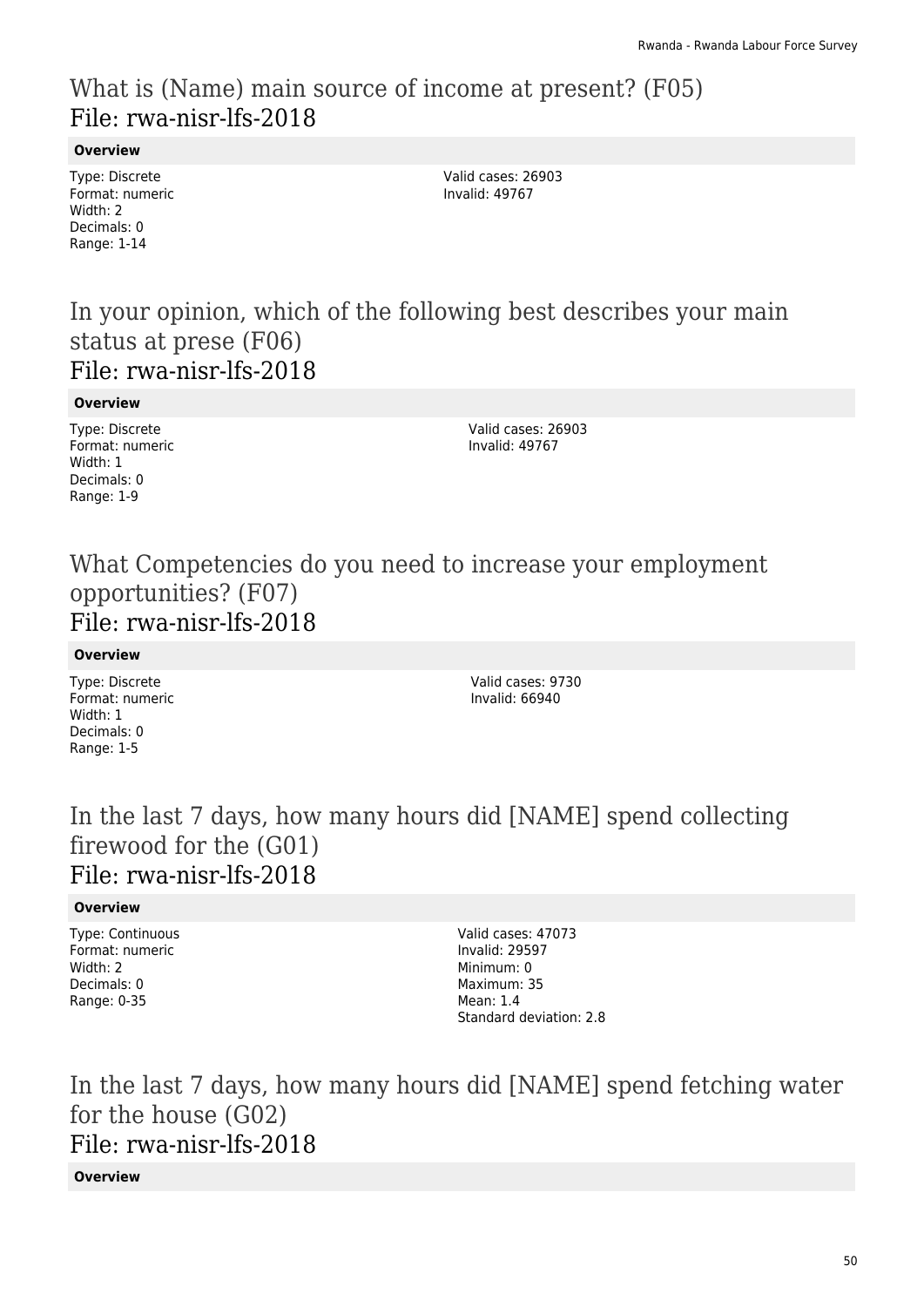## What is (Name) main source of income at present? (F05)
## File: rwa-nisr-lfs-2018

**Overview**

Type: Discrete
Format: numeric
Width: 2
Decimals: 0
Range: 1-14

Valid cases: 26903
Invalid: 49767

## In your opinion, which of the following best describes your main status at prese (F06)
## File: rwa-nisr-lfs-2018

**Overview**

Type: Discrete
Format: numeric
Width: 1
Decimals: 0
Range: 1-9

Valid cases: 26903
Invalid: 49767

## What Competencies do you need to increase your employment opportunities? (F07)
## File: rwa-nisr-lfs-2018

**Overview**

Type: Discrete
Format: numeric
Width: 1
Decimals: 0
Range: 1-5

Valid cases: 9730
Invalid: 66940

## In the last 7 days, how many hours did [NAME] spend collecting firewood for the (G01)
## File: rwa-nisr-lfs-2018

**Overview**

Type: Continuous
Format: numeric
Width: 2
Decimals: 0
Range: 0-35

Valid cases: 47073
Invalid: 29597
Minimum: 0
Maximum: 35
Mean: 1.4
Standard deviation: 2.8

## In the last 7 days, how many hours did [NAME] spend fetching water for the house (G02)
## File: rwa-nisr-lfs-2018

**Overview**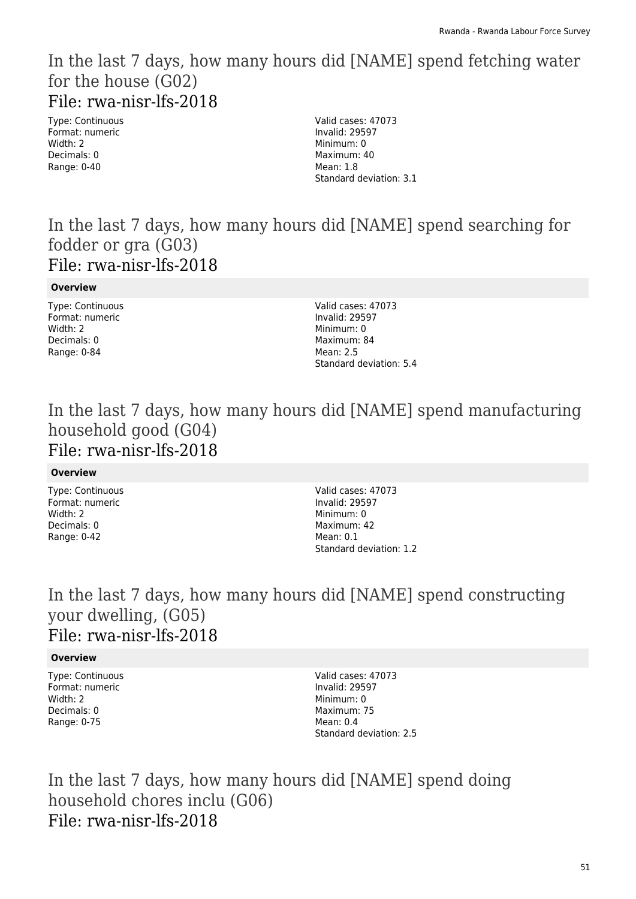## In the last 7 days, how many hours did [NAME] spend fetching water for the house (G02)

### File: rwa-nisr-lfs-2018

Type: Continuous
Format: numeric
Width: 2
Decimals: 0
Range: 0-40

Valid cases: 47073
Invalid: 29597
Minimum: 0
Maximum: 40
Mean: 1.8
Standard deviation: 3.1

## In the last 7 days, how many hours did [NAME] spend searching for fodder or gra (G03)

### File: rwa-nisr-lfs-2018

**Overview**

Type: Continuous
Format: numeric
Width: 2
Decimals: 0
Range: 0-84

Valid cases: 47073
Invalid: 29597
Minimum: 0
Maximum: 84
Mean: 2.5
Standard deviation: 5.4

## In the last 7 days, how many hours did [NAME] spend manufacturing household good (G04)

### File: rwa-nisr-lfs-2018

**Overview**

Type: Continuous
Format: numeric
Width: 2
Decimals: 0
Range: 0-42

Valid cases: 47073
Invalid: 29597
Minimum: 0
Maximum: 42
Mean: 0.1
Standard deviation: 1.2

## In the last 7 days, how many hours did [NAME] spend constructing your dwelling, (G05)

### File: rwa-nisr-lfs-2018

**Overview**

Type: Continuous
Format: numeric
Width: 2
Decimals: 0
Range: 0-75

Valid cases: 47073
Invalid: 29597
Minimum: 0
Maximum: 75
Mean: 0.4
Standard deviation: 2.5

## In the last 7 days, how many hours did [NAME] spend doing household chores inclu (G06)

### File: rwa-nisr-lfs-2018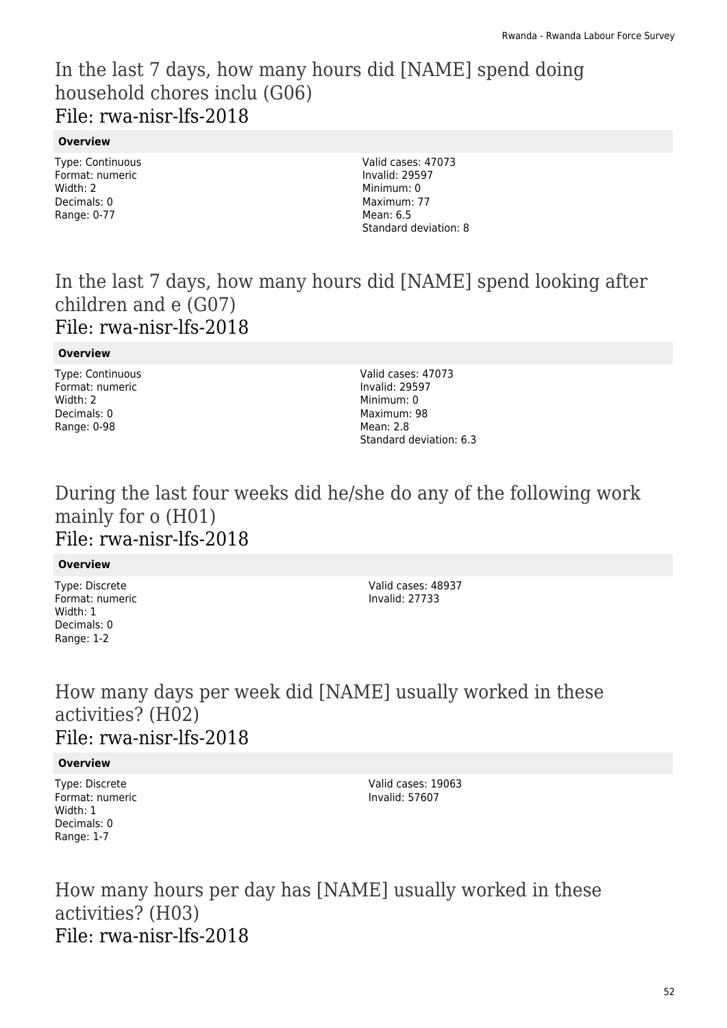## In the last 7 days, how many hours did [NAME] spend doing household chores inclu (G06)

## File: rwa-nisr-lfs-2018

**Overview**

Type: Continuous
Format: numeric
Width: 2
Decimals: 0
Range: 0-77

Valid cases: 47073
Invalid: 29597
Minimum: 0
Maximum: 77
Mean: 6.5
Standard deviation: 8

## In the last 7 days, how many hours did [NAME] spend looking after children and e (G07)

## File: rwa-nisr-lfs-2018

**Overview**

Type: Continuous
Format: numeric
Width: 2
Decimals: 0
Range: 0-98

Valid cases: 47073
Invalid: 29597
Minimum: 0
Maximum: 98
Mean: 2.8
Standard deviation: 6.3

## During the last four weeks did he/she do any of the following work mainly for o (H01)

## File: rwa-nisr-lfs-2018

**Overview**

Type: Discrete
Format: numeric
Width: 1
Decimals: 0
Range: 1-2

Valid cases: 48937
Invalid: 27733

## How many days per week did [NAME] usually worked in these activities? (H02)

## File: rwa-nisr-lfs-2018

**Overview**

Type: Discrete
Format: numeric
Width: 1
Decimals: 0
Range: 1-7

Valid cases: 19063
Invalid: 57607

## How many hours per day has [NAME] usually worked in these activities? (H03)

## File: rwa-nisr-lfs-2018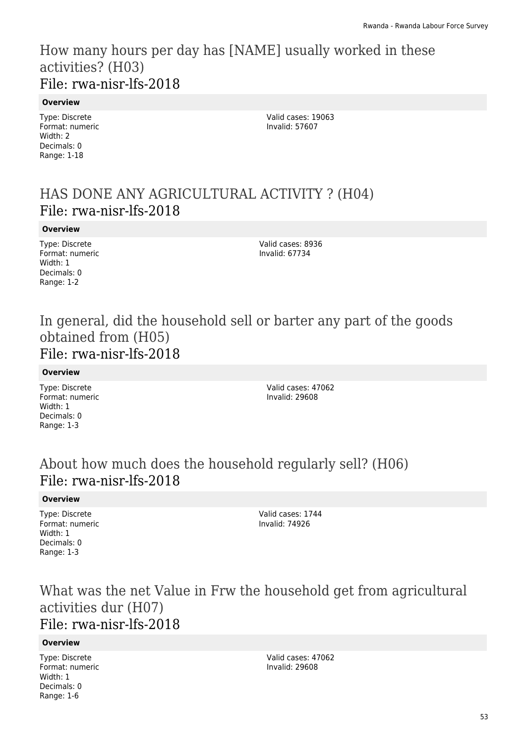## How many hours per day has [NAME] usually worked in these activities? (H03)
### File: rwa-nisr-lfs-2018

**Overview**

Type: Discrete
Format: numeric
Width: 2
Decimals: 0
Range: 1-18

Valid cases: 19063
Invalid: 57607

## HAS DONE ANY AGRICULTURAL ACTIVITY ? (H04)
### File: rwa-nisr-lfs-2018

**Overview**

Type: Discrete
Format: numeric
Width: 1
Decimals: 0
Range: 1-2

Valid cases: 8936
Invalid: 67734

## In general, did the household sell or barter any part of the goods obtained from (H05)
### File: rwa-nisr-lfs-2018

**Overview**

Type: Discrete
Format: numeric
Width: 1
Decimals: 0
Range: 1-3

Valid cases: 47062
Invalid: 29608

## About how much does the household regularly sell? (H06)
### File: rwa-nisr-lfs-2018

**Overview**

Type: Discrete
Format: numeric
Width: 1
Decimals: 0
Range: 1-3

Valid cases: 1744
Invalid: 74926

## What was the net Value in Frw the household get from agricultural activities dur (H07)
### File: rwa-nisr-lfs-2018

**Overview**

Type: Discrete
Format: numeric
Width: 1
Decimals: 0
Range: 1-6

Valid cases: 47062
Invalid: 29608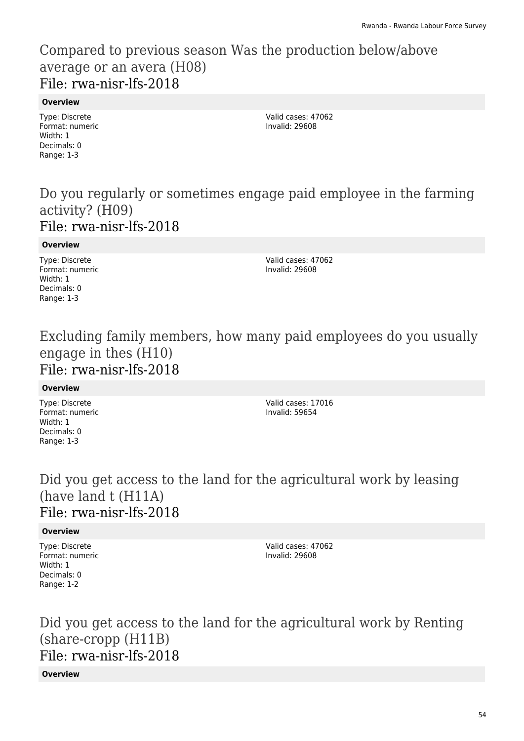## Compared to previous season Was the production below/above average or an avera (H08)
### File: rwa-nisr-lfs-2018

**Overview**

Type: Discrete
Format: numeric
Width: 1
Decimals: 0
Range: 1-3

Valid cases: 47062
Invalid: 29608

## Do you regularly or sometimes engage paid employee in the farming activity? (H09)
### File: rwa-nisr-lfs-2018

**Overview**

Type: Discrete
Format: numeric
Width: 1
Decimals: 0
Range: 1-3

Valid cases: 47062
Invalid: 29608

## Excluding family members, how many paid employees do you usually engage in thes (H10)
### File: rwa-nisr-lfs-2018

**Overview**

Type: Discrete
Format: numeric
Width: 1
Decimals: 0
Range: 1-3

Valid cases: 17016
Invalid: 59654

## Did you get access to the land for the agricultural work by leasing (have land t (H11A)
### File: rwa-nisr-lfs-2018

**Overview**

Type: Discrete
Format: numeric
Width: 1
Decimals: 0
Range: 1-2

Valid cases: 47062
Invalid: 29608

## Did you get access to the land for the agricultural work by Renting (share-cropp (H11B)
### File: rwa-nisr-lfs-2018

**Overview**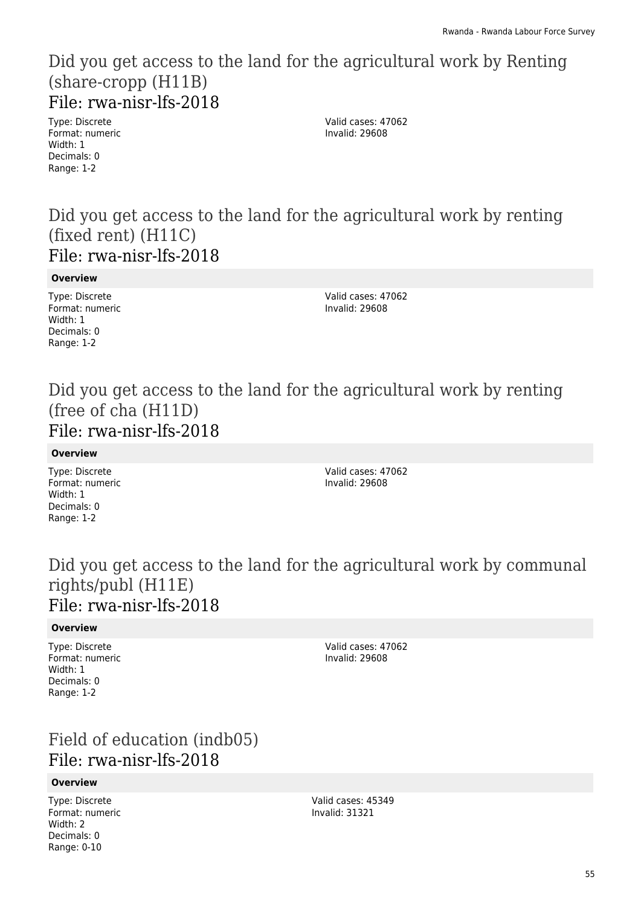## Did you get access to the land for the agricultural work by Renting (share-cropp (H11B)

### File: rwa-nisr-lfs-2018

Type: Discrete
Format: numeric
Width: 1
Decimals: 0
Range: 1-2

Valid cases: 47062
Invalid: 29608

## Did you get access to the land for the agricultural work by renting (fixed rent) (H11C)

### File: rwa-nisr-lfs-2018

**Overview**

Type: Discrete
Format: numeric
Width: 1
Decimals: 0
Range: 1-2

Valid cases: 47062
Invalid: 29608

## Did you get access to the land for the agricultural work by renting (free of cha (H11D)

### File: rwa-nisr-lfs-2018

**Overview**

Type: Discrete
Format: numeric
Width: 1
Decimals: 0
Range: 1-2

Valid cases: 47062
Invalid: 29608

## Did you get access to the land for the agricultural work by communal rights/publ (H11E)

### File: rwa-nisr-lfs-2018

**Overview**

Type: Discrete
Format: numeric
Width: 1
Decimals: 0
Range: 1-2

Valid cases: 47062
Invalid: 29608

## Field of education (indb05)

### File: rwa-nisr-lfs-2018

**Overview**

Type: Discrete
Format: numeric
Width: 2
Decimals: 0
Range: 0-10

Valid cases: 45349
Invalid: 31321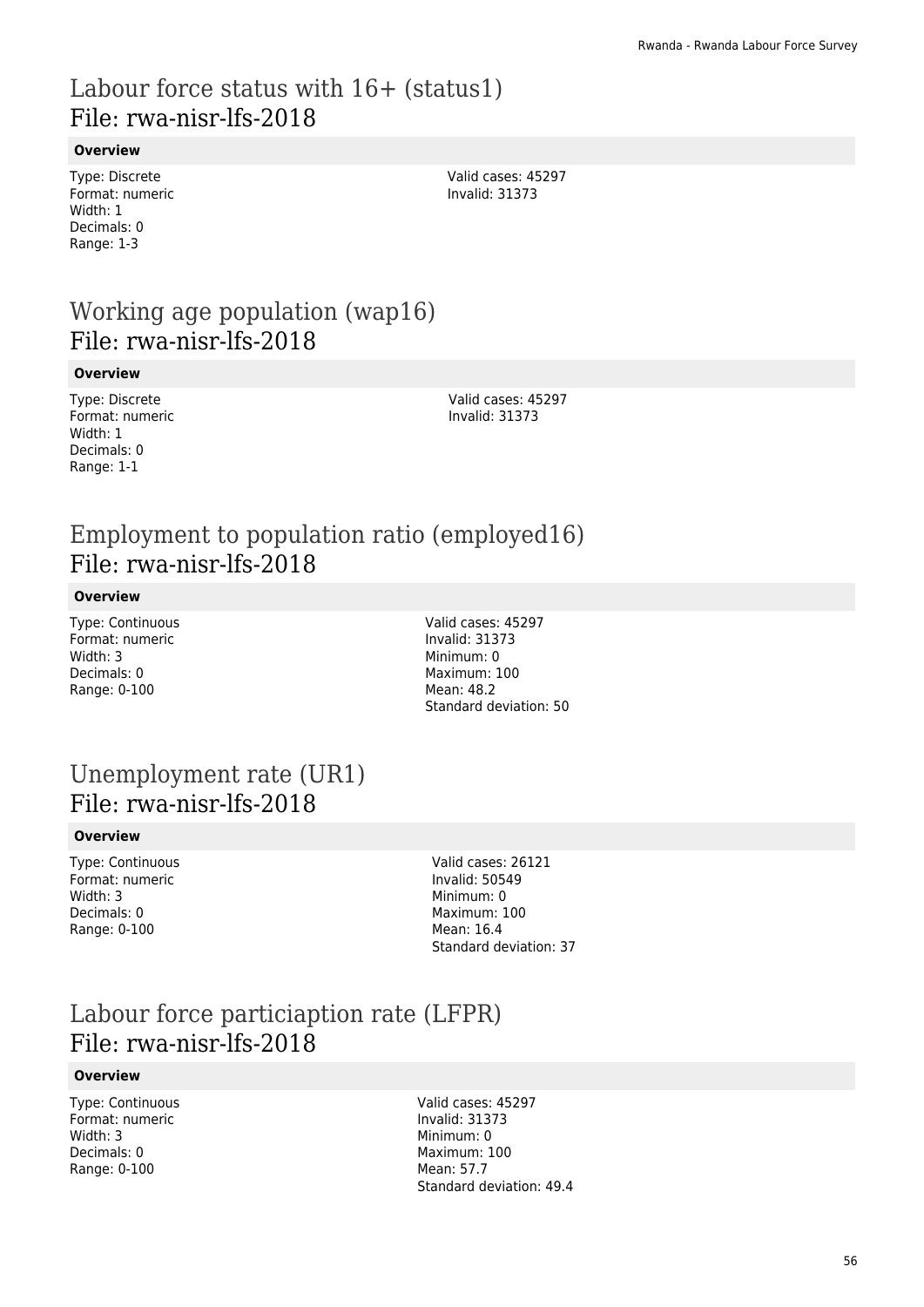## Labour force status with 16+ (status1)
## File: rwa-nisr-lfs-2018

**Overview**

Type: Discrete
Format: numeric
Width: 1
Decimals: 0
Range: 1-3

Valid cases: 45297
Invalid: 31373

## Working age population (wap16)
## File: rwa-nisr-lfs-2018

**Overview**

Type: Discrete
Format: numeric
Width: 1
Decimals: 0
Range: 1-1

Valid cases: 45297
Invalid: 31373

## Employment to population ratio (employed16)
## File: rwa-nisr-lfs-2018

**Overview**

Type: Continuous
Format: numeric
Width: 3
Decimals: 0
Range: 0-100

Valid cases: 45297
Invalid: 31373
Minimum: 0
Maximum: 100
Mean: 48.2
Standard deviation: 50

## Unemployment rate (UR1)
## File: rwa-nisr-lfs-2018

**Overview**

Type: Continuous
Format: numeric
Width: 3
Decimals: 0
Range: 0-100

Valid cases: 26121
Invalid: 50549
Minimum: 0
Maximum: 100
Mean: 16.4
Standard deviation: 37

## Labour force particiaption rate (LFPR)
## File: rwa-nisr-lfs-2018

**Overview**

Type: Continuous
Format: numeric
Width: 3
Decimals: 0
Range: 0-100

Valid cases: 45297
Invalid: 31373
Minimum: 0
Maximum: 100
Mean: 57.7
Standard deviation: 49.4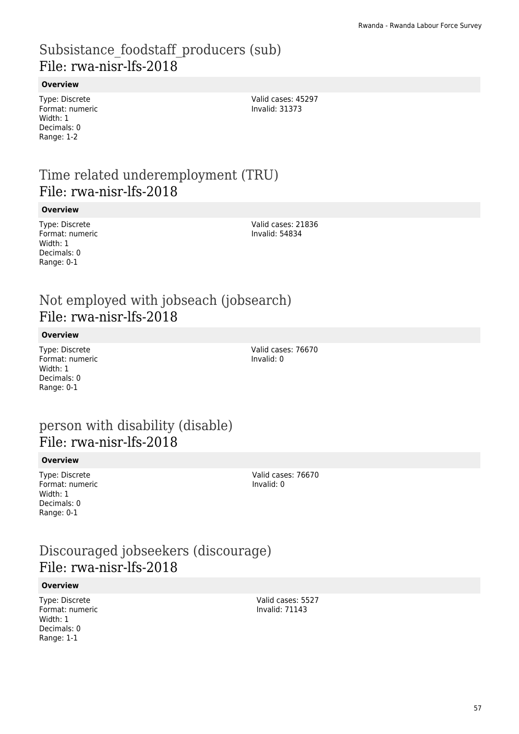## Subsistance_foodstaff_producers (sub)
## File: rwa-nisr-lfs-2018

**Overview**

Type: Discrete
Format: numeric
Width: 1
Decimals: 0
Range: 1-2

Valid cases: 45297
Invalid: 31373

## Time related underemployment (TRU)
## File: rwa-nisr-lfs-2018

**Overview**

Type: Discrete
Format: numeric
Width: 1
Decimals: 0
Range: 0-1

Valid cases: 21836
Invalid: 54834

## Not employed with jobseach (jobsearch)
## File: rwa-nisr-lfs-2018

**Overview**

Type: Discrete
Format: numeric
Width: 1
Decimals: 0
Range: 0-1

Valid cases: 76670
Invalid: 0

## person with disability (disable)
## File: rwa-nisr-lfs-2018

**Overview**

Type: Discrete
Format: numeric
Width: 1
Decimals: 0
Range: 0-1

Valid cases: 76670
Invalid: 0

## Discouraged jobseekers (discourage)
## File: rwa-nisr-lfs-2018

**Overview**

Type: Discrete
Format: numeric
Width: 1
Decimals: 0
Range: 1-1

Valid cases: 5527
Invalid: 71143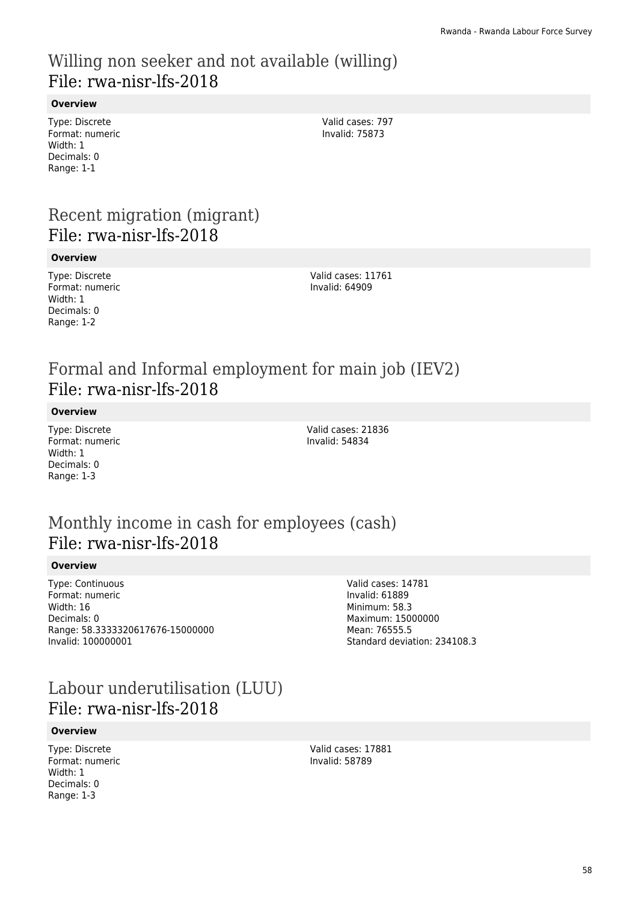# Willing non seeker and not available (willing)
## File: rwa-nisr-lfs-2018

**Overview**

Type: Discrete
Format: numeric
Width: 1
Decimals: 0
Range: 1-1

Valid cases: 797
Invalid: 75873

# Recent migration (migrant)
## File: rwa-nisr-lfs-2018

**Overview**

Type: Discrete
Format: numeric
Width: 1
Decimals: 0
Range: 1-2

Valid cases: 11761
Invalid: 64909

# Formal and Informal employment for main job (IEV2)
## File: rwa-nisr-lfs-2018

**Overview**

Type: Discrete
Format: numeric
Width: 1
Decimals: 0
Range: 1-3

Valid cases: 21836
Invalid: 54834

# Monthly income in cash for employees (cash)
## File: rwa-nisr-lfs-2018

**Overview**

Type: Continuous
Format: numeric
Width: 16
Decimals: 0
Range: 58.3333320617676-15000000
Invalid: 100000001

Valid cases: 14781
Invalid: 61889
Minimum: 58.3
Maximum: 15000000
Mean: 76555.5
Standard deviation: 234108.3

# Labour underutilisation (LUU)
## File: rwa-nisr-lfs-2018

**Overview**

Type: Discrete
Format: numeric
Width: 1
Decimals: 0
Range: 1-3

Valid cases: 17881
Invalid: 58789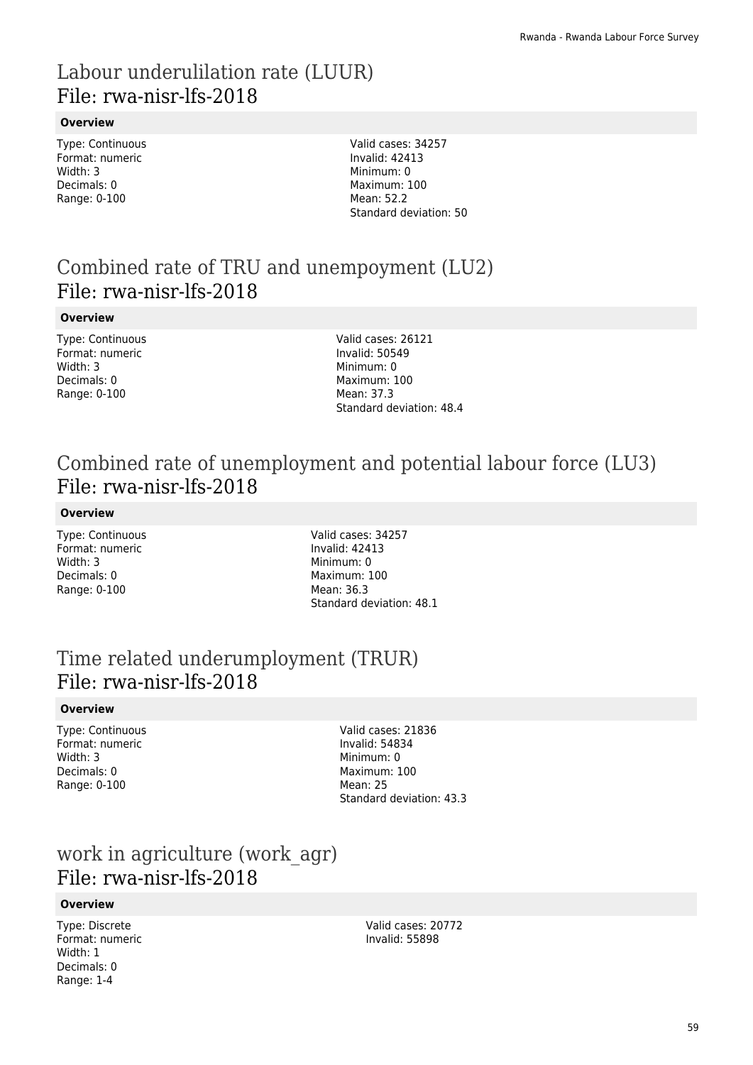# Labour underulilation rate (LUUR)
## File: rwa-nisr-lfs-2018

**Overview**

Type: Continuous
Format: numeric
Width: 3
Decimals: 0
Range: 0-100

Valid cases: 34257
Invalid: 42413
Minimum: 0
Maximum: 100
Mean: 52.2
Standard deviation: 50

# Combined rate of TRU and unempoyment (LU2)
## File: rwa-nisr-lfs-2018

**Overview**

Type: Continuous
Format: numeric
Width: 3
Decimals: 0
Range: 0-100

Valid cases: 26121
Invalid: 50549
Minimum: 0
Maximum: 100
Mean: 37.3
Standard deviation: 48.4

# Combined rate of unemployment and potential labour force (LU3)
## File: rwa-nisr-lfs-2018

**Overview**

Type: Continuous
Format: numeric
Width: 3
Decimals: 0
Range: 0-100

Valid cases: 34257
Invalid: 42413
Minimum: 0
Maximum: 100
Mean: 36.3
Standard deviation: 48.1

# Time related underumployment (TRUR)
## File: rwa-nisr-lfs-2018

**Overview**

Type: Continuous
Format: numeric
Width: 3
Decimals: 0
Range: 0-100

Valid cases: 21836
Invalid: 54834
Minimum: 0
Maximum: 100
Mean: 25
Standard deviation: 43.3

# work in agriculture (work_agr)
## File: rwa-nisr-lfs-2018

**Overview**

Type: Discrete
Format: numeric
Width: 1
Decimals: 0
Range: 1-4

Valid cases: 20772
Invalid: 55898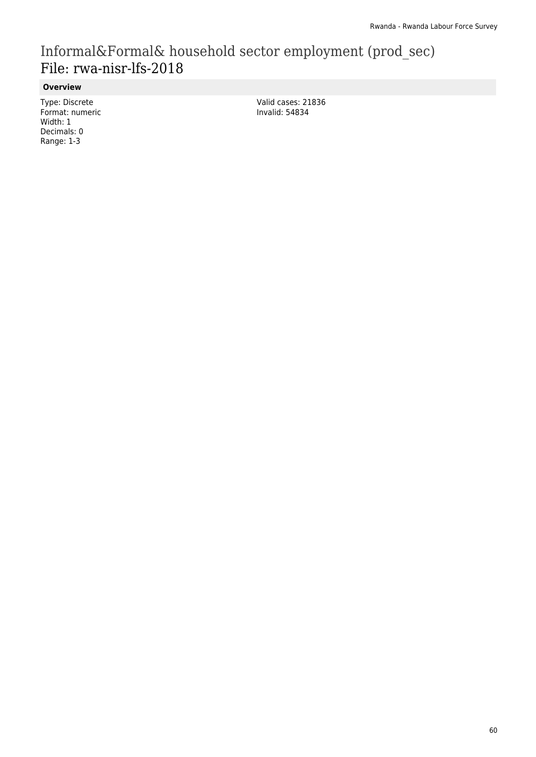# Informal&Formal& household sector employment (prod_sec)
File: rwa-nisr-lfs-2018

### Overview

Type: Discrete
Format: numeric
Width: 1
Decimals: 0
Range: 1-3

Valid cases: 21836
Invalid: 54834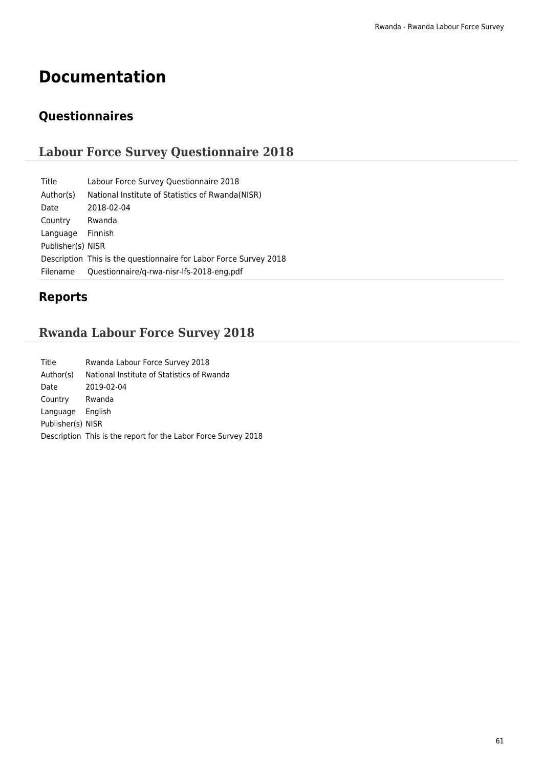# Documentation

## Questionnaires

### Labour Force Survey Questionnaire 2018

| | |
|---|---|
| Title | Labour Force Survey Questionnaire 2018 |
| Author(s) | National Institute of Statistics of Rwanda(NISR) |
| Date | 2018-02-04 |
| Country | Rwanda |
| Language | Finnish |
| Publisher(s) | NISR |
| Description | This is the questionnaire for Labor Force Survey 2018 |
| Filename | Questionnaire/q-rwa-nisr-lfs-2018-eng.pdf |

## Reports

### Rwanda Labour Force Survey 2018

| | |
|---|---|
| Title | Rwanda Labour Force Survey 2018 |
| Author(s) | National Institute of Statistics of Rwanda |
| Date | 2019-02-04 |
| Country | Rwanda |
| Language | English |
| Publisher(s) | NISR |
| Description | This is the report for the Labor Force Survey 2018 |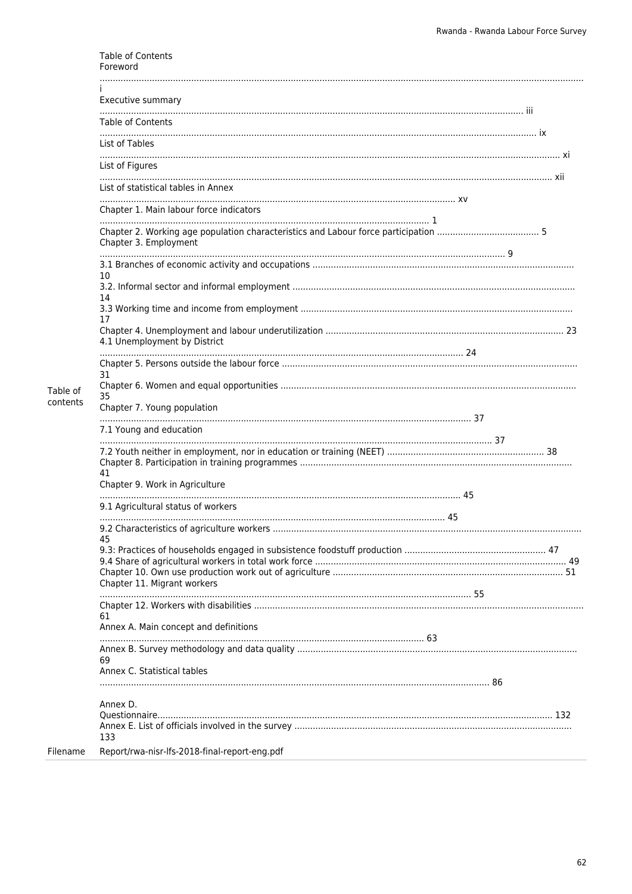| | |
|---|---|
| Table of contents | Table of Contents<br>Foreword ............ i<br>Executive summary ............ iii<br>Table of Contents ............ ix<br>List of Tables ............ xi<br>List of Figures ............ xii<br>List of statistical tables in Annex ............ xv<br>Chapter 1. Main labour force indicators ............ 1<br>Chapter 2. Working age population characteristics and Labour force participation ............ 5<br>Chapter 3. Employment ............ 9<br>3.1 Branches of economic activity and occupations ............ 10<br>3.2. Informal sector and informal employment ............ 14<br>3.3 Working time and income from employment ............ 17<br>Chapter 4. Unemployment and labour underutilization ............ 23<br>4.1 Unemployment by District ............ 24<br>Chapter 5. Persons outside the labour force ............ 31<br>Chapter 6. Women and equal opportunities ............ 35<br>Chapter 7. Young population ............ 37<br>7.1 Young and education ............ 37<br>7.2 Youth neither in employment, nor in education or training (NEET) ............ 38<br>Chapter 8. Participation in training programmes ............ 41<br>Chapter 9. Work in Agriculture ............ 45<br>9.1 Agricultural status of workers ............ 45<br>9.2 Characteristics of agriculture workers ............ 45<br>9.3: Practices of households engaged in subsistence foodstuff production ............ 47<br>9.4 Share of agricultural workers in total work force ............ 49<br>Chapter 10. Own use production work out of agriculture ............ 51<br>Chapter 11. Migrant workers ............ 55<br>Chapter 12. Workers with disabilities ............ 61<br>Annex A. Main concept and definitions ............ 63<br>Annex B. Survey methodology and data quality ............ 69<br>Annex C. Statistical tables ............ 86<br>Annex D. Questionnaire............ 132<br>Annex E. List of officials involved in the survey ............ 133 |
| Filename | Report/rwa-nisr-lfs-2018-final-report-eng.pdf |